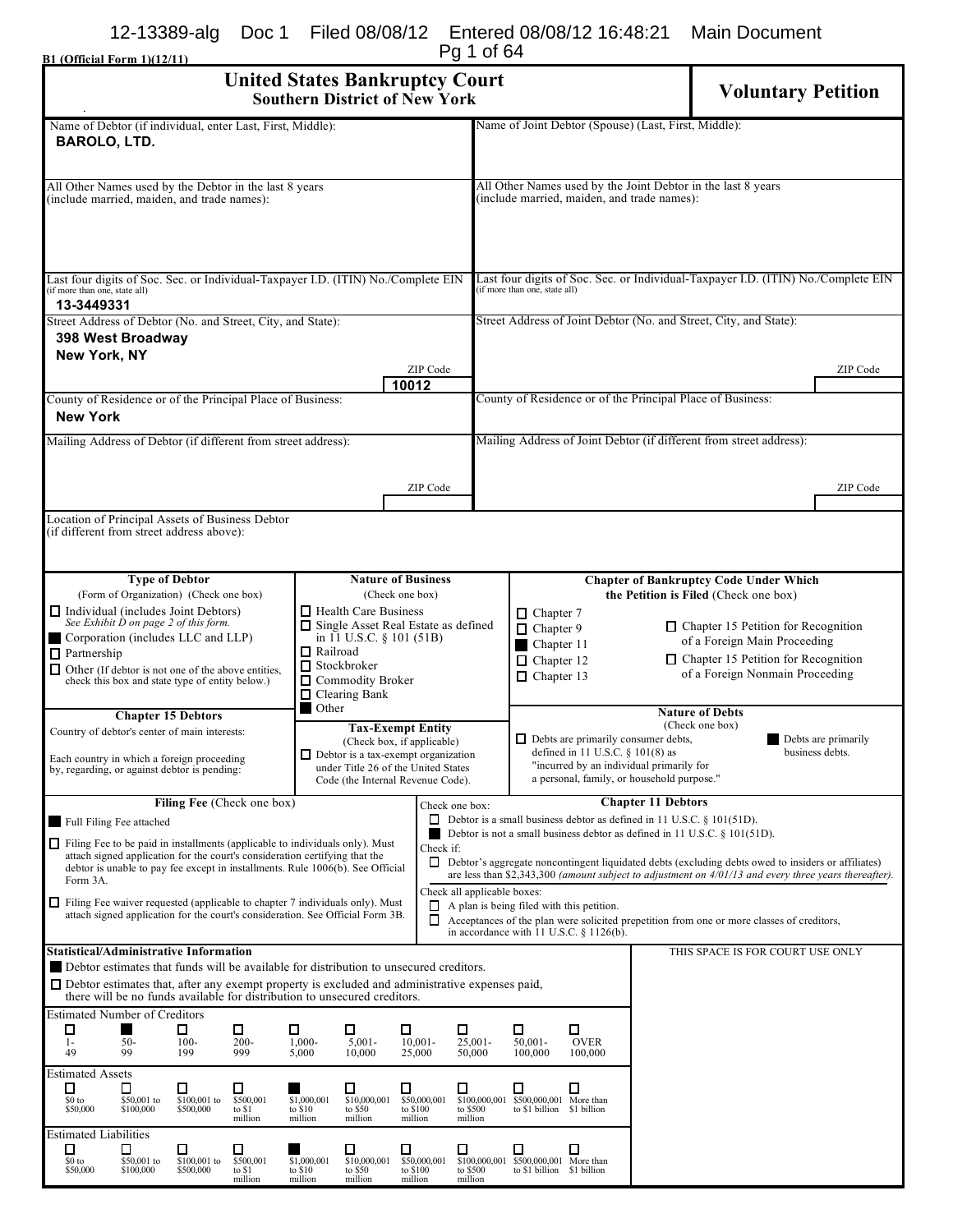B1 (Official Form 1)(12/11)

# United States Bankruptcy Court
## Southern District of New York

# Voluntary Petition

| | |
|---|---|
| Name of Debtor (if individual, enter Last, First, Middle): **BAROLO, LTD.** | Name of Joint Debtor (Spouse) (Last, First, Middle): |
| All Other Names used by the Debtor in the last 8 years (include married, maiden, and trade names): | All Other Names used by the Joint Debtor in the last 8 years (include married, maiden, and trade names): |
| Last four digits of Soc. Sec. or Individual-Taxpayer I.D. (ITIN) No./Complete EIN (if more than one, state all) **13-3449331** | Last four digits of Soc. Sec. or Individual-Taxpayer I.D. (ITIN) No./Complete EIN (if more than one, state all) |
| Street Address of Debtor (No. and Street, City, and State): **398 West Broadway New York, NY** ZIP Code **10012** | Street Address of Joint Debtor (No. and Street, City, and State): ZIP Code |
| County of Residence or of the Principal Place of Business: **New York** | County of Residence or of the Principal Place of Business: |
| Mailing Address of Debtor (if different from street address): ZIP Code | Mailing Address of Joint Debtor (if different from street address): ZIP Code |

Location of Principal Assets of Business Debtor (if different from street address above):

**Type of Debtor** (Form of Organization) (Check one box)

- ☐ Individual (includes Joint Debtors) *See Exhibit D on page 2 of this form.*
- ■ Corporation (includes LLC and LLP)
- ☐ Partnership
- ☐ Other (If debtor is not one of the above entities, check this box and state type of entity below.)

**Chapter 15 Debtors**

Country of debtor's center of main interests:

Each country in which a foreign proceeding by, regarding, or against debtor is pending:

**Nature of Business** (Check one box)

- ☐ Health Care Business
- ☐ Single Asset Real Estate as defined in 11 U.S.C. § 101 (51B)
- ☐ Railroad
- ☐ Stockbroker
- ☐ Commodity Broker
- ☐ Clearing Bank
- ■ Other

**Tax-Exempt Entity** (Check box, if applicable)

- ☐ Debtor is a tax-exempt organization under Title 26 of the United States Code (the Internal Revenue Code).

**Chapter of Bankruptcy Code Under Which the Petition is Filed** (Check one box)

- ☐ Chapter 7
- ☐ Chapter 9
- ■ Chapter 11
- ☐ Chapter 12
- ☐ Chapter 13
- ☐ Chapter 15 Petition for Recognition of a Foreign Main Proceeding
- ☐ Chapter 15 Petition for Recognition of a Foreign Nonmain Proceeding

**Nature of Debts** (Check one box)

- ☐ Debts are primarily consumer debts, defined in 11 U.S.C. § 101(8) as "incurred by an individual primarily for a personal, family, or household purpose."
- ■ Debts are primarily business debts.

**Filing Fee** (Check one box)

- ■ Full Filing Fee attached
- ☐ Filing Fee to be paid in installments (applicable to individuals only). Must attach signed application for the court's consideration certifying that the debtor is unable to pay fee except in installments. Rule 1006(b). See Official Form 3A.
- ☐ Filing Fee waiver requested (applicable to chapter 7 individuals only). Must attach signed application for the court's consideration. See Official Form 3B.

**Chapter 11 Debtors**

Check one box:

- ☐ Debtor is a small business debtor as defined in 11 U.S.C. § 101(51D).
- ■ Debtor is not a small business debtor as defined in 11 U.S.C. § 101(51D).

Check if:

- ☐ Debtor's aggregate noncontingent liquidated debts (excluding debts owed to insiders or affiliates) are less than $2,343,300 *(amount subject to adjustment on 4/01/13 and every three years thereafter).*

Check all applicable boxes:

- ☐ A plan is being filed with this petition.
- ☐ Acceptances of the plan were solicited prepetition from one or more classes of creditors, in accordance with 11 U.S.C. § 1126(b).

**Statistical/Administrative Information**

THIS SPACE IS FOR COURT USE ONLY

- ■ Debtor estimates that funds will be available for distribution to unsecured creditors.
- ☐ Debtor estimates that, after any exempt property is excluded and administrative expenses paid, there will be no funds available for distribution to unsecured creditors.

Estimated Number of Creditors

| ☐ 1-49 | ■ 50-99 | ☐ 100-199 | ☐ 200-999 | ☐ 1,000-5,000 | ☐ 5,001-10,000 | ☐ 10,001-25,000 | ☐ 25,001-50,000 | ☐ 50,001-100,000 | ☐ OVER 100,000 |
|---|---|---|---|---|---|---|---|---|---|

Estimated Assets

| ☐ $0 to $50,000 | ☐ $50,001 to $100,000 | ☐ $100,001 to $500,000 | ☐ $500,001 to $1 million | ■ $1,000,001 to $10 million | ☐ $10,000,001 to $50 million | ☐ $50,000,001 to $100 million | ☐ $100,000,001 to $500 million | ☐ $500,000,001 to $1 billion | ☐ More than $1 billion |
|---|---|---|---|---|---|---|---|---|---|

Estimated Liabilities

| ☐ $0 to $50,000 | ☐ $50,001 to $100,000 | ☐ $100,001 to $500,000 | ☐ $500,001 to $1 million | ■ $1,000,001 to $10 million | ☐ $10,000,001 to $50 million | ☐ $50,000,001 to $100 million | ☐ $100,000,001 to $500 million | ☐ $500,000,001 to $1 billion | ☐ More than $1 billion |
|---|---|---|---|---|---|---|---|---|---|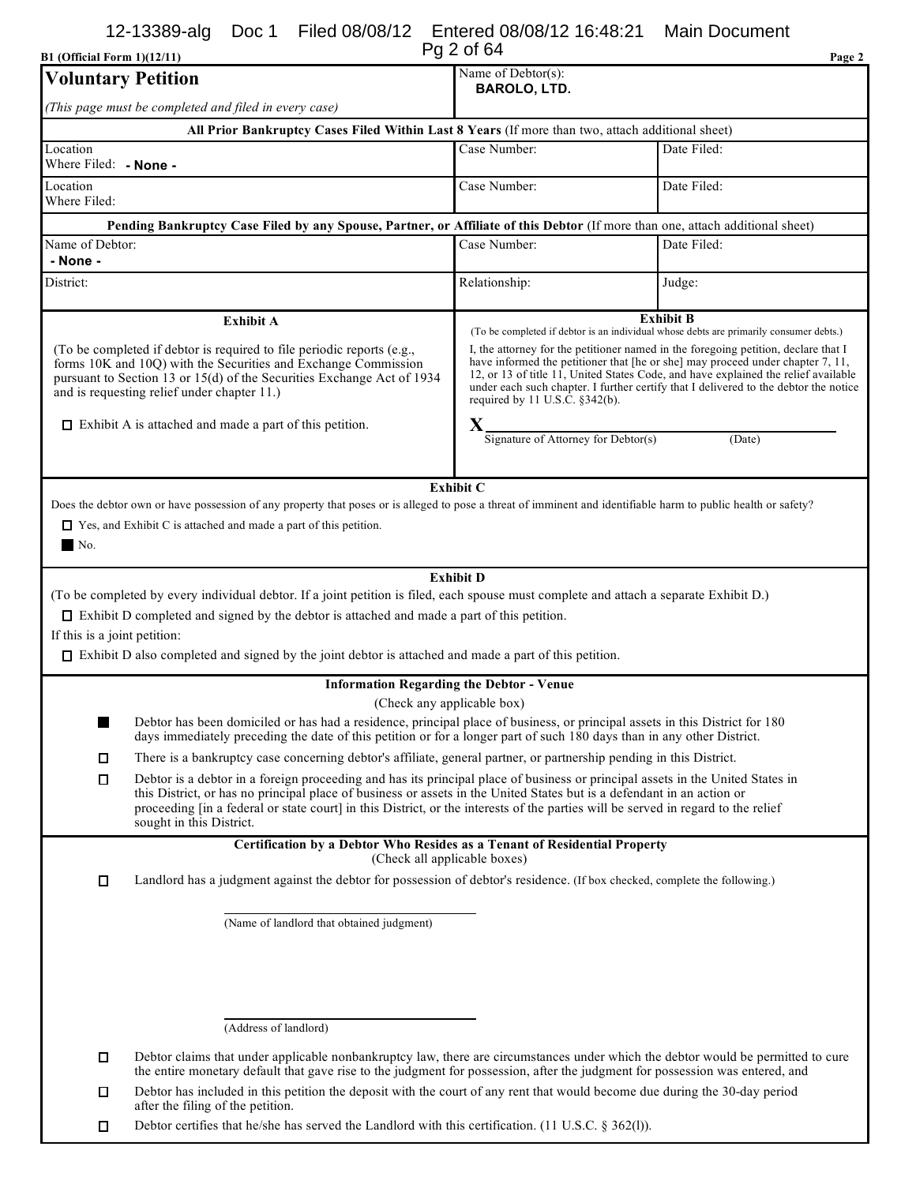B1 (Official Form 1)(12/11)

| **Voluntary Petition** *(This page must be completed and filed in every case)* | Name of Debtor(s): **BAROLO, LTD.** | |
|---|---|---|
| **All Prior Bankruptcy Cases Filed Within Last 8 Years** (If more than two, attach additional sheet) | | |
| Location Where Filed: **- None -** | Case Number: | Date Filed: |
| Location Where Filed: | Case Number: | Date Filed: |
| **Pending Bankruptcy Case Filed by any Spouse, Partner, or Affiliate of this Debtor** (If more than one, attach additional sheet) | | |
| Name of Debtor: **- None -** | Case Number: | Date Filed: |
| District: | Relationship: | Judge: |

**Exhibit A**

(To be completed if debtor is required to file periodic reports (e.g., forms 10K and 10Q) with the Securities and Exchange Commission pursuant to Section 13 or 15(d) of the Securities Exchange Act of 1934 and is requesting relief under chapter 11.)

☐ Exhibit A is attached and made a part of this petition.

**Exhibit B**

(To be completed if debtor is an individual whose debts are primarily consumer debts.)

I, the attorney for the petitioner named in the foregoing petition, declare that I have informed the petitioner that [he or she] may proceed under chapter 7, 11, 12, or 13 of title 11, United States Code, and have explained the relief available under each such chapter. I further certify that I delivered to the debtor the notice required by 11 U.S.C. §342(b).

**X** ______________________________
Signature of Attorney for Debtor(s) (Date)

**Exhibit C**

Does the debtor own or have possession of any property that poses or is alleged to pose a threat of imminent and identifiable harm to public health or safety?

☐ Yes, and Exhibit C is attached and made a part of this petition.

■ No.

**Exhibit D**

(To be completed by every individual debtor. If a joint petition is filed, each spouse must complete and attach a separate Exhibit D.)

☐ Exhibit D completed and signed by the debtor is attached and made a part of this petition.

If this is a joint petition:

☐ Exhibit D also completed and signed by the joint debtor is attached and made a part of this petition.

**Information Regarding the Debtor - Venue**

(Check any applicable box)

■ Debtor has been domiciled or has had a residence, principal place of business, or principal assets in this District for 180 days immediately preceding the date of this petition or for a longer part of such 180 days than in any other District.

☐ There is a bankruptcy case concerning debtor's affiliate, general partner, or partnership pending in this District.

☐ Debtor is a debtor in a foreign proceeding and has its principal place of business or principal assets in the United States in this District, or has no principal place of business or assets in the United States but is a defendant in an action or proceeding [in a federal or state court] in this District, or the interests of the parties will be served in regard to the relief sought in this District.

**Certification by a Debtor Who Resides as a Tenant of Residential Property**

(Check all applicable boxes)

☐ Landlord has a judgment against the debtor for possession of debtor's residence. (If box checked, complete the following.)

______________________________
(Name of landlord that obtained judgment)

______________________________
(Address of landlord)

☐ Debtor claims that under applicable nonbankruptcy law, there are circumstances under which the debtor would be permitted to cure the entire monetary default that gave rise to the judgment for possession, after the judgment for possession was entered, and

☐ Debtor has included in this petition the deposit with the court of any rent that would become due during the 30-day period after the filing of the petition.

☐ Debtor certifies that he/she has served the Landlord with this certification. (11 U.S.C. § 362(l)).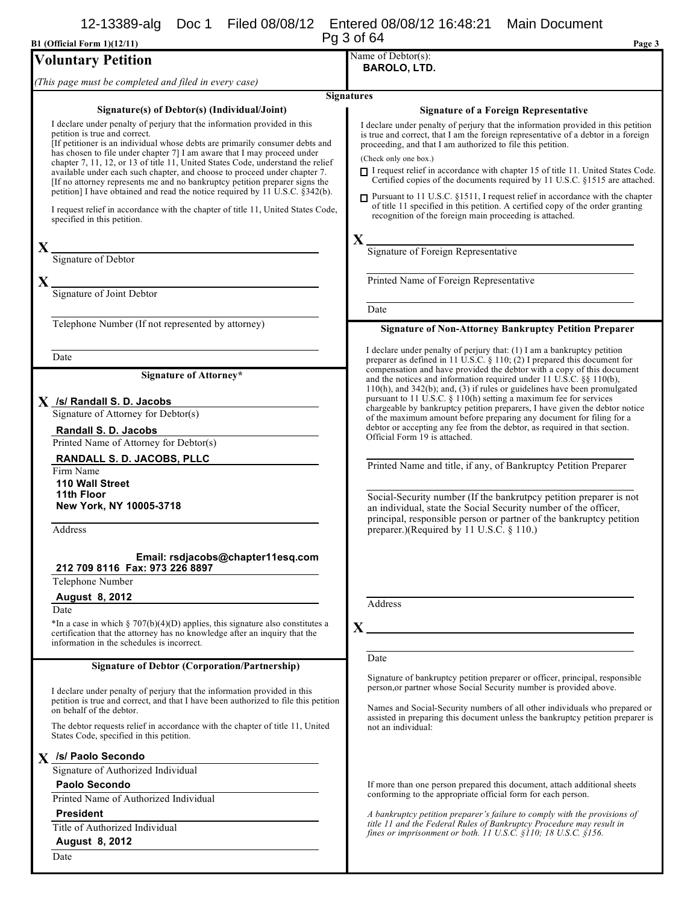B1 (Official Form 1)(12/11)

# Voluntary Petition

*(This page must be completed and filed in every case)*

Name of Debtor(s):
**BAROLO, LTD.**

## Signatures

### Signature(s) of Debtor(s) (Individual/Joint)

I declare under penalty of perjury that the information provided in this petition is true and correct.
[If petitioner is an individual whose debts are primarily consumer debts and has chosen to file under chapter 7] I am aware that I may proceed under chapter 7, 11, 12, or 13 of title 11, United States Code, understand the relief available under each such chapter, and choose to proceed under chapter 7.
[If no attorney represents me and no bankruptcy petition preparer signs the petition] I have obtained and read the notice required by 11 U.S.C. §342(b).

I request relief in accordance with the chapter of title 11, United States Code, specified in this petition.

X ______________________________
Signature of Debtor

X ______________________________
Signature of Joint Debtor

______________________________
Telephone Number (If not represented by attorney)

______________________________
Date

### Signature of Attorney*

X **/s/ Randall S. D. Jacobs**
Signature of Attorney for Debtor(s)

**Randall S. D. Jacobs**
Printed Name of Attorney for Debtor(s)

**RANDALL S. D. JACOBS, PLLC**
Firm Name

**110 Wall Street**
**11th Floor**
**New York, NY 10005-3718**
Address

**Email: rsdjacobs@chapter11esq.com**
**212 709 8116 Fax: 973 226 8897**
Telephone Number

**August 8, 2012**
Date

*In a case in which § 707(b)(4)(D) applies, this signature also constitutes a certification that the attorney has no knowledge after an inquiry that the information in the schedules is incorrect.

### Signature of Debtor (Corporation/Partnership)

I declare under penalty of perjury that the information provided in this petition is true and correct, and that I have been authorized to file this petition on behalf of the debtor.

The debtor requests relief in accordance with the chapter of title 11, United States Code, specified in this petition.

X **/s/ Paolo Secondo**
Signature of Authorized Individual

**Paolo Secondo**
Printed Name of Authorized Individual

**President**
Title of Authorized Individual

**August 8, 2012**
Date

### Signature of a Foreign Representative

I declare under penalty of perjury that the information provided in this petition is true and correct, that I am the foreign representative of a debtor in a foreign proceeding, and that I am authorized to file this petition.

(Check only one box.)

☐ I request relief in accordance with chapter 15 of title 11. United States Code. Certified copies of the documents required by 11 U.S.C. §1515 are attached.

☐ Pursuant to 11 U.S.C. §1511, I request relief in accordance with the chapter of title 11 specified in this petition. A certified copy of the order granting recognition of the foreign main proceeding is attached.

X ______________________________
Signature of Foreign Representative

______________________________
Printed Name of Foreign Representative

______________________________
Date

### Signature of Non-Attorney Bankruptcy Petition Preparer

I declare under penalty of perjury that: (1) I am a bankruptcy petition preparer as defined in 11 U.S.C. § 110; (2) I prepared this document for compensation and have provided the debtor with a copy of this document and the notices and information required under 11 U.S.C. §§ 110(b), 110(h), and 342(b); and, (3) if rules or guidelines have been promulgated pursuant to 11 U.S.C. § 110(h) setting a maximum fee for services chargeable by bankruptcy petition preparers, I have given the debtor notice of the maximum amount before preparing any document for filing for a debtor or accepting any fee from the debtor, as required in that section. Official Form 19 is attached.

______________________________
Printed Name and title, if any, of Bankruptcy Petition Preparer

______________________________
Social-Security number (If the bankrutpcy petition preparer is not an individual, state the Social Security number of the officer, principal, responsible person or partner of the bankruptcy petition preparer.)(Required by 11 U.S.C. § 110.)

______________________________
Address

X ______________________________

______________________________
Date

Signature of bankruptcy petition preparer or officer, principal, responsible person,or partner whose Social Security number is provided above.

Names and Social-Security numbers of all other individuals who prepared or assisted in preparing this document unless the bankruptcy petition preparer is not an individual:

If more than one person prepared this document, attach additional sheets conforming to the appropriate official form for each person.

*A bankruptcy petition preparer's failure to comply with the provisions of title 11 and the Federal Rules of Bankruptcy Procedure may result in fines or imprisonment or both. 11 U.S.C. §110; 18 U.S.C. §156.*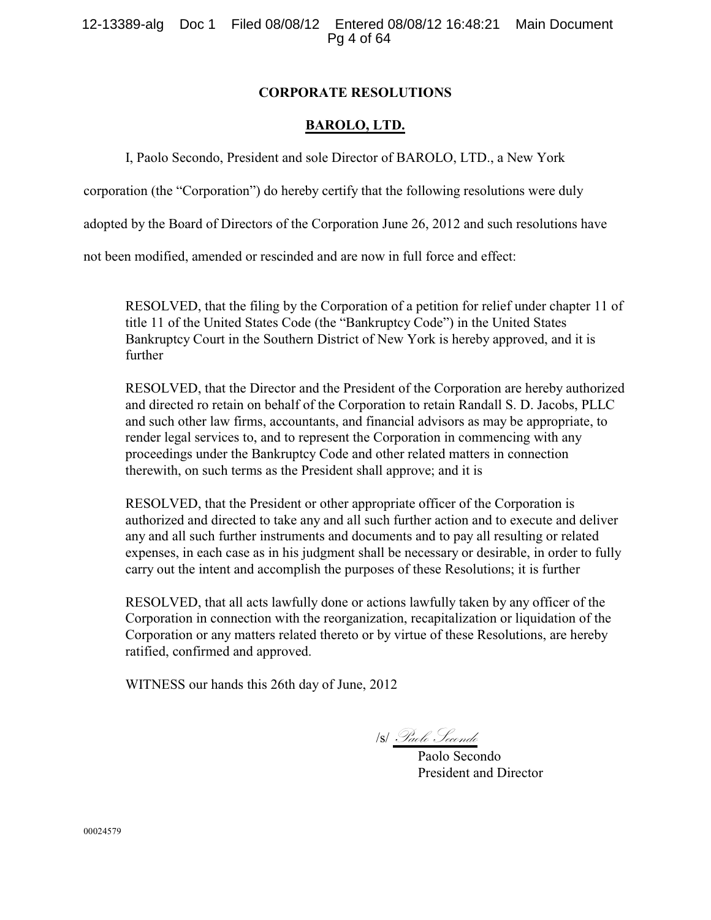## CORPORATE RESOLUTIONS

## BAROLO, LTD.

I, Paolo Secondo, President and sole Director of BAROLO, LTD., a New York corporation (the "Corporation") do hereby certify that the following resolutions were duly adopted by the Board of Directors of the Corporation June 26, 2012 and such resolutions have not been modified, amended or rescinded and are now in full force and effect:

RESOLVED, that the filing by the Corporation of a petition for relief under chapter 11 of title 11 of the United States Code (the "Bankruptcy Code") in the United States Bankruptcy Court in the Southern District of New York is hereby approved, and it is further

RESOLVED, that the Director and the President of the Corporation are hereby authorized and directed ro retain on behalf of the Corporation to retain Randall S. D. Jacobs, PLLC and such other law firms, accountants, and financial advisors as may be appropriate, to render legal services to, and to represent the Corporation in commencing with any proceedings under the Bankruptcy Code and other related matters in connection therewith, on such terms as the President shall approve; and it is

RESOLVED, that the President or other appropriate officer of the Corporation is authorized and directed to take any and all such further action and to execute and deliver any and all such further instruments and documents and to pay all resulting or related expenses, in each case as in his judgment shall be necessary or desirable, in order to fully carry out the intent and accomplish the purposes of these Resolutions; it is further

RESOLVED, that all acts lawfully done or actions lawfully taken by any officer of the Corporation in connection with the reorganization, recapitalization or liquidation of the Corporation or any matters related thereto or by virtue of these Resolutions, are hereby ratified, confirmed and approved.

WITNESS our hands this 26th day of June, 2012

/s/ *Paolo Secondo*

Paolo Secondo
President and Director

00024579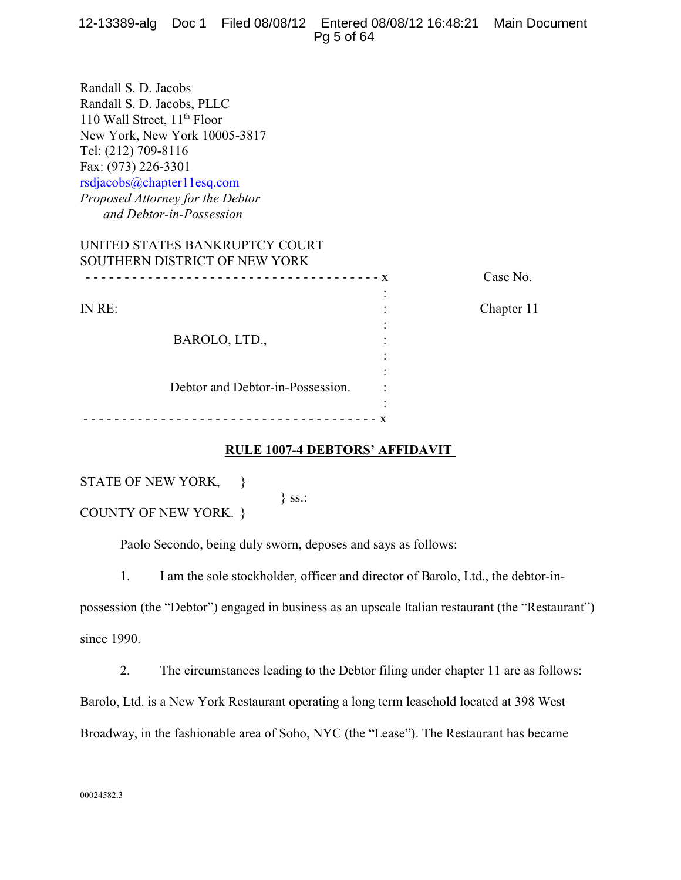Randall S. D. Jacobs
Randall S. D. Jacobs, PLLC
110 Wall Street, 11th Floor
New York, New York 10005-3817
Tel: (212) 709-8116
Fax: (973) 226-3301
rsdjacobs@chapter11esq.com
*Proposed Attorney for the Debtor*
*and Debtor-in-Possession*

UNITED STATES BANKRUPTCY COURT
SOUTHERN DISTRICT OF NEW YORK

```
- - - - - - - - - - - - - - - - - - - - - - - - - - - - - - - - - - - - - x        Case No.
                                                                          :
IN RE:                                                                    :        Chapter 11
                                                                          :
                    BAROLO, LTD.,                                         :
                                                                          :
                                                                          :
                    Debtor and Debtor-in-Possession.                      :
                                                                          :
- - - - - - - - - - - - - - - - - - - - - - - - - - - - - - - - - - - - - x
```

## RULE 1007-4 DEBTORS' AFFIDAVIT

STATE OF NEW YORK, }
} ss.:
COUNTY OF NEW YORK. }

Paolo Secondo, being duly sworn, deposes and says as follows:

1. I am the sole stockholder, officer and director of Barolo, Ltd., the debtor-in-possession (the "Debtor") engaged in business as an upscale Italian restaurant (the "Restaurant") since 1990.

2. The circumstances leading to the Debtor filing under chapter 11 are as follows: Barolo, Ltd. is a New York Restaurant operating a long term leasehold located at 398 West Broadway, in the fashionable area of Soho, NYC (the "Lease"). The Restaurant has became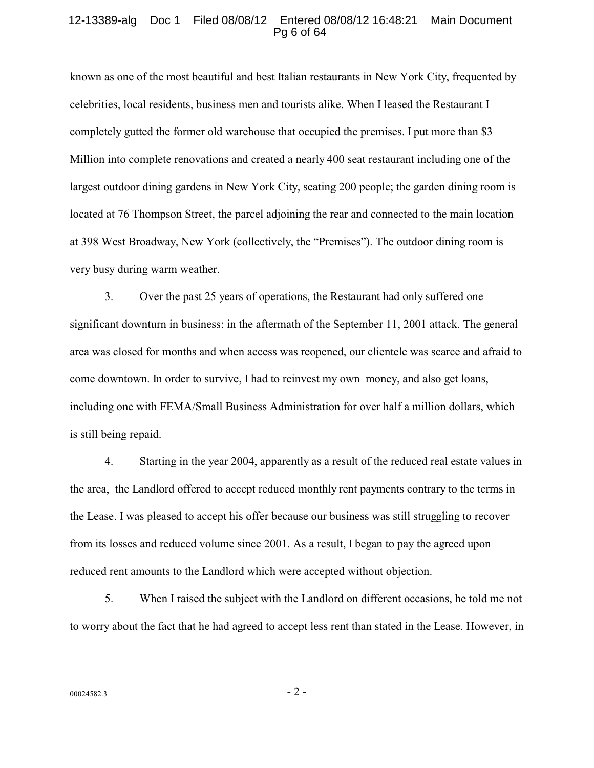known as one of the most beautiful and best Italian restaurants in New York City, frequented by celebrities, local residents, business men and tourists alike. When I leased the Restaurant I completely gutted the former old warehouse that occupied the premises. I put more than $3 Million into complete renovations and created a nearly 400 seat restaurant including one of the largest outdoor dining gardens in New York City, seating 200 people; the garden dining room is located at 76 Thompson Street, the parcel adjoining the rear and connected to the main location at 398 West Broadway, New York (collectively, the "Premises"). The outdoor dining room is very busy during warm weather.

3. Over the past 25 years of operations, the Restaurant had only suffered one significant downturn in business: in the aftermath of the September 11, 2001 attack. The general area was closed for months and when access was reopened, our clientele was scarce and afraid to come downtown. In order to survive, I had to reinvest my own money, and also get loans, including one with FEMA/Small Business Administration for over half a million dollars, which is still being repaid.

4. Starting in the year 2004, apparently as a result of the reduced real estate values in the area, the Landlord offered to accept reduced monthly rent payments contrary to the terms in the Lease. I was pleased to accept his offer because our business was still struggling to recover from its losses and reduced volume since 2001. As a result, I began to pay the agreed upon reduced rent amounts to the Landlord which were accepted without objection.

5. When I raised the subject with the Landlord on different occasions, he told me not to worry about the fact that he had agreed to accept less rent than stated in the Lease. However, in

00024582.3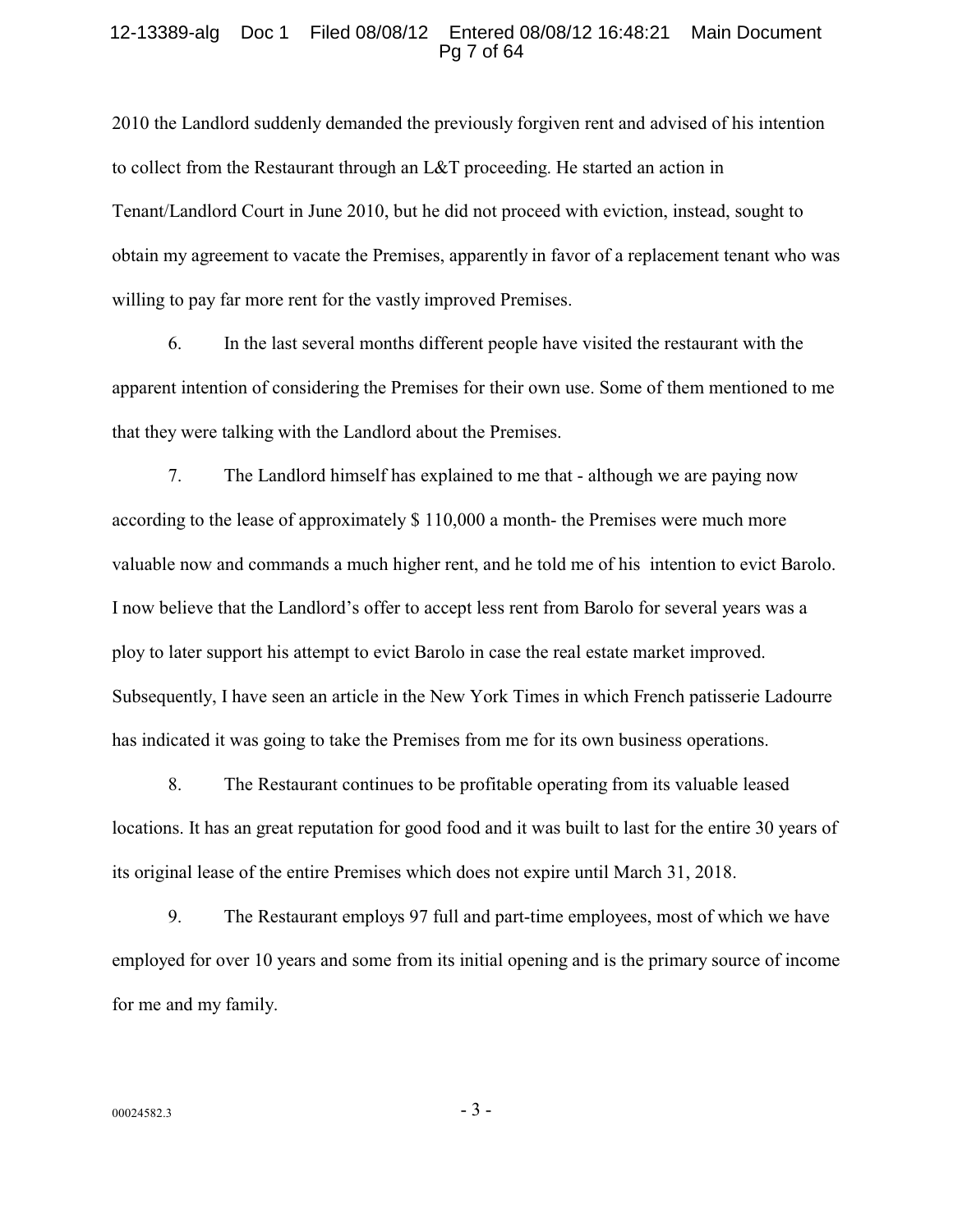2010 the Landlord suddenly demanded the previously forgiven rent and advised of his intention to collect from the Restaurant through an L&T proceeding. He started an action in Tenant/Landlord Court in June 2010, but he did not proceed with eviction, instead, sought to obtain my agreement to vacate the Premises, apparently in favor of a replacement tenant who was willing to pay far more rent for the vastly improved Premises.

6. In the last several months different people have visited the restaurant with the apparent intention of considering the Premises for their own use. Some of them mentioned to me that they were talking with the Landlord about the Premises.

7. The Landlord himself has explained to me that - although we are paying now according to the lease of approximately $ 110,000 a month- the Premises were much more valuable now and commands a much higher rent, and he told me of his intention to evict Barolo. I now believe that the Landlord's offer to accept less rent from Barolo for several years was a ploy to later support his attempt to evict Barolo in case the real estate market improved. Subsequently, I have seen an article in the New York Times in which French patisserie Ladourre has indicated it was going to take the Premises from me for its own business operations.

8. The Restaurant continues to be profitable operating from its valuable leased locations. It has an great reputation for good food and it was built to last for the entire 30 years of its original lease of the entire Premises which does not expire until March 31, 2018.

9. The Restaurant employs 97 full and part-time employees, most of which we have employed for over 10 years and some from its initial opening and is the primary source of income for me and my family.

00024582.3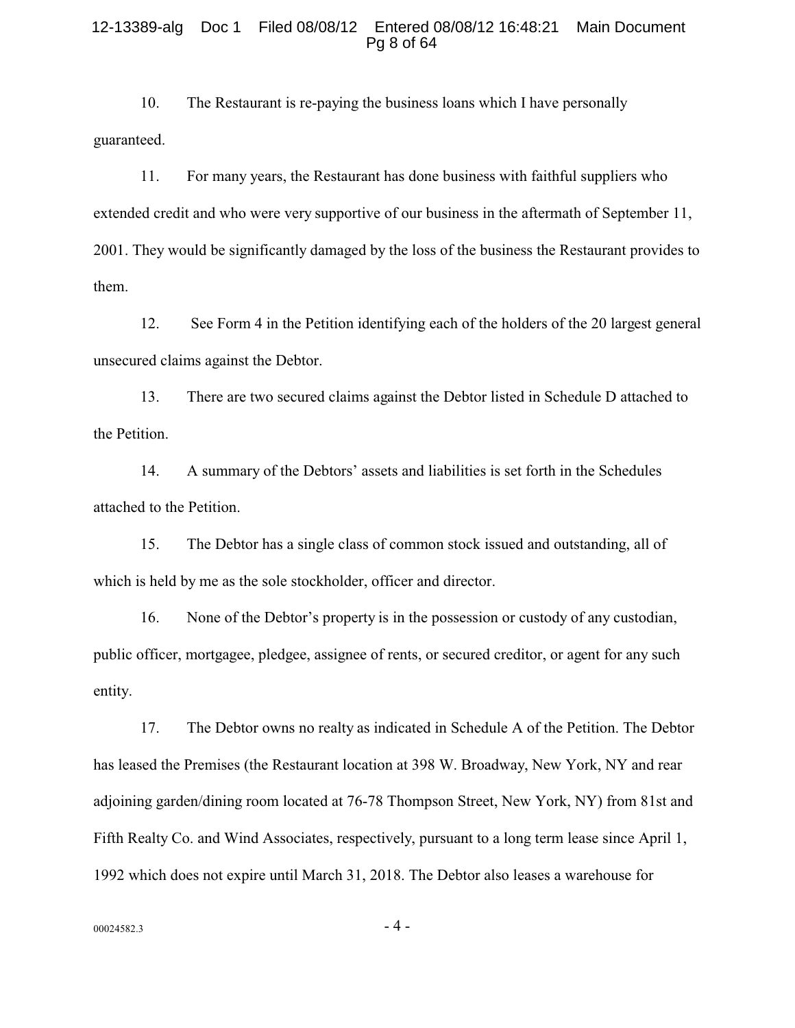10. The Restaurant is re-paying the business loans which I have personally guaranteed.

11. For many years, the Restaurant has done business with faithful suppliers who extended credit and who were very supportive of our business in the aftermath of September 11, 2001. They would be significantly damaged by the loss of the business the Restaurant provides to them.

12. See Form 4 in the Petition identifying each of the holders of the 20 largest general unsecured claims against the Debtor.

13. There are two secured claims against the Debtor listed in Schedule D attached to the Petition.

14. A summary of the Debtors' assets and liabilities is set forth in the Schedules attached to the Petition.

15. The Debtor has a single class of common stock issued and outstanding, all of which is held by me as the sole stockholder, officer and director.

16. None of the Debtor's property is in the possession or custody of any custodian, public officer, mortgagee, pledgee, assignee of rents, or secured creditor, or agent for any such entity.

17. The Debtor owns no realty as indicated in Schedule A of the Petition. The Debtor has leased the Premises (the Restaurant location at 398 W. Broadway, New York, NY and rear adjoining garden/dining room located at 76-78 Thompson Street, New York, NY) from 81st and Fifth Realty Co. and Wind Associates, respectively, pursuant to a long term lease since April 1, 1992 which does not expire until March 31, 2018. The Debtor also leases a warehouse for

00024582.3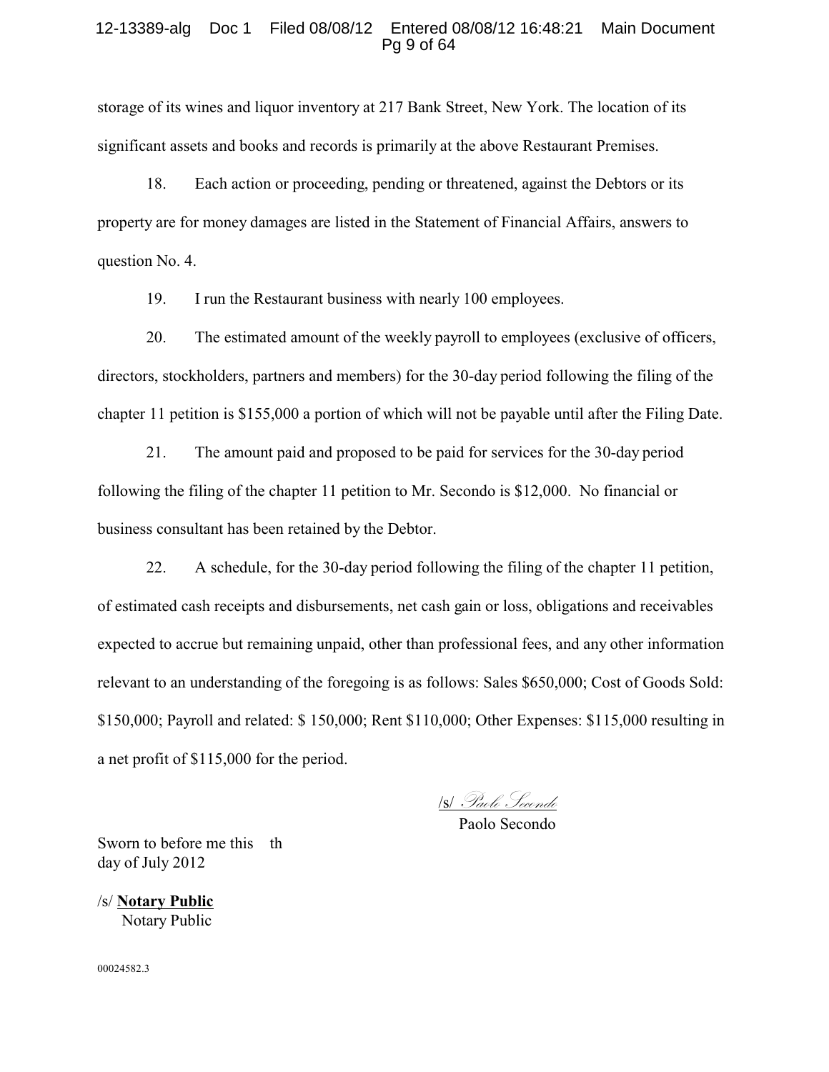storage of its wines and liquor inventory at 217 Bank Street, New York. The location of its significant assets and books and records is primarily at the above Restaurant Premises.

18. Each action or proceeding, pending or threatened, against the Debtors or its property are for money damages are listed in the Statement of Financial Affairs, answers to question No. 4.

19. I run the Restaurant business with nearly 100 employees.

20. The estimated amount of the weekly payroll to employees (exclusive of officers, directors, stockholders, partners and members) for the 30-day period following the filing of the chapter 11 petition is $155,000 a portion of which will not be payable until after the Filing Date.

21. The amount paid and proposed to be paid for services for the 30-day period following the filing of the chapter 11 petition to Mr. Secondo is $12,000. No financial or business consultant has been retained by the Debtor.

22. A schedule, for the 30-day period following the filing of the chapter 11 petition, of estimated cash receipts and disbursements, net cash gain or loss, obligations and receivables expected to accrue but remaining unpaid, other than professional fees, and any other information relevant to an understanding of the foregoing is as follows: Sales $650,000; Cost of Goods Sold: $150,000; Payroll and related: $ 150,000; Rent $110,000; Other Expenses: $115,000 resulting in a net profit of $115,000 for the period.

/s/ *Paolo Secondo*
Paolo Secondo

Sworn to before me this th
day of July 2012

/s/ **Notary Public**
Notary Public

00024582.3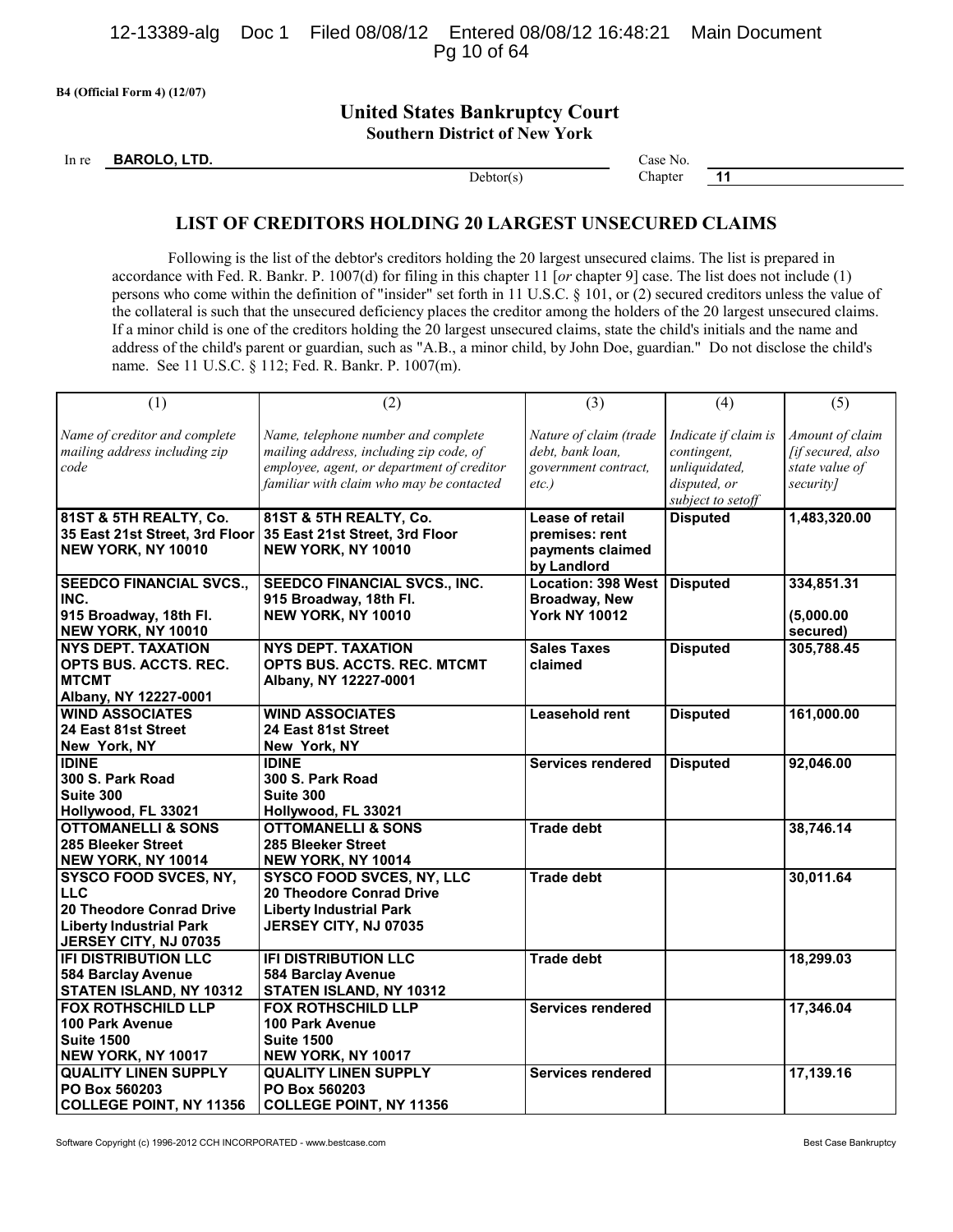B4 (Official Form 4) (12/07)

# United States Bankruptcy Court
## Southern District of New York

In re **BAROLO, LTD.** Debtor(s)

Case No.

Chapter **11**

## LIST OF CREDITORS HOLDING 20 LARGEST UNSECURED CLAIMS

Following is the list of the debtor's creditors holding the 20 largest unsecured claims. The list is prepared in accordance with Fed. R. Bankr. P. 1007(d) for filing in this chapter 11 [*or* chapter 9] case. The list does not include (1) persons who come within the definition of "insider" set forth in 11 U.S.C. § 101, or (2) secured creditors unless the value of the collateral is such that the unsecured deficiency places the creditor among the holders of the 20 largest unsecured claims. If a minor child is one of the creditors holding the 20 largest unsecured claims, state the child's initials and the name and address of the child's parent or guardian, such as "A.B., a minor child, by John Doe, guardian." Do not disclose the child's name. See 11 U.S.C. § 112; Fed. R. Bankr. P. 1007(m).

| (1) *Name of creditor and complete mailing address including zip code* | (2) *Name, telephone number and complete mailing address, including zip code, of employee, agent, or department of creditor familiar with claim who may be contacted* | (3) *Nature of claim (trade debt, bank loan, government contract, etc.)* | (4) *Indicate if claim is contingent, unliquidated, disputed, or subject to setoff* | (5) *Amount of claim [if secured, also state value of security]* |
|---|---|---|---|---|
| **81ST & 5TH REALTY, Co.** **35 East 21st Street, 3rd Floor** **NEW YORK, NY 10010** | **81ST & 5TH REALTY, Co.** **35 East 21st Street, 3rd Floor** **NEW YORK, NY 10010** | **Lease of retail premises: rent payments claimed by Landlord** | **Disputed** | **1,483,320.00** |
| **SEEDCO FINANCIAL SVCS., INC.** **915 Broadway, 18th Fl.** **NEW YORK, NY 10010** | **SEEDCO FINANCIAL SVCS., INC.** **915 Broadway, 18th Fl.** **NEW YORK, NY 10010** | **Location: 398 West Broadway, New York NY 10012** | **Disputed** | **334,851.31** **(5,000.00 secured)** |
| **NYS DEPT. TAXATION** **OPTS BUS. ACCTS. REC. MTCMT** **Albany, NY 12227-0001** | **NYS DEPT. TAXATION** **OPTS BUS. ACCTS. REC. MTCMT** **Albany, NY 12227-0001** | **Sales Taxes claimed** | **Disputed** | **305,788.45** |
| **WIND ASSOCIATES** **24 East 81st Street** **New York, NY** | **WIND ASSOCIATES** **24 East 81st Street** **New York, NY** | **Leasehold rent** | **Disputed** | **161,000.00** |
| **IDINE** **300 S. Park Road** **Suite 300** **Hollywood, FL 33021** | **IDINE** **300 S. Park Road** **Suite 300** **Hollywood, FL 33021** | **Services rendered** | **Disputed** | **92,046.00** |
| **OTTOMANELLI & SONS** **285 Bleeker Street** **NEW YORK, NY 10014** | **OTTOMANELLI & SONS** **285 Bleeker Street** **NEW YORK, NY 10014** | **Trade debt** | | **38,746.14** |
| **SYSCO FOOD SVCES, NY, LLC** **20 Theodore Conrad Drive** **Liberty Industrial Park** **JERSEY CITY, NJ 07035** | **SYSCO FOOD SVCES, NY, LLC** **20 Theodore Conrad Drive** **Liberty Industrial Park** **JERSEY CITY, NJ 07035** | **Trade debt** | | **30,011.64** |
| **IFI DISTRIBUTION LLC** **584 Barclay Avenue** **STATEN ISLAND, NY 10312** | **IFI DISTRIBUTION LLC** **584 Barclay Avenue** **STATEN ISLAND, NY 10312** | **Trade debt** | | **18,299.03** |
| **FOX ROTHSCHILD LLP** **100 Park Avenue** **Suite 1500** **NEW YORK, NY 10017** | **FOX ROTHSCHILD LLP** **100 Park Avenue** **Suite 1500** **NEW YORK, NY 10017** | **Services rendered** | | **17,346.04** |
| **QUALITY LINEN SUPPLY** **PO Box 560203** **COLLEGE POINT, NY 11356** | **QUALITY LINEN SUPPLY** **PO Box 560203** **COLLEGE POINT, NY 11356** | **Services rendered** | | **17,139.16** |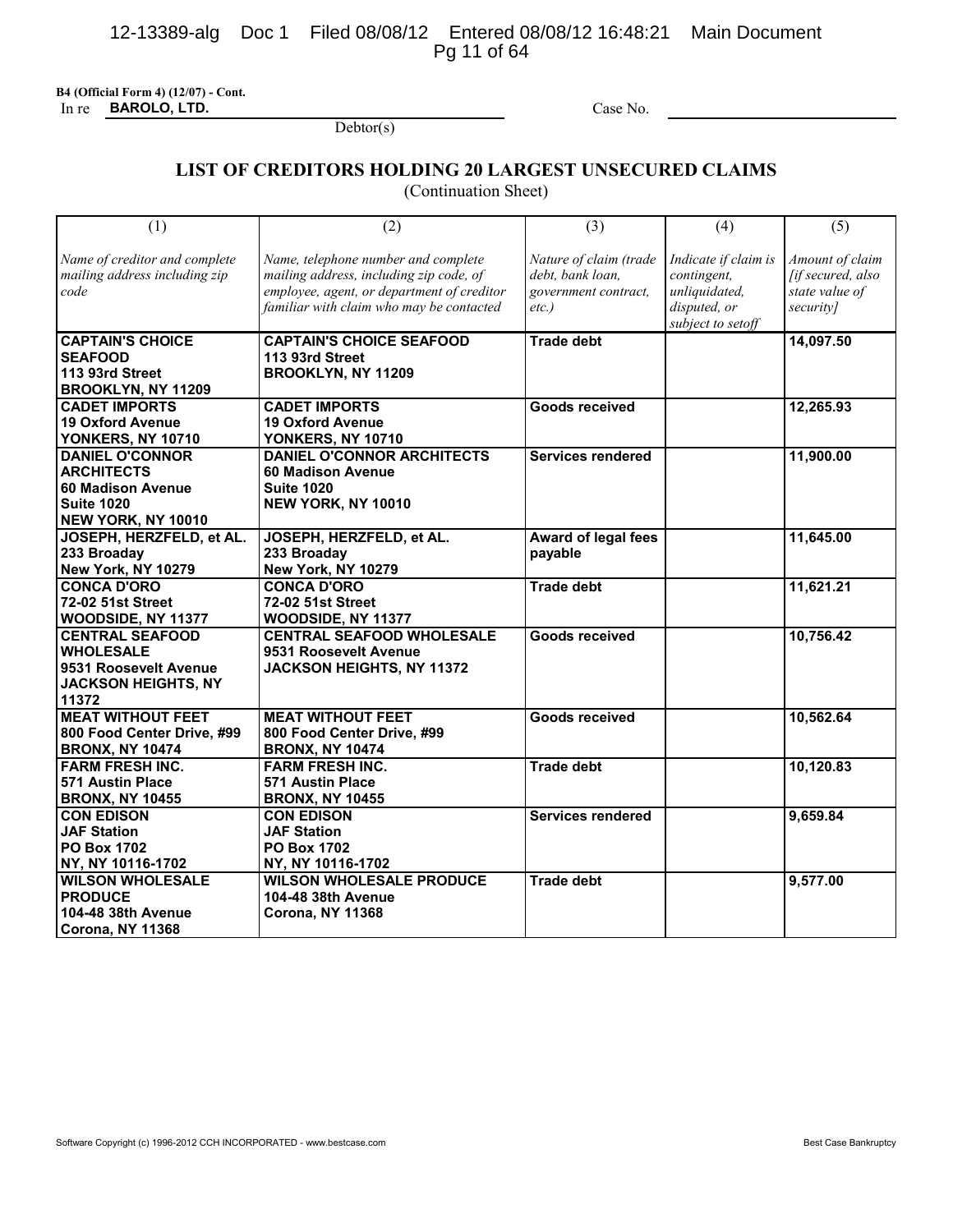**B4 (Official Form 4) (12/07) - Cont.**

In re **BAROLO, LTD.** Debtor(s)

Case No.

## LIST OF CREDITORS HOLDING 20 LARGEST UNSECURED CLAIMS

(Continuation Sheet)

| (1)<br>*Name of creditor and complete mailing address including zip code* | (2)<br>*Name, telephone number and complete mailing address, including zip code, of employee, agent, or department of creditor familiar with claim who may be contacted* | (3)<br>*Nature of claim (trade debt, bank loan, government contract, etc.)* | (4)<br>*Indicate if claim is contingent, unliquidated, disputed, or subject to setoff* | (5)<br>*Amount of claim [if secured, also state value of security]* |
|---|---|---|---|---|
| **CAPTAIN'S CHOICE SEAFOOD**<br>**113 93rd Street**<br>**BROOKLYN, NY 11209** | **CAPTAIN'S CHOICE SEAFOOD**<br>**113 93rd Street**<br>**BROOKLYN, NY 11209** | **Trade debt** | | **14,097.50** |
| **CADET IMPORTS**<br>**19 Oxford Avenue**<br>**YONKERS, NY 10710** | **CADET IMPORTS**<br>**19 Oxford Avenue**<br>**YONKERS, NY 10710** | **Goods received** | | **12,265.93** |
| **DANIEL O'CONNOR ARCHITECTS**<br>**60 Madison Avenue**<br>**Suite 1020**<br>**NEW YORK, NY 10010** | **DANIEL O'CONNOR ARCHITECTS**<br>**60 Madison Avenue**<br>**Suite 1020**<br>**NEW YORK, NY 10010** | **Services rendered** | | **11,900.00** |
| **JOSEPH, HERZFELD, et AL.**<br>**233 Broaday**<br>**New York, NY 10279** | **JOSEPH, HERZFELD, et AL.**<br>**233 Broaday**<br>**New York, NY 10279** | **Award of legal fees payable** | | **11,645.00** |
| **CONCA D'ORO**<br>**72-02 51st Street**<br>**WOODSIDE, NY 11377** | **CONCA D'ORO**<br>**72-02 51st Street**<br>**WOODSIDE, NY 11377** | **Trade debt** | | **11,621.21** |
| **CENTRAL SEAFOOD WHOLESALE**<br>**9531 Roosevelt Avenue**<br>**JACKSON HEIGHTS, NY 11372** | **CENTRAL SEAFOOD WHOLESALE**<br>**9531 Roosevelt Avenue**<br>**JACKSON HEIGHTS, NY 11372** | **Goods received** | | **10,756.42** |
| **MEAT WITHOUT FEET**<br>**800 Food Center Drive, #99**<br>**BRONX, NY 10474** | **MEAT WITHOUT FEET**<br>**800 Food Center Drive, #99**<br>**BRONX, NY 10474** | **Goods received** | | **10,562.64** |
| **FARM FRESH INC.**<br>**571 Austin Place**<br>**BRONX, NY 10455** | **FARM FRESH INC.**<br>**571 Austin Place**<br>**BRONX, NY 10455** | **Trade debt** | | **10,120.83** |
| **CON EDISON**<br>**JAF Station**<br>**PO Box 1702**<br>**NY, NY 10116-1702** | **CON EDISON**<br>**JAF Station**<br>**PO Box 1702**<br>**NY, NY 10116-1702** | **Services rendered** | | **9,659.84** |
| **WILSON WHOLESALE PRODUCE**<br>**104-48 38th Avenue**<br>**Corona, NY 11368** | **WILSON WHOLESALE PRODUCE**<br>**104-48 38th Avenue**<br>**Corona, NY 11368** | **Trade debt** | | **9,577.00** |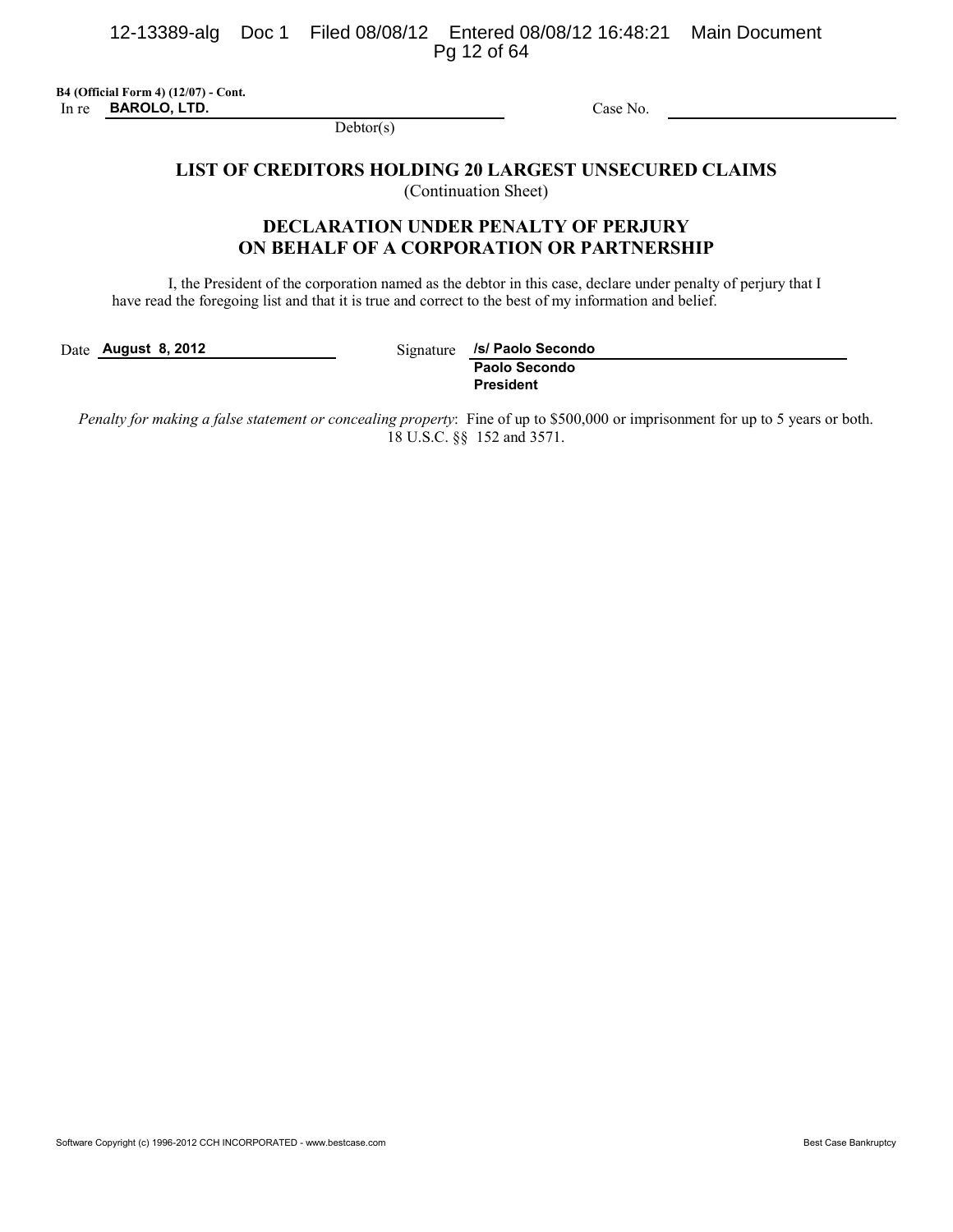B4 (Official Form 4) (12/07) - Cont.

In re **BAROLO, LTD.** Case No. ______________

Debtor(s)

## LIST OF CREDITORS HOLDING 20 LARGEST UNSECURED CLAIMS

(Continuation Sheet)

## DECLARATION UNDER PENALTY OF PERJURY ON BEHALF OF A CORPORATION OR PARTNERSHIP

I, the President of the corporation named as the debtor in this case, declare under penalty of perjury that I have read the foregoing list and that it is true and correct to the best of my information and belief.

Date **August 8, 2012** Signature **/s/ Paolo Secondo**

**Paolo Secondo**
**President**

*Penalty for making a false statement or concealing property*: Fine of up to $500,000 or imprisonment for up to 5 years or both. 18 U.S.C. §§ 152 and 3571.

Software Copyright (c) 1996-2012 CCH INCORPORATED - www.bestcase.com Best Case Bankruptcy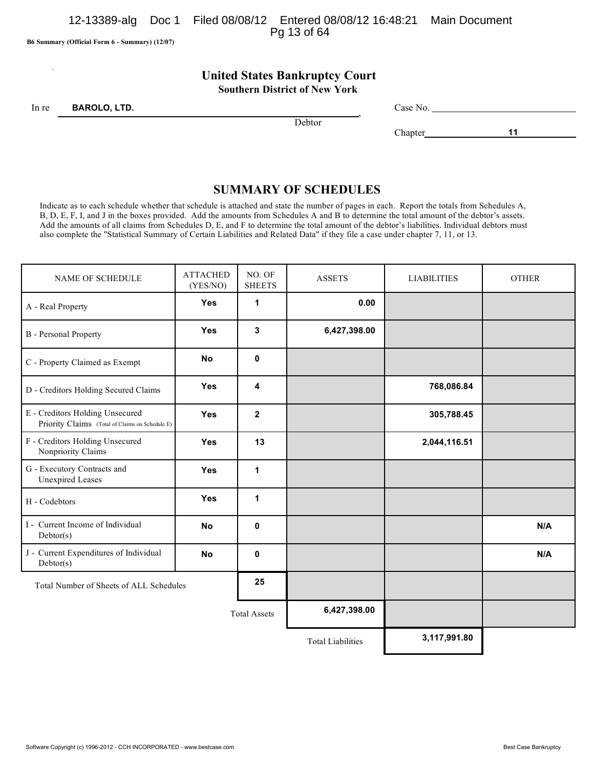B6 Summary (Official Form 6 - Summary) (12/07)

# United States Bankruptcy Court
## Southern District of New York

In re **BAROLO, LTD.**, Debtor

Case No. ______

Chapter **11**

## SUMMARY OF SCHEDULES

Indicate as to each schedule whether that schedule is attached and state the number of pages in each. Report the totals from Schedules A, B, D, E, F, I, and J in the boxes provided. Add the amounts from Schedules A and B to determine the total amount of the debtor's assets. Add the amounts of all claims from Schedules D, E, and F to determine the total amount of the debtor's liabilities. Individual debtors must also complete the "Statistical Summary of Certain Liabilities and Related Data" if they file a case under chapter 7, 11, or 13.

| NAME OF SCHEDULE | ATTACHED (YES/NO) | NO. OF SHEETS | ASSETS | LIABILITIES | OTHER |
|---|---|---|---|---|---|
| A - Real Property | Yes | 1 | 0.00 | | |
| B - Personal Property | Yes | 3 | 6,427,398.00 | | |
| C - Property Claimed as Exempt | No | 0 | | | |
| D - Creditors Holding Secured Claims | Yes | 4 | | 768,086.84 | |
| E - Creditors Holding Unsecured Priority Claims (Total of Claims on Schedule E) | Yes | 2 | | 305,788.45 | |
| F - Creditors Holding Unsecured Nonpriority Claims | Yes | 13 | | 2,044,116.51 | |
| G - Executory Contracts and Unexpired Leases | Yes | 1 | | | |
| H - Codebtors | Yes | 1 | | | |
| I - Current Income of Individual Debtor(s) | No | 0 | | | N/A |
| J - Current Expenditures of Individual Debtor(s) | No | 0 | | | N/A |
| Total Number of Sheets of ALL Schedules | | 25 | | | |
| | | Total Assets | 6,427,398.00 | | |
| | | | Total Liabilities | 3,117,991.80 | |

Software Copyright (c) 1996-2012 - CCH INCORPORATED - www.bestcase.com — Best Case Bankruptcy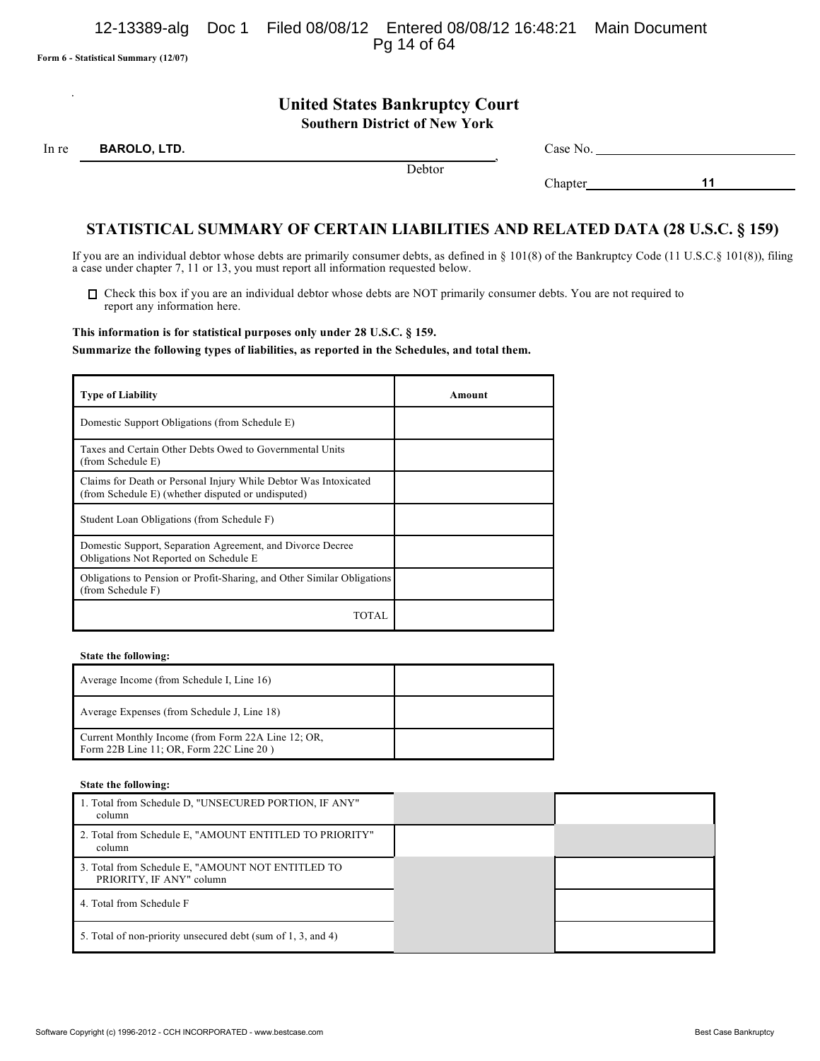Form 6 - Statistical Summary (12/07)

# United States Bankruptcy Court
## Southern District of New York

In re **BAROLO, LTD.**, Debtor

Case No. ______________

Chapter **11**

## STATISTICAL SUMMARY OF CERTAIN LIABILITIES AND RELATED DATA (28 U.S.C. § 159)

If you are an individual debtor whose debts are primarily consumer debts, as defined in § 101(8) of the Bankruptcy Code (11 U.S.C.§ 101(8)), filing a case under chapter 7, 11 or 13, you must report all information requested below.

☐ Check this box if you are an individual debtor whose debts are NOT primarily consumer debts. You are not required to report any information here.

**This information is for statistical purposes only under 28 U.S.C. § 159.**

**Summarize the following types of liabilities, as reported in the Schedules, and total them.**

| Type of Liability | Amount |
|---|---|
| Domestic Support Obligations (from Schedule E) | |
| Taxes and Certain Other Debts Owed to Governmental Units (from Schedule E) | |
| Claims for Death or Personal Injury While Debtor Was Intoxicated (from Schedule E) (whether disputed or undisputed) | |
| Student Loan Obligations (from Schedule F) | |
| Domestic Support, Separation Agreement, and Divorce Decree Obligations Not Reported on Schedule E | |
| Obligations to Pension or Profit-Sharing, and Other Similar Obligations (from Schedule F) | |
| TOTAL | |

**State the following:**

| | |
|---|---|
| Average Income (from Schedule I, Line 16) | |
| Average Expenses (from Schedule J, Line 18) | |
| Current Monthly Income (from Form 22A Line 12; OR, Form 22B Line 11; OR, Form 22C Line 20 ) | |

**State the following:**

| | | |
|---|---|---|
| 1. Total from Schedule D, "UNSECURED PORTION, IF ANY" column | | |
| 2. Total from Schedule E, "AMOUNT ENTITLED TO PRIORITY" column | | |
| 3. Total from Schedule E, "AMOUNT NOT ENTITLED TO PRIORITY, IF ANY" column | | |
| 4. Total from Schedule F | | |
| 5. Total of non-priority unsecured debt (sum of 1, 3, and 4) | | |

Software Copyright (c) 1996-2012 - CCH INCORPORATED - www.bestcase.com Best Case Bankruptcy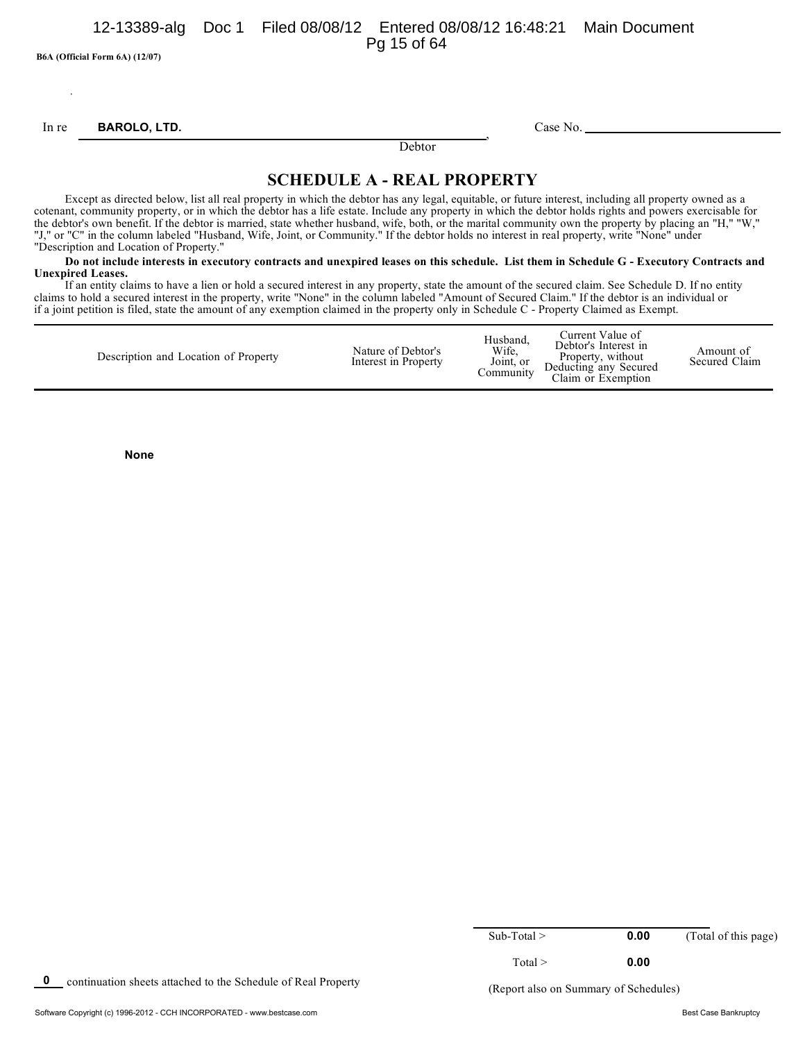B6A (Official Form 6A) (12/07)

In re **BAROLO, LTD.** , Case No. ______________________
Debtor

# SCHEDULE A - REAL PROPERTY

Except as directed below, list all real property in which the debtor has any legal, equitable, or future interest, including all property owned as a cotenant, community property, or in which the debtor has a life estate. Include any property in which the debtor holds rights and powers exercisable for the debtor's own benefit. If the debtor is married, state whether husband, wife, both, or the marital community own the property by placing an "H," "W," "J," or "C" in the column labeled "Husband, Wife, Joint, or Community." If the debtor holds no interest in real property, write "None" under "Description and Location of Property."

**Do not include interests in executory contracts and unexpired leases on this schedule. List them in Schedule G - Executory Contracts and Unexpired Leases.**

If an entity claims to have a lien or hold a secured interest in any property, state the amount of the secured claim. See Schedule D. If no entity claims to hold a secured interest in the property, write "None" in the column labeled "Amount of Secured Claim." If the debtor is an individual or if a joint petition is filed, state the amount of any exemption claimed in the property only in Schedule C - Property Claimed as Exempt.

| Description and Location of Property | Nature of Debtor's Interest in Property | Husband, Wife, Joint, or Community | Current Value of Debtor's Interest in Property, without Deducting any Secured Claim or Exemption | Amount of Secured Claim |
|---|---|---|---|---|
| **None** | | | | |

| | | |
|---|---|---|
| Sub-Total > | **0.00** | (Total of this page) |
| Total > | **0.00** | |

**0** continuation sheets attached to the Schedule of Real Property

(Report also on Summary of Schedules)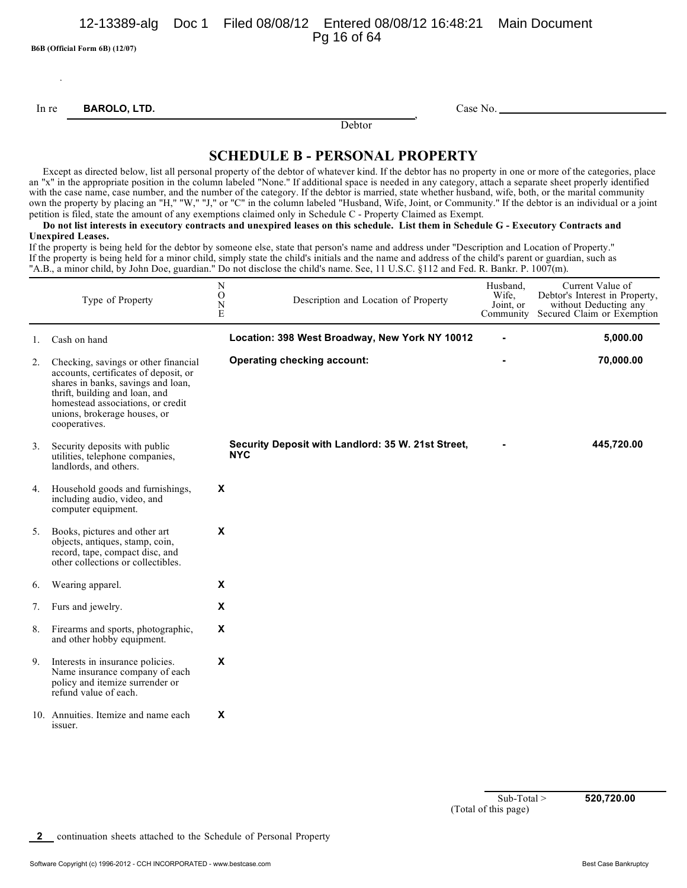B6B (Official Form 6B) (12/07)

In re **BAROLO, LTD.**, Debtor

Case No. ____________

# SCHEDULE B - PERSONAL PROPERTY

Except as directed below, list all personal property of the debtor of whatever kind. If the debtor has no property in one or more of the categories, place an "x" in the appropriate position in the column labeled "None." If additional space is needed in any category, attach a separate sheet properly identified with the case name, case number, and the number of the category. If the debtor is married, state whether husband, wife, both, or the marital community own the property by placing an "H," "W," "J," or "C" in the column labeled "Husband, Wife, Joint, or Community." If the debtor is an individual or a joint petition is filed, state the amount of any exemptions claimed only in Schedule C - Property Claimed as Exempt.

**Do not list interests in executory contracts and unexpired leases on this schedule. List them in Schedule G - Executory Contracts and Unexpired Leases.**

If the property is being held for the debtor by someone else, state that person's name and address under "Description and Location of Property." If the property is being held for a minor child, simply state the child's initials and the name and address of the child's parent or guardian, such as "A.B., a minor child, by John Doe, guardian." Do not disclose the child's name. See, 11 U.S.C. §112 and Fed. R. Bankr. P. 1007(m).

| Type of Property | NONE | Description and Location of Property | Husband, Wife, Joint, or Community | Current Value of Debtor's Interest in Property, without Deducting any Secured Claim or Exemption |
|---|---|---|---|---|
| 1. Cash on hand | | **Location: 398 West Broadway, New York NY 10012** | - | **5,000.00** |
| 2. Checking, savings or other financial accounts, certificates of deposit, or shares in banks, savings and loan, thrift, building and loan, and homestead associations, or credit unions, brokerage houses, or cooperatives. | | **Operating checking account:** | - | **70,000.00** |
| 3. Security deposits with public utilities, telephone companies, landlords, and others. | | **Security Deposit with Landlord: 35 W. 21st Street, NYC** | - | **445,720.00** |
| 4. Household goods and furnishings, including audio, video, and computer equipment. | X | | | |
| 5. Books, pictures and other art objects, antiques, stamp, coin, record, tape, compact disc, and other collections or collectibles. | X | | | |
| 6. Wearing apparel. | X | | | |
| 7. Furs and jewelry. | X | | | |
| 8. Firearms and sports, photographic, and other hobby equipment. | X | | | |
| 9. Interests in insurance policies. Name insurance company of each policy and itemize surrender or refund value of each. | X | | | |
| 10. Annuities. Itemize and name each issuer. | X | | | |

Sub-Total > **520,720.00**
(Total of this page)

**2** continuation sheets attached to the Schedule of Personal Property

Software Copyright (c) 1996-2012 - CCH INCORPORATED - www.bestcase.com — Best Case Bankruptcy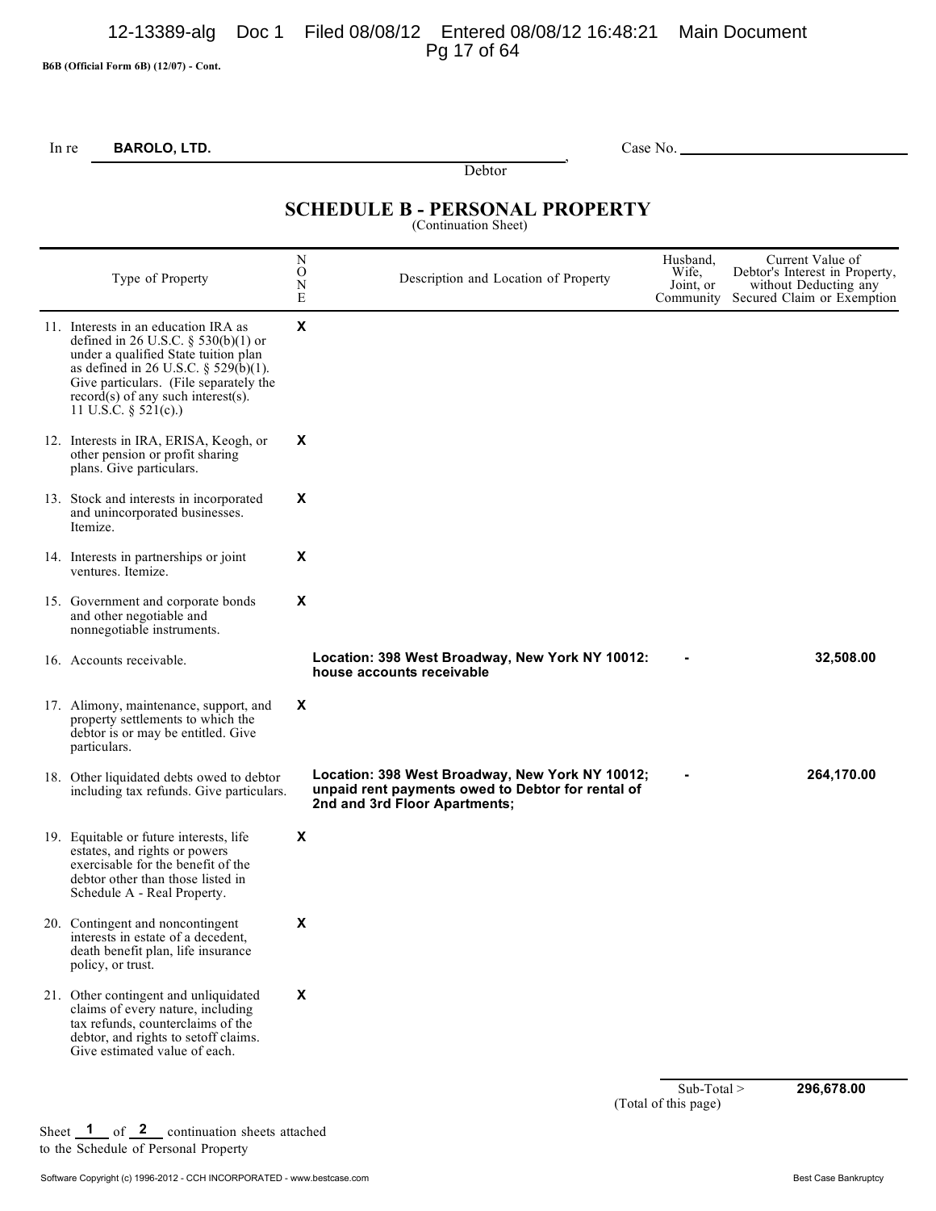B6B (Official Form 6B) (12/07) - Cont.

In re **BAROLO, LTD.**, Debtor    Case No. ______________

## SCHEDULE B - PERSONAL PROPERTY
(Continuation Sheet)

| Type of Property | NONE | Description and Location of Property | Husband, Wife, Joint, or Community | Current Value of Debtor's Interest in Property, without Deducting any Secured Claim or Exemption |
|---|---|---|---|---|
| 11. Interests in an education IRA as defined in 26 U.S.C. § 530(b)(1) or under a qualified State tuition plan as defined in 26 U.S.C. § 529(b)(1). Give particulars. (File separately the record(s) of any such interest(s). 11 U.S.C. § 521(c).) | X | | | |
| 12. Interests in IRA, ERISA, Keogh, or other pension or profit sharing plans. Give particulars. | X | | | |
| 13. Stock and interests in incorporated and unincorporated businesses. Itemize. | X | | | |
| 14. Interests in partnerships or joint ventures. Itemize. | X | | | |
| 15. Government and corporate bonds and other negotiable and nonnegotiable instruments. | X | | | |
| 16. Accounts receivable. | | **Location: 398 West Broadway, New York NY 10012: house accounts receivable** | - | **32,508.00** |
| 17. Alimony, maintenance, support, and property settlements to which the debtor is or may be entitled. Give particulars. | X | | | |
| 18. Other liquidated debts owed to debtor including tax refunds. Give particulars. | | **Location: 398 West Broadway, New York NY 10012; unpaid rent payments owed to Debtor for rental of 2nd and 3rd Floor Apartments;** | - | **264,170.00** |
| 19. Equitable or future interests, life estates, and rights or powers exercisable for the benefit of the debtor other than those listed in Schedule A - Real Property. | X | | | |
| 20. Contingent and noncontingent interests in estate of a decedent, death benefit plan, life insurance policy, or trust. | X | | | |
| 21. Other contingent and unliquidated claims of every nature, including tax refunds, counterclaims of the debtor, and rights to setoff claims. Give estimated value of each. | X | | | |

Sub-Total > **296,678.00**
(Total of this page)

Sheet **1** of **2** continuation sheets attached to the Schedule of Personal Property

Software Copyright (c) 1996-2012 - CCH INCORPORATED - www.bestcase.com    Best Case Bankruptcy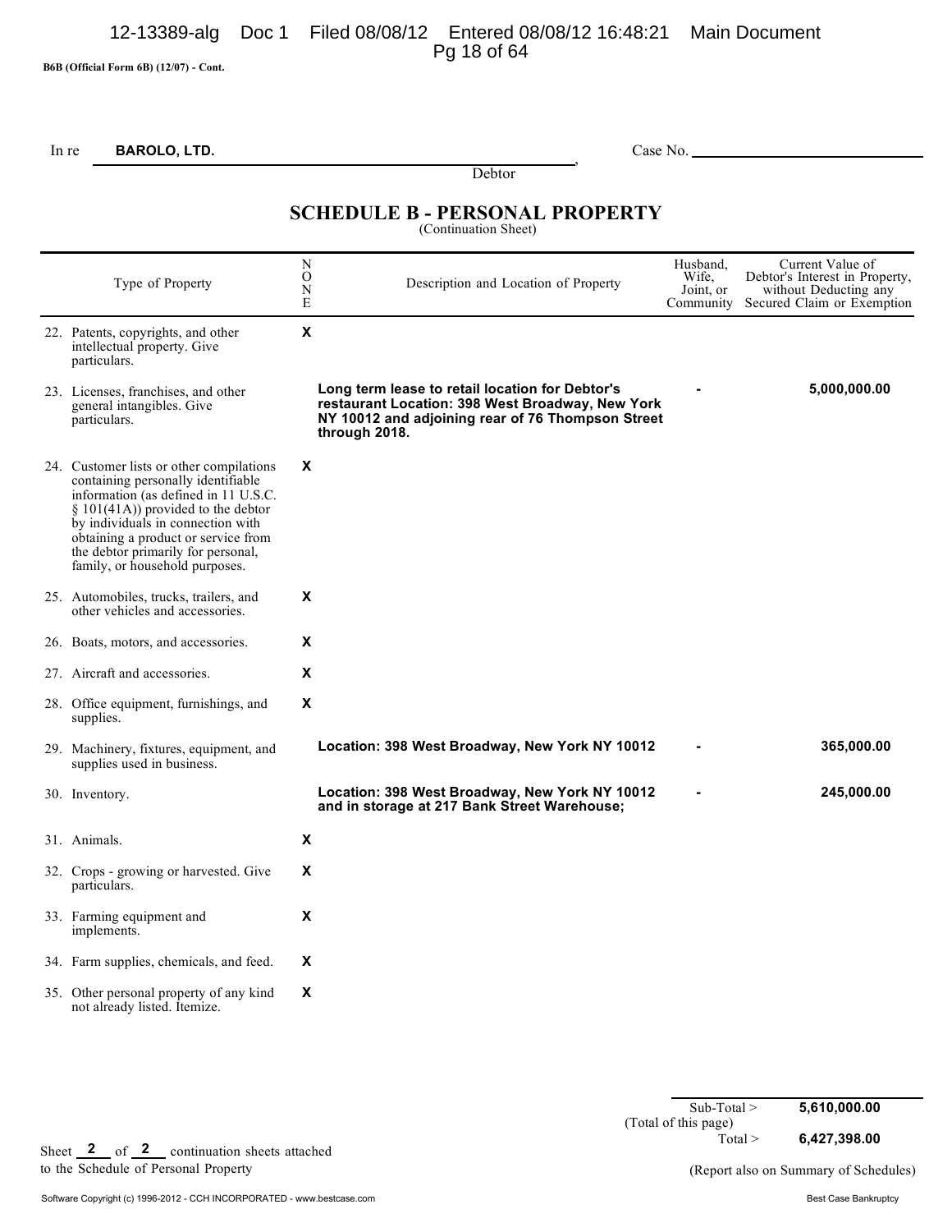B6B (Official Form 6B) (12/07) - Cont.

In re **BAROLO, LTD.**, Debtor

Case No. ______________________

## SCHEDULE B - PERSONAL PROPERTY

(Continuation Sheet)

| Type of Property | NONE | Description and Location of Property | Husband, Wife, Joint, or Community | Current Value of Debtor's Interest in Property, without Deducting any Secured Claim or Exemption |
|---|---|---|---|---|
| 22. Patents, copyrights, and other intellectual property. Give particulars. | X | | | |
| 23. Licenses, franchises, and other general intangibles. Give particulars. | | **Long term lease to retail location for Debtor's restaurant Location: 398 West Broadway, New York NY 10012 and adjoining rear of 76 Thompson Street through 2018.** | - | **5,000,000.00** |
| 24. Customer lists or other compilations containing personally identifiable information (as defined in 11 U.S.C. § 101(41A)) provided to the debtor by individuals in connection with obtaining a product or service from the debtor primarily for personal, family, or household purposes. | X | | | |
| 25. Automobiles, trucks, trailers, and other vehicles and accessories. | X | | | |
| 26. Boats, motors, and accessories. | X | | | |
| 27. Aircraft and accessories. | X | | | |
| 28. Office equipment, furnishings, and supplies. | X | | | |
| 29. Machinery, fixtures, equipment, and supplies used in business. | | **Location: 398 West Broadway, New York NY 10012** | - | **365,000.00** |
| 30. Inventory. | | **Location: 398 West Broadway, New York NY 10012 and in storage at 217 Bank Street Warehouse;** | - | **245,000.00** |
| 31. Animals. | X | | | |
| 32. Crops - growing or harvested. Give particulars. | X | | | |
| 33. Farming equipment and implements. | X | | | |
| 34. Farm supplies, chemicals, and feed. | X | | | |
| 35. Other personal property of any kind not already listed. Itemize. | X | | | |

Sub-Total > **5,610,000.00**
(Total of this page)

Total > **6,427,398.00**

Sheet **2** of **2** continuation sheets attached to the Schedule of Personal Property

(Report also on Summary of Schedules)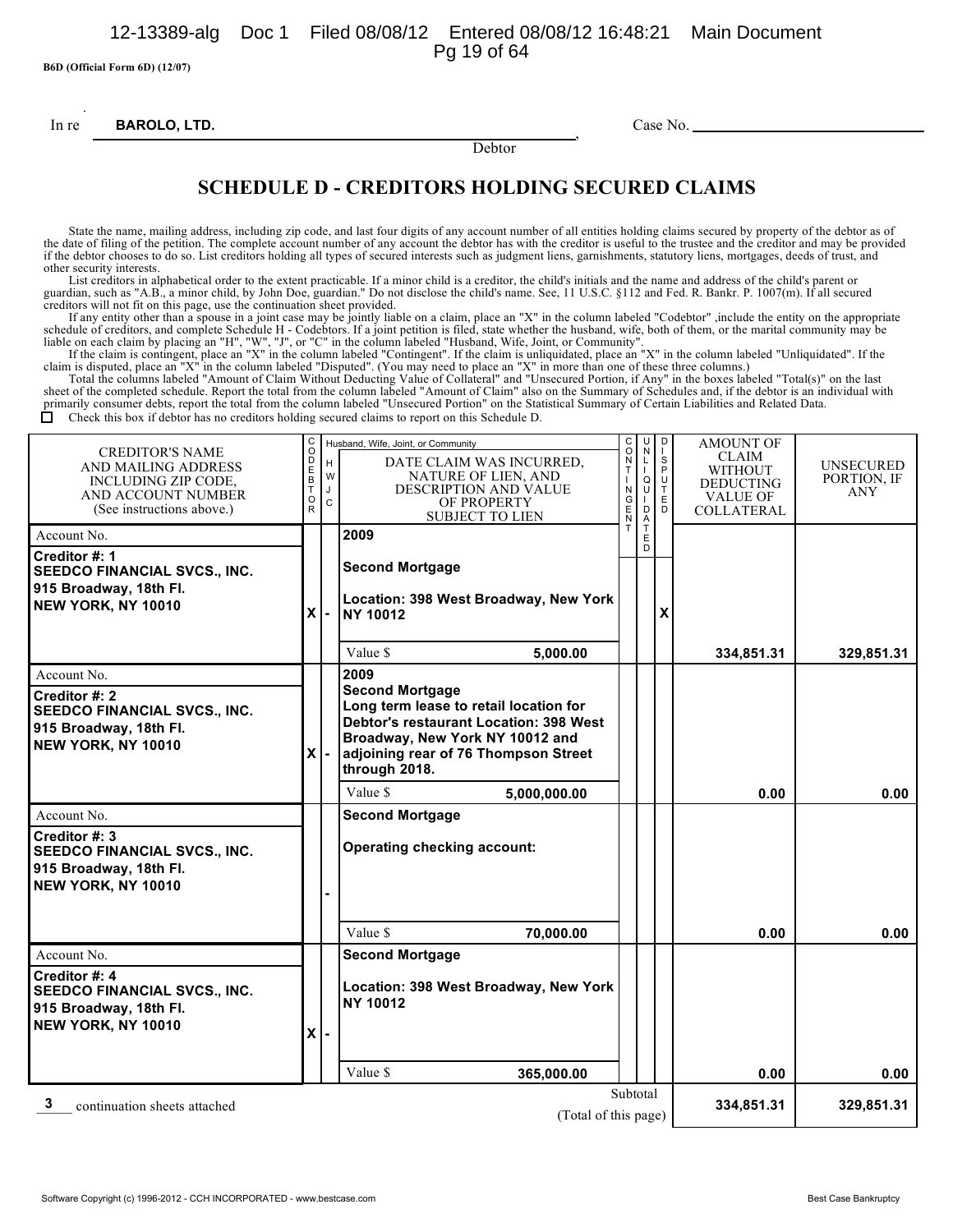B6D (Official Form 6D) (12/07)

In re **BAROLO, LTD.**, Debtor                Case No. ____________

# SCHEDULE D - CREDITORS HOLDING SECURED CLAIMS

State the name, mailing address, including zip code, and last four digits of any account number of all entities holding claims secured by property of the debtor as of the date of filing of the petition. The complete account number of any account the debtor has with the creditor is useful to the trustee and the creditor and may be provided if the debtor chooses to do so. List creditors holding all types of secured interests such as judgment liens, garnishments, statutory liens, mortgages, deeds of trust, and other security interests.

List creditors in alphabetical order to the extent practicable. If a minor child is a creditor, the child's initials and the name and address of the child's parent or guardian, such as "A.B., a minor child, by John Doe, guardian." Do not disclose the child's name. See, 11 U.S.C. §112 and Fed. R. Bankr. P. 1007(m). If all secured creditors will not fit on this page, use the continuation sheet provided.

If any entity other than a spouse in a joint case may be jointly liable on a claim, place an "X" in the column labeled "Codebtor" ,include the entity on the appropriate schedule of creditors, and complete Schedule H - Codebtors. If a joint petition is filed, state whether the husband, wife, both of them, or the marital community may be liable on each claim by placing an "H", "W", "J", or "C" in the column labeled "Husband, Wife, Joint, or Community".

If the claim is contingent, place an "X" in the column labeled "Contingent". If the claim is unliquidated, place an "X" in the column labeled "Unliquidated". If the claim is disputed, place an "X" in the column labeled "Disputed". (You may need to place an "X" in more than one of these three columns.)

Total the columns labeled "Amount of Claim Without Deducting Value of Collateral" and "Unsecured Portion, if Any" in the boxes labeled "Total(s)" on the last sheet of the completed schedule. Report the total from the column labeled "Amount of Claim" also on the Summary of Schedules and, if the debtor is an individual with primarily consumer debts, report the total from the column labeled "Unsecured Portion" on the Statistical Summary of Certain Liabilities and Related Data.

☐ Check this box if debtor has no creditors holding secured claims to report on this Schedule D.

| CREDITOR'S NAME AND MAILING ADDRESS INCLUDING ZIP CODE, AND ACCOUNT NUMBER (See instructions above.) | CODEBTOR | Husband, Wife, Joint, or Community (H W J C) | DATE CLAIM WAS INCURRED, NATURE OF LIEN, AND DESCRIPTION AND VALUE OF PROPERTY SUBJECT TO LIEN | CONTINGENT | UNLIQUIDATED | DISPUTED | AMOUNT OF CLAIM WITHOUT DEDUCTING VALUE OF COLLATERAL | UNSECURED PORTION, IF ANY |
|---|---|---|---|---|---|---|---|---|
| Account No.<br>**Creditor #: 1**<br>**SEEDCO FINANCIAL SVCS., INC.**<br>**915 Broadway, 18th Fl.**<br>**NEW YORK, NY 10010** | X | - | **2009**<br>**Second Mortgage**<br>**Location: 398 West Broadway, New York NY 10012**<br>Value $ **5,000.00** | | | X | **334,851.31** | **329,851.31** |
| Account No.<br>**Creditor #: 2**<br>**SEEDCO FINANCIAL SVCS., INC.**<br>**915 Broadway, 18th Fl.**<br>**NEW YORK, NY 10010** | X | - | **2009**<br>**Second Mortgage**<br>**Long term lease to retail location for Debtor's restaurant Location: 398 West Broadway, New York NY 10012 and adjoining rear of 76 Thompson Street through 2018.**<br>Value $ **5,000,000.00** | | | | **0.00** | **0.00** |
| Account No.<br>**Creditor #: 3**<br>**SEEDCO FINANCIAL SVCS., INC.**<br>**915 Broadway, 18th Fl.**<br>**NEW YORK, NY 10010** | | - | **Second Mortgage**<br>**Operating checking account:**<br>Value $ **70,000.00** | | | | **0.00** | **0.00** |
| Account No.<br>**Creditor #: 4**<br>**SEEDCO FINANCIAL SVCS., INC.**<br>**915 Broadway, 18th Fl.**<br>**NEW YORK, NY 10010** | X | - | **Second Mortgage**<br>**Location: 398 West Broadway, New York NY 10012**<br>Value $ **365,000.00** | | | | **0.00** | **0.00** |
| **3** continuation sheets attached | | | Subtotal (Total of this page) | | | | **334,851.31** | **329,851.31** |

Software Copyright (c) 1996-2012 - CCH INCORPORATED - www.bestcase.com                Best Case Bankruptcy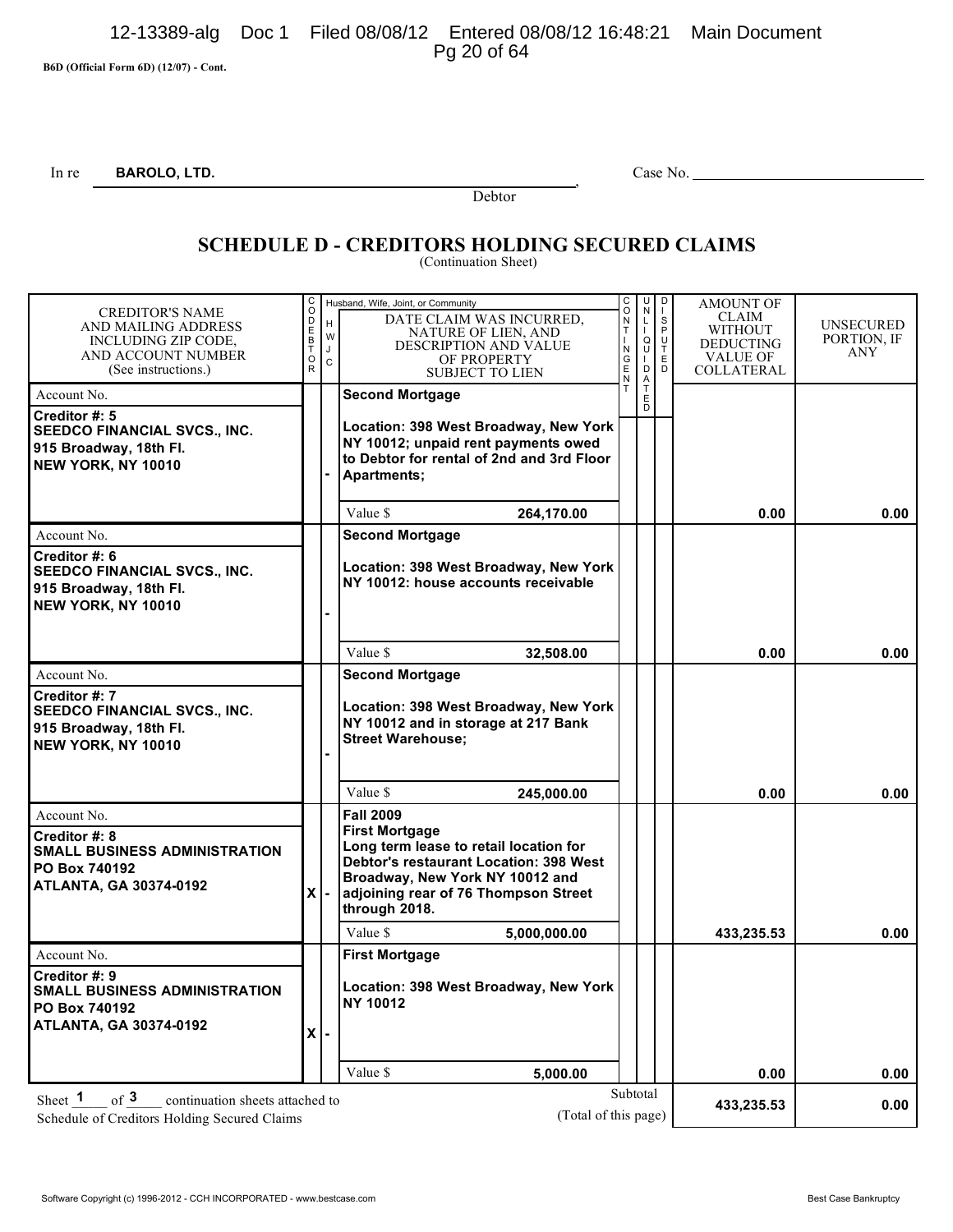B6D (Official Form 6D) (12/07) - Cont.

In re **BAROLO, LTD.**, Debtor  Case No. ____________

## SCHEDULE D - CREDITORS HOLDING SECURED CLAIMS
(Continuation Sheet)

| CREDITOR'S NAME AND MAILING ADDRESS INCLUDING ZIP CODE, AND ACCOUNT NUMBER (See instructions.) | CODEBTOR | H W J C | DATE CLAIM WAS INCURRED, NATURE OF LIEN, AND DESCRIPTION AND VALUE OF PROPERTY SUBJECT TO LIEN | CONTINGENT | UNLIQUIDATED | DISPUTED | AMOUNT OF CLAIM WITHOUT DEDUCTING VALUE OF COLLATERAL | UNSECURED PORTION, IF ANY |
|---|---|---|---|---|---|---|---|---|
| Account No.<br>**Creditor #: 5**<br>**SEEDCO FINANCIAL SVCS., INC.**<br>**915 Broadway, 18th Fl.**<br>**NEW YORK, NY 10010** | | - | **Second Mortgage**<br>**Location: 398 West Broadway, New York NY 10012; unpaid rent payments owed to Debtor for rental of 2nd and 3rd Floor Apartments;**<br>Value $ **264,170.00** | | | | **0.00** | **0.00** |
| Account No.<br>**Creditor #: 6**<br>**SEEDCO FINANCIAL SVCS., INC.**<br>**915 Broadway, 18th Fl.**<br>**NEW YORK, NY 10010** | | - | **Second Mortgage**<br>**Location: 398 West Broadway, New York NY 10012: house accounts receivable**<br>Value $ **32,508.00** | | | | **0.00** | **0.00** |
| Account No.<br>**Creditor #: 7**<br>**SEEDCO FINANCIAL SVCS., INC.**<br>**915 Broadway, 18th Fl.**<br>**NEW YORK, NY 10010** | | - | **Second Mortgage**<br>**Location: 398 West Broadway, New York NY 10012 and in storage at 217 Bank Street Warehouse;**<br>Value $ **245,000.00** | | | | **0.00** | **0.00** |
| Account No.<br>**Creditor #: 8**<br>**SMALL BUSINESS ADMINISTRATION**<br>**PO Box 740192**<br>**ATLANTA, GA 30374-0192** | **X** | - | **Fall 2009**<br>**First Mortgage**<br>**Long term lease to retail location for Debtor's restaurant Location: 398 West Broadway, New York NY 10012 and adjoining rear of 76 Thompson Street through 2018.**<br>Value $ **5,000,000.00** | | | | **433,235.53** | **0.00** |
| Account No.<br>**Creditor #: 9**<br>**SMALL BUSINESS ADMINISTRATION**<br>**PO Box 740192**<br>**ATLANTA, GA 30374-0192** | **X** | - | **First Mortgage**<br>**Location: 398 West Broadway, New York NY 10012**<br>Value $ **5,000.00** | | | | **0.00** | **0.00** |
| Sheet **1** of **3** continuation sheets attached to Schedule of Creditors Holding Secured Claims | | | Subtotal (Total of this page) | | | | **433,235.53** | **0.00** |

Software Copyright (c) 1996-2012 - CCH INCORPORATED - www.bestcase.com  Best Case Bankruptcy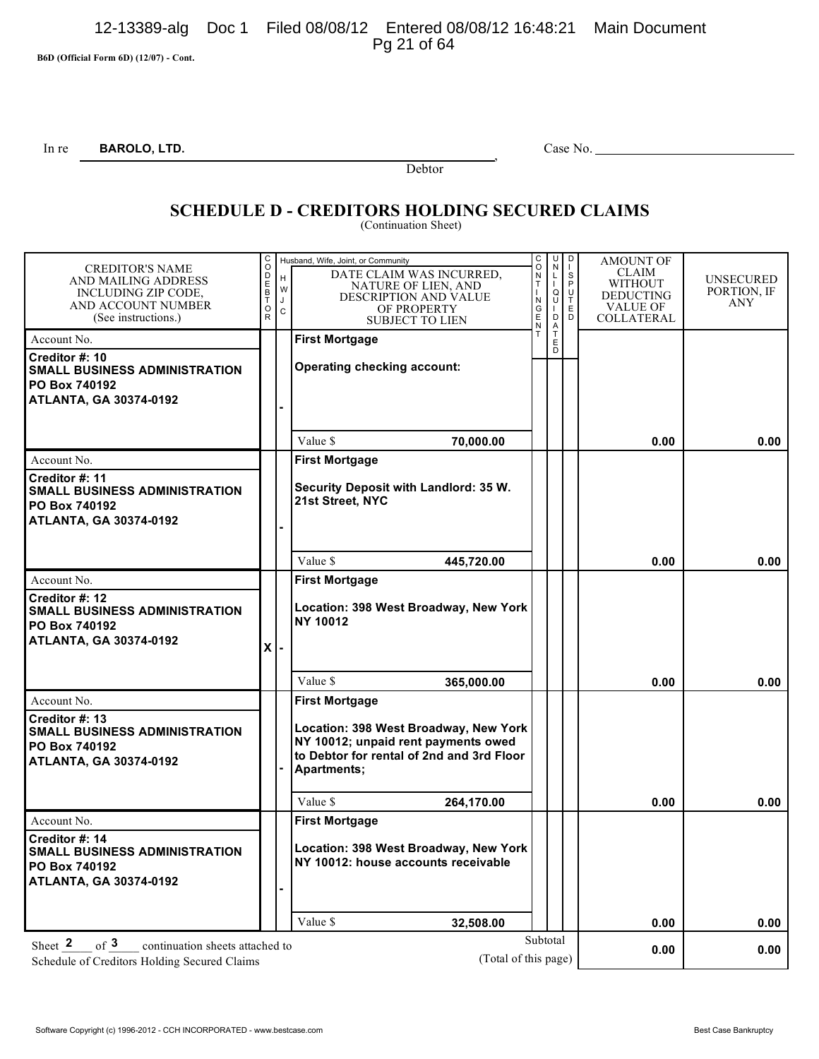**B6D (Official Form 6D) (12/07) - Cont.**

In re **BAROLO, LTD.**, Debtor                                                  Case No. ______________

## SCHEDULE D - CREDITORS HOLDING SECURED CLAIMS

(Continuation Sheet)

| CREDITOR'S NAME AND MAILING ADDRESS INCLUDING ZIP CODE, AND ACCOUNT NUMBER (See instructions.) | CODEBTOR | Husband, Wife, Joint, or Community (H W J C) | DATE CLAIM WAS INCURRED, NATURE OF LIEN, AND DESCRIPTION AND VALUE OF PROPERTY SUBJECT TO LIEN | CONTINGENT | UNLIQUIDATED | DISPUTED | AMOUNT OF CLAIM WITHOUT DEDUCTING VALUE OF COLLATERAL | UNSECURED PORTION, IF ANY |
|---|---|---|---|---|---|---|---|---|
| Account No.<br>**Creditor #: 10**<br>**SMALL BUSINESS ADMINISTRATION**<br>**PO Box 740192**<br>**ATLANTA, GA 30374-0192** | | - | **First Mortgage**<br>**Operating checking account:**<br>Value $ **70,000.00** | | | | **0.00** | **0.00** |
| Account No.<br>**Creditor #: 11**<br>**SMALL BUSINESS ADMINISTRATION**<br>**PO Box 740192**<br>**ATLANTA, GA 30374-0192** | | - | **First Mortgage**<br>**Security Deposit with Landlord: 35 W. 21st Street, NYC**<br>Value $ **445,720.00** | | | | **0.00** | **0.00** |
| Account No.<br>**Creditor #: 12**<br>**SMALL BUSINESS ADMINISTRATION**<br>**PO Box 740192**<br>**ATLANTA, GA 30374-0192** | **X** | - | **First Mortgage**<br>**Location: 398 West Broadway, New York NY 10012**<br>Value $ **365,000.00** | | | | **0.00** | **0.00** |
| Account No.<br>**Creditor #: 13**<br>**SMALL BUSINESS ADMINISTRATION**<br>**PO Box 740192**<br>**ATLANTA, GA 30374-0192** | | - | **First Mortgage**<br>**Location: 398 West Broadway, New York NY 10012; unpaid rent payments owed to Debtor for rental of 2nd and 3rd Floor Apartments;**<br>Value $ **264,170.00** | | | | **0.00** | **0.00** |
| Account No.<br>**Creditor #: 14**<br>**SMALL BUSINESS ADMINISTRATION**<br>**PO Box 740192**<br>**ATLANTA, GA 30374-0192** | | - | **First Mortgage**<br>**Location: 398 West Broadway, New York NY 10012: house accounts receivable**<br>Value $ **32,508.00** | | | | **0.00** | **0.00** |
| Sheet **2** of **3** continuation sheets attached to Schedule of Creditors Holding Secured Claims | | | Subtotal (Total of this page) | | | | **0.00** | **0.00** |

Software Copyright (c) 1996-2012 - CCH INCORPORATED - www.bestcase.com                                                  Best Case Bankruptcy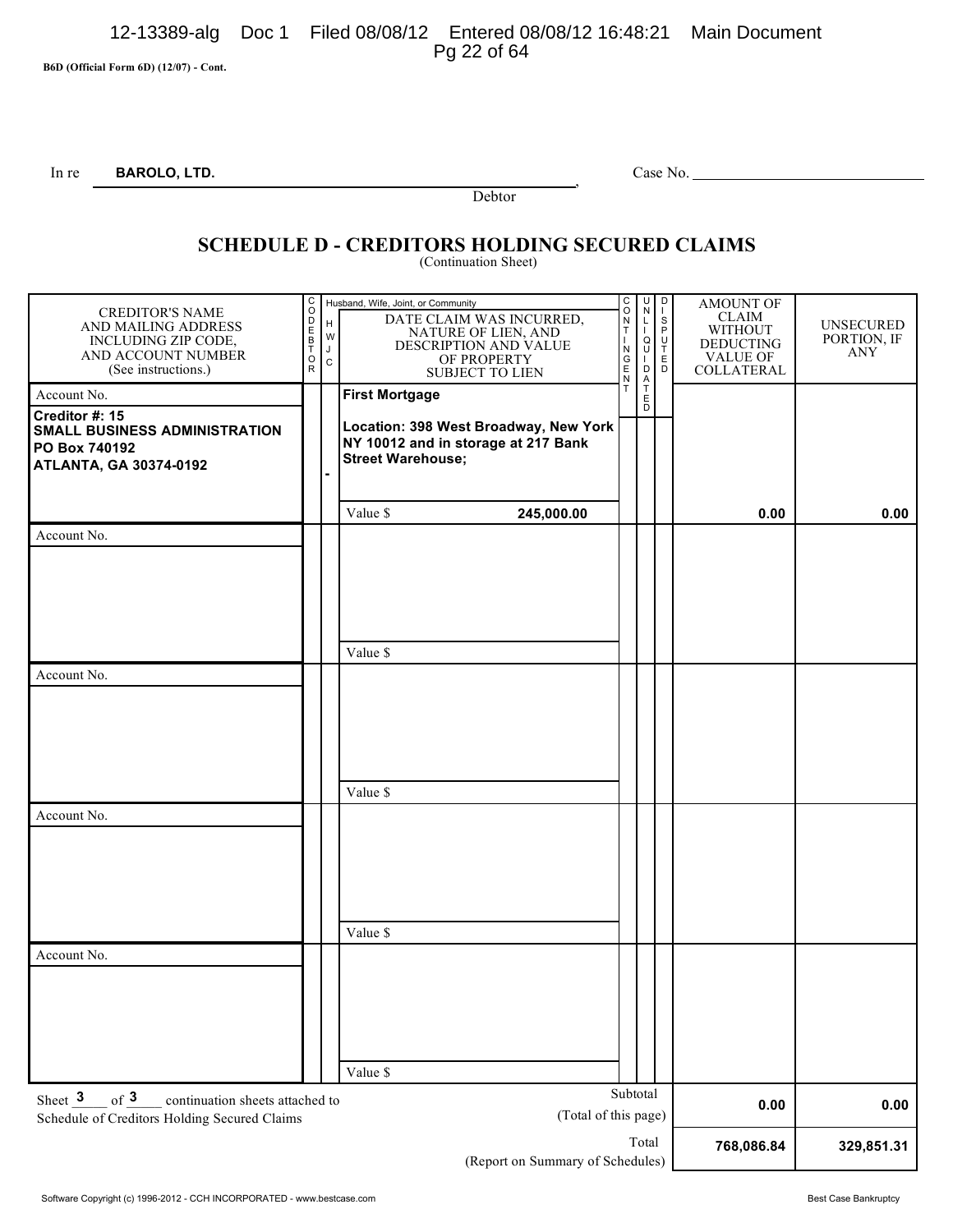B6D (Official Form 6D) (12/07) - Cont.

In re **BAROLO, LTD.**, Debtor

Case No. ______________________

# SCHEDULE D - CREDITORS HOLDING SECURED CLAIMS
(Continuation Sheet)

| CREDITOR'S NAME AND MAILING ADDRESS INCLUDING ZIP CODE, AND ACCOUNT NUMBER (See instructions.) | CODEBTOR | Husband, Wife, Joint, or Community (H W J C) | DATE CLAIM WAS INCURRED, NATURE OF LIEN, AND DESCRIPTION AND VALUE OF PROPERTY SUBJECT TO LIEN | CONTINGENT | UNLIQUIDATED | DISPUTED | AMOUNT OF CLAIM WITHOUT DEDUCTING VALUE OF COLLATERAL | UNSECURED PORTION, IF ANY |
|---|---|---|---|---|---|---|---|---|
| Account No.<br>**Creditor #: 15**<br>**SMALL BUSINESS ADMINISTRATION**<br>**PO Box 740192**<br>**ATLANTA, GA 30374-0192** | | - | **First Mortgage**<br>**Location: 398 West Broadway, New York NY 10012 and in storage at 217 Bank Street Warehouse;**<br>Value $ **245,000.00** | | | | **0.00** | **0.00** |
| Account No. | | | Value $ | | | | | |
| Account No. | | | Value $ | | | | | |
| Account No. | | | Value $ | | | | | |
| Account No. | | | Value $ | | | | | |

Sheet **3** of **3** continuation sheets attached to Schedule of Creditors Holding Secured Claims

| | | AMOUNT OF CLAIM | UNSECURED PORTION |
|---|---|---|---|
| Subtotal | (Total of this page) | **0.00** | **0.00** |
| Total | (Report on Summary of Schedules) | **768,086.84** | **329,851.31** |

Software Copyright (c) 1996-2012 - CCH INCORPORATED - www.bestcase.com Best Case Bankruptcy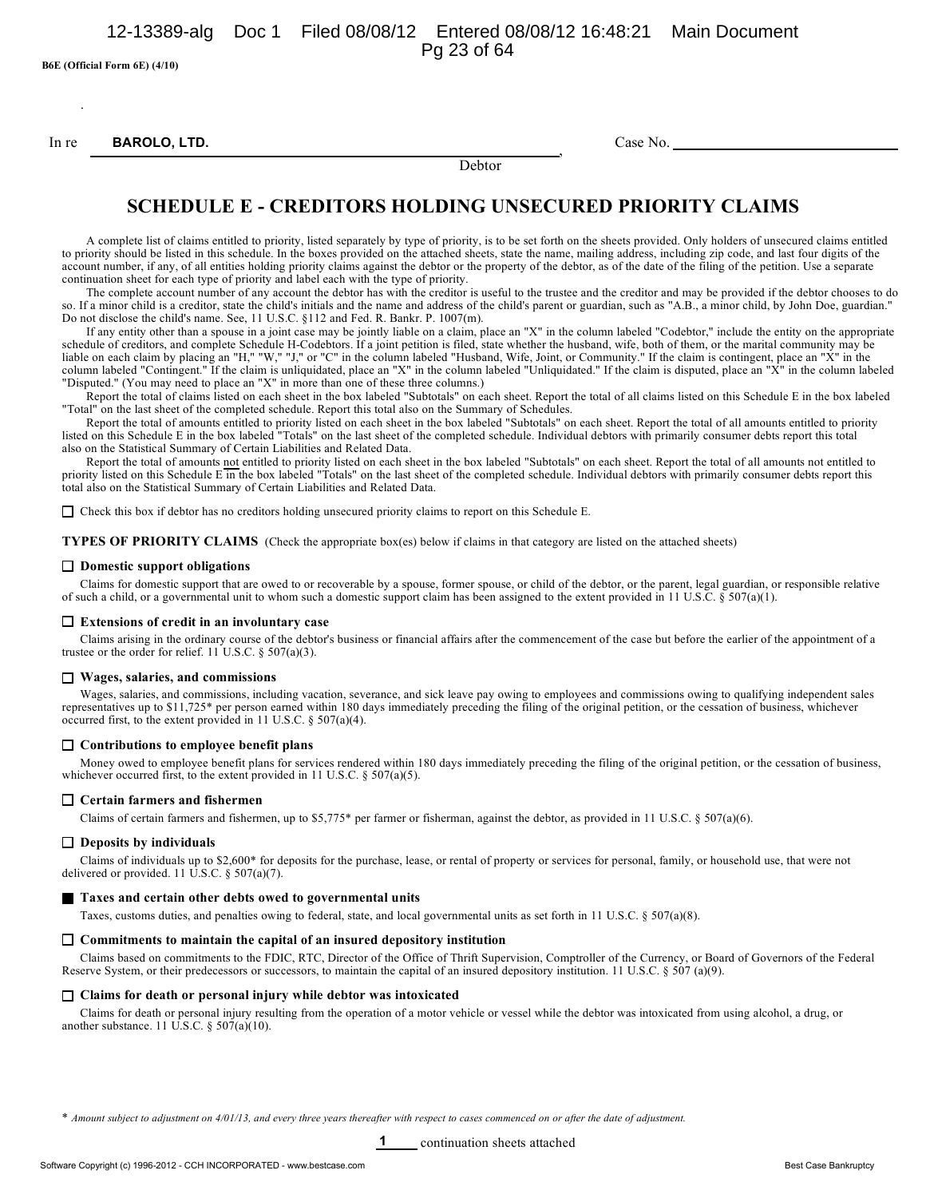B6E (Official Form 6E) (4/10)

In re **BAROLO, LTD.**, Debtor    Case No. ______

# SCHEDULE E - CREDITORS HOLDING UNSECURED PRIORITY CLAIMS

A complete list of claims entitled to priority, listed separately by type of priority, is to be set forth on the sheets provided. Only holders of unsecured claims entitled to priority should be listed in this schedule. In the boxes provided on the attached sheets, state the name, mailing address, including zip code, and last four digits of the account number, if any, of all entities holding priority claims against the debtor or the property of the debtor, as of the date of the filing of the petition. Use a separate continuation sheet for each type of priority and label each with the type of priority.

The complete account number of any account the debtor has with the creditor is useful to the trustee and the creditor and may be provided if the debtor chooses to do so. If a minor child is a creditor, state the child's initials and the name and address of the child's parent or guardian, such as "A.B., a minor child, by John Doe, guardian." Do not disclose the child's name. See, 11 U.S.C. §112 and Fed. R. Bankr. P. 1007(m).

If any entity other than a spouse in a joint case may be jointly liable on a claim, place an "X" in the column labeled "Codebtor," include the entity on the appropriate schedule of creditors, and complete Schedule H-Codebtors. If a joint petition is filed, state whether the husband, wife, both of them, or the marital community may be liable on each claim by placing an "H," "W," "J," or "C" in the column labeled "Husband, Wife, Joint, or Community." If the claim is contingent, place an "X" in the column labeled "Contingent." If the claim is unliquidated, place an "X" in the column labeled "Unliquidated." If the claim is disputed, place an "X" in the column labeled "Disputed." (You may need to place an "X" in more than one of these three columns.)

Report the total of claims listed on each sheet in the box labeled "Subtotals" on each sheet. Report the total of all claims listed on this Schedule E in the box labeled "Total" on the last sheet of the completed schedule. Report this total also on the Summary of Schedules.

Report the total of amounts entitled to priority listed on each sheet in the box labeled "Subtotals" on each sheet. Report the total of all amounts entitled to priority listed on this Schedule E in the box labeled "Totals" on the last sheet of the completed schedule. Individual debtors with primarily consumer debts report this total also on the Statistical Summary of Certain Liabilities and Related Data.

Report the total of amounts not entitled to priority listed on each sheet in the box labeled "Subtotals" on each sheet. Report the total of all amounts not entitled to priority listed on this Schedule E in the box labeled "Totals" on the last sheet of the completed schedule. Individual debtors with primarily consumer debts report this total also on the Statistical Summary of Certain Liabilities and Related Data.

☐ Check this box if debtor has no creditors holding unsecured priority claims to report on this Schedule E.

**TYPES OF PRIORITY CLAIMS** (Check the appropriate box(es) below if claims in that category are listed on the attached sheets)

☐ **Domestic support obligations**

Claims for domestic support that are owed to or recoverable by a spouse, former spouse, or child of the debtor, or the parent, legal guardian, or responsible relative of such a child, or a governmental unit to whom such a domestic support claim has been assigned to the extent provided in 11 U.S.C. § 507(a)(1).

☐ **Extensions of credit in an involuntary case**

Claims arising in the ordinary course of the debtor's business or financial affairs after the commencement of the case but before the earlier of the appointment of a trustee or the order for relief. 11 U.S.C. § 507(a)(3).

☐ **Wages, salaries, and commissions**

Wages, salaries, and commissions, including vacation, severance, and sick leave pay owing to employees and commissions owing to qualifying independent sales representatives up to $11,725* per person earned within 180 days immediately preceding the filing of the original petition, or the cessation of business, whichever occurred first, to the extent provided in 11 U.S.C. § 507(a)(4).

☐ **Contributions to employee benefit plans**

Money owed to employee benefit plans for services rendered within 180 days immediately preceding the filing of the original petition, or the cessation of business, whichever occurred first, to the extent provided in 11 U.S.C. § 507(a)(5).

☐ **Certain farmers and fishermen**

Claims of certain farmers and fishermen, up to $5,775* per farmer or fisherman, against the debtor, as provided in 11 U.S.C. § 507(a)(6).

☐ **Deposits by individuals**

Claims of individuals up to $2,600* for deposits for the purchase, lease, or rental of property or services for personal, family, or household use, that were not delivered or provided. 11 U.S.C. § 507(a)(7).

■ **Taxes and certain other debts owed to governmental units**

Taxes, customs duties, and penalties owing to federal, state, and local governmental units as set forth in 11 U.S.C. § 507(a)(8).

☐ **Commitments to maintain the capital of an insured depository institution**

Claims based on commitments to the FDIC, RTC, Director of the Office of Thrift Supervision, Comptroller of the Currency, or Board of Governors of the Federal Reserve System, or their predecessors or successors, to maintain the capital of an insured depository institution. 11 U.S.C. § 507 (a)(9).

☐ **Claims for death or personal injury while debtor was intoxicated**

Claims for death or personal injury resulting from the operation of a motor vehicle or vessel while the debtor was intoxicated from using alcohol, a drug, or another substance. 11 U.S.C. § 507(a)(10).

* *Amount subject to adjustment on 4/01/13, and every three years thereafter with respect to cases commenced on or after the date of adjustment.*

**1** continuation sheets attached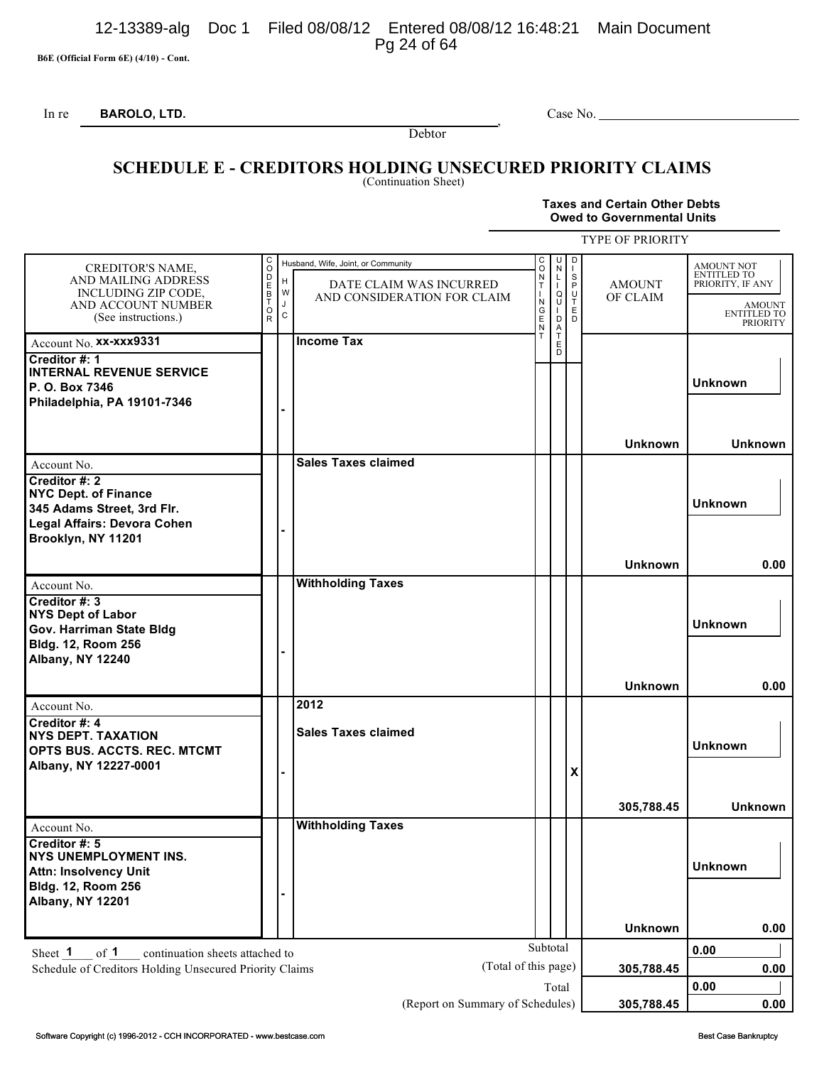B6E (Official Form 6E) (4/10) - Cont.

In re **BAROLO, LTD.**, Debtor    Case No. ______________

# SCHEDULE E - CREDITORS HOLDING UNSECURED PRIORITY CLAIMS

(Continuation Sheet)

**Taxes and Certain Other Debts Owed to Governmental Units**

TYPE OF PRIORITY

| CREDITOR'S NAME, AND MAILING ADDRESS INCLUDING ZIP CODE, AND ACCOUNT NUMBER (See instructions.) | CODEBTOR | Husband, Wife, Joint, or Community (H W J C) | DATE CLAIM WAS INCURRED AND CONSIDERATION FOR CLAIM | CONTINGENT | UNLIQUIDATED | DISPUTED | AMOUNT OF CLAIM | AMOUNT NOT ENTITLED TO PRIORITY, IF ANY | AMOUNT ENTITLED TO PRIORITY |
|---|---|---|---|---|---|---|---|---|---|
| Account No. **xx-xxx9331** **Creditor #: 1** **INTERNAL REVENUE SERVICE** **P. O. Box 7346** **Philadelphia, PA 19101-7346** | | - | **Income Tax** | | | | **Unknown** | **Unknown** | **Unknown** |
| Account No. **Creditor #: 2** **NYC Dept. of Finance** **345 Adams Street, 3rd Flr.** **Legal Affairs: Devora Cohen** **Brooklyn, NY 11201** | | - | **Sales Taxes claimed** | | | | **Unknown** | **Unknown** | **0.00** |
| Account No. **Creditor #: 3** **NYS Dept of Labor** **Gov. Harriman State Bldg** **Bldg. 12, Room 256** **Albany, NY 12240** | | - | **Withholding Taxes** | | | | **Unknown** | **Unknown** | **0.00** |
| Account No. **Creditor #: 4** **NYS DEPT. TAXATION** **OPTS BUS. ACCTS. REC. MTCMT** **Albany, NY 12227-0001** | | - | **2012** **Sales Taxes claimed** | | | **X** | **305,788.45** | **Unknown** | **Unknown** |
| Account No. **Creditor #: 5** **NYS UNEMPLOYMENT INS.** **Attn: Insolvency Unit** **Bldg. 12, Room 256** **Albany, NY 12201** | | - | **Withholding Taxes** | | | | **Unknown** | **Unknown** | **0.00** |

Sheet **1** of **1** continuation sheets attached to Schedule of Creditors Holding Unsecured Priority Claims

| | | | |
|---|---|---|---|
| Subtotal (Total of this page) | **305,788.45** | **0.00** | **0.00** |
| Total (Report on Summary of Schedules) | **305,788.45** | **0.00** | **0.00** |

Software Copyright (c) 1996-2012 - CCH INCORPORATED - www.bestcase.com    Best Case Bankruptcy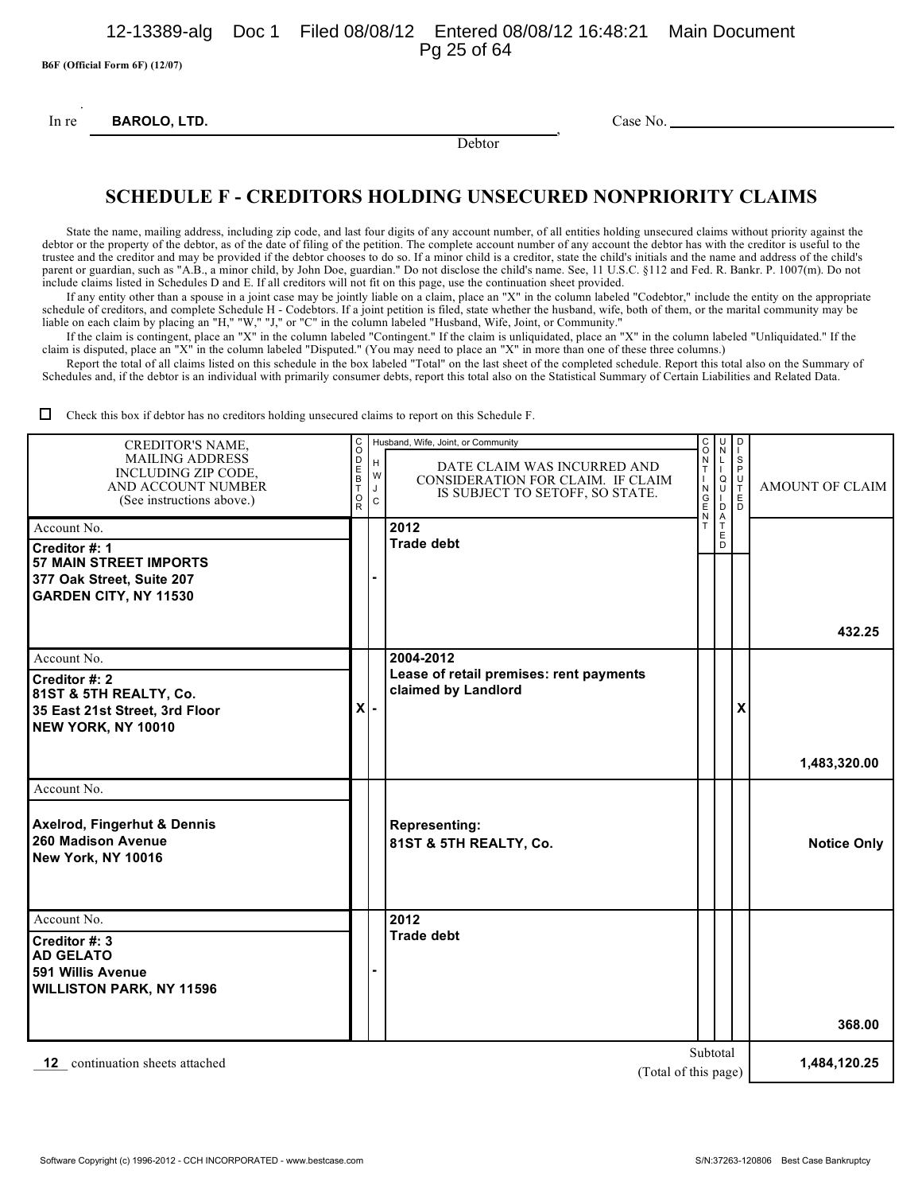B6F (Official Form 6F) (12/07)

In re **BAROLO, LTD.**, Debtor — Case No. ______

# SCHEDULE F - CREDITORS HOLDING UNSECURED NONPRIORITY CLAIMS

State the name, mailing address, including zip code, and last four digits of any account number, of all entities holding unsecured claims without priority against the debtor or the property of the debtor, as of the date of filing of the petition. The complete account number of any account the debtor has with the creditor is useful to the trustee and the creditor and may be provided if the debtor chooses to do so. If a minor child is a creditor, state the child's initials and the name and address of the child's parent or guardian, such as "A.B., a minor child, by John Doe, guardian." Do not disclose the child's name. See, 11 U.S.C. §112 and Fed. R. Bankr. P. 1007(m). Do not include claims listed in Schedules D and E. If all creditors will not fit on this page, use the continuation sheet provided.

If any entity other than a spouse in a joint case may be jointly liable on a claim, place an "X" in the column labeled "Codebtor," include the entity on the appropriate schedule of creditors, and complete Schedule H - Codebtors. If a joint petition is filed, state whether the husband, wife, both of them, or the marital community may be liable on each claim by placing an "H," "W," "J," or "C" in the column labeled "Husband, Wife, Joint, or Community."

If the claim is contingent, place an "X" in the column labeled "Contingent." If the claim is unliquidated, place an "X" in the column labeled "Unliquidated." If the claim is disputed, place an "X" in the column labeled "Disputed." (You may need to place an "X" in more than one of these three columns.)

Report the total of all claims listed on this schedule in the box labeled "Total" on the last sheet of the completed schedule. Report this total also on the Summary of Schedules and, if the debtor is an individual with primarily consumer debts, report this total also on the Statistical Summary of Certain Liabilities and Related Data.

☐ Check this box if debtor has no creditors holding unsecured claims to report on this Schedule F.

| CREDITOR'S NAME, MAILING ADDRESS INCLUDING ZIP CODE, AND ACCOUNT NUMBER (See instructions above.) | CODEBTOR | Husband, Wife, Joint, or Community (H W J C) | DATE CLAIM WAS INCURRED AND CONSIDERATION FOR CLAIM. IF CLAIM IS SUBJECT TO SETOFF, SO STATE. | CONTINGENT | UNLIQUIDATED | DISPUTED | AMOUNT OF CLAIM |
|---|---|---|---|---|---|---|---|
| Account No.<br>**Creditor #: 1**<br>**57 MAIN STREET IMPORTS**<br>**377 Oak Street, Suite 207**<br>**GARDEN CITY, NY 11530** | | - | **2012**<br>**Trade debt** | | | | **432.25** |
| Account No.<br>**Creditor #: 2**<br>**81ST & 5TH REALTY, Co.**<br>**35 East 21st Street, 3rd Floor**<br>**NEW YORK, NY 10010** | X | - | **2004-2012**<br>**Lease of retail premises: rent payments claimed by Landlord** | | | X | **1,483,320.00** |
| Account No.<br>**Axelrod, Fingerhut & Dennis**<br>**260 Madison Avenue**<br>**New York, NY 10016** | | | **Representing:**<br>**81ST & 5TH REALTY, Co.** | | | | **Notice Only** |
| Account No.<br>**Creditor #: 3**<br>**AD GELATO**<br>**591 Willis Avenue**<br>**WILLISTON PARK, NY 11596** | | - | **2012**<br>**Trade debt** | | | | **368.00** |
| **12** continuation sheets attached | | | | | | Subtotal (Total of this page) | **1,484,120.25** |

Software Copyright (c) 1996-2012 - CCH INCORPORATED - www.bestcase.com — S/N:37263-120806 Best Case Bankruptcy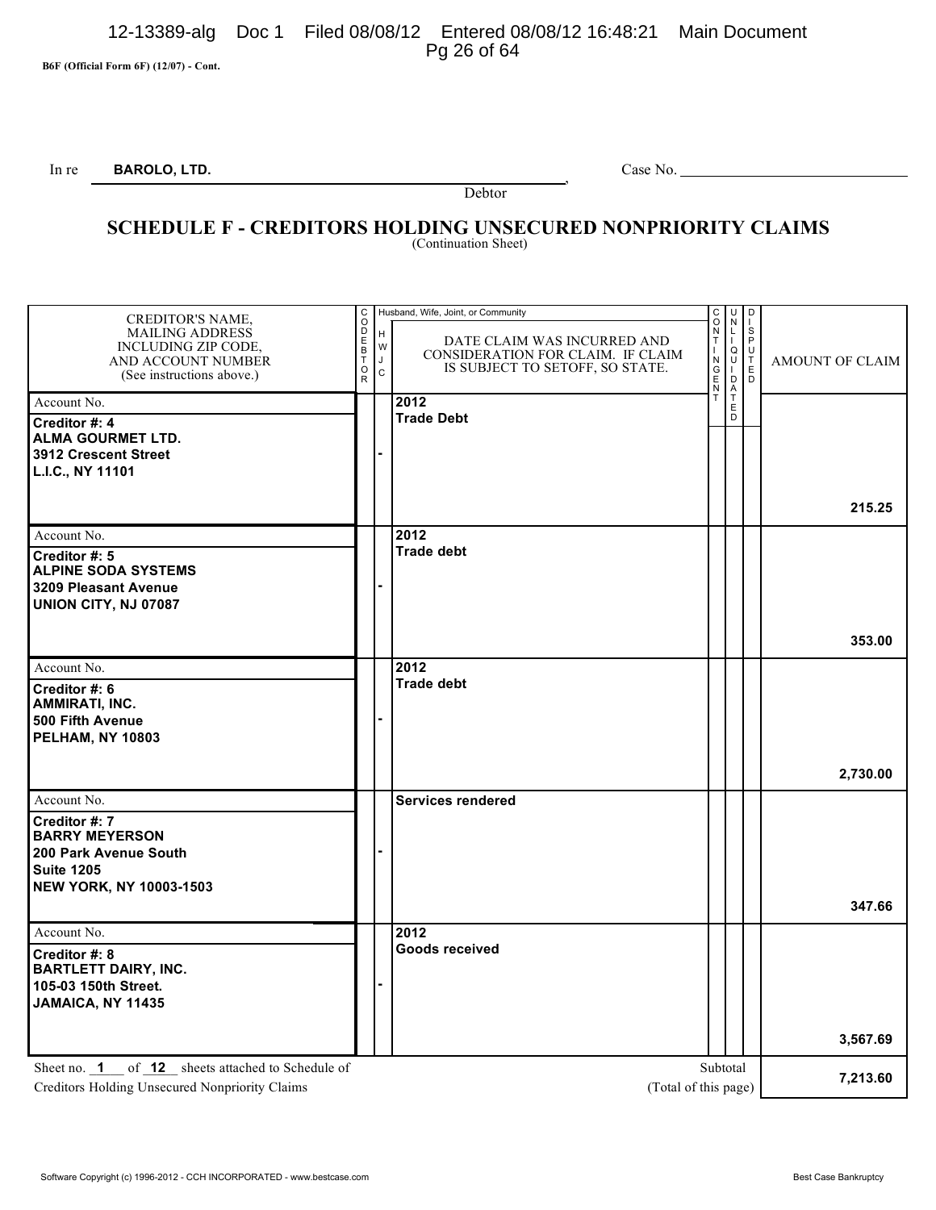B6F (Official Form 6F) (12/07) - Cont.

In re **BAROLO, LTD.**, Debtor

Case No. ______________________

# SCHEDULE F - CREDITORS HOLDING UNSECURED NONPRIORITY CLAIMS

(Continuation Sheet)

| CREDITOR'S NAME, MAILING ADDRESS INCLUDING ZIP CODE, AND ACCOUNT NUMBER (See instructions above.) | CODEBTOR | Husband, Wife, Joint, or Community (H W J C) | DATE CLAIM WAS INCURRED AND CONSIDERATION FOR CLAIM. IF CLAIM IS SUBJECT TO SETOFF, SO STATE. | CONTINGENT | UNLIQUIDATED | DISPUTED | AMOUNT OF CLAIM |
|---|---|---|---|---|---|---|---|
| Account No.<br>**Creditor #: 4**<br>**ALMA GOURMET LTD.**<br>**3912 Crescent Street**<br>**L.I.C., NY 11101** | | **-** | **2012**<br>**Trade Debt** | | | | **215.25** |
| Account No.<br>**Creditor #: 5**<br>**ALPINE SODA SYSTEMS**<br>**3209 Pleasant Avenue**<br>**UNION CITY, NJ 07087** | | **-** | **2012**<br>**Trade debt** | | | | **353.00** |
| Account No.<br>**Creditor #: 6**<br>**AMMIRATI, INC.**<br>**500 Fifth Avenue**<br>**PELHAM, NY 10803** | | **-** | **2012**<br>**Trade debt** | | | | **2,730.00** |
| Account No.<br>**Creditor #: 7**<br>**BARRY MEYERSON**<br>**200 Park Avenue South**<br>**Suite 1205**<br>**NEW YORK, NY 10003-1503** | | **-** | **Services rendered** | | | | **347.66** |
| Account No.<br>**Creditor #: 8**<br>**BARTLETT DAIRY, INC.**<br>**105-03 150th Street.**<br>**JAMAICA, NY 11435** | | **-** | **2012**<br>**Goods received** | | | | **3,567.69** |

Sheet no. **1** of **12** sheets attached to Schedule of Creditors Holding Unsecured Nonpriority Claims

Subtotal (Total of this page): **7,213.60**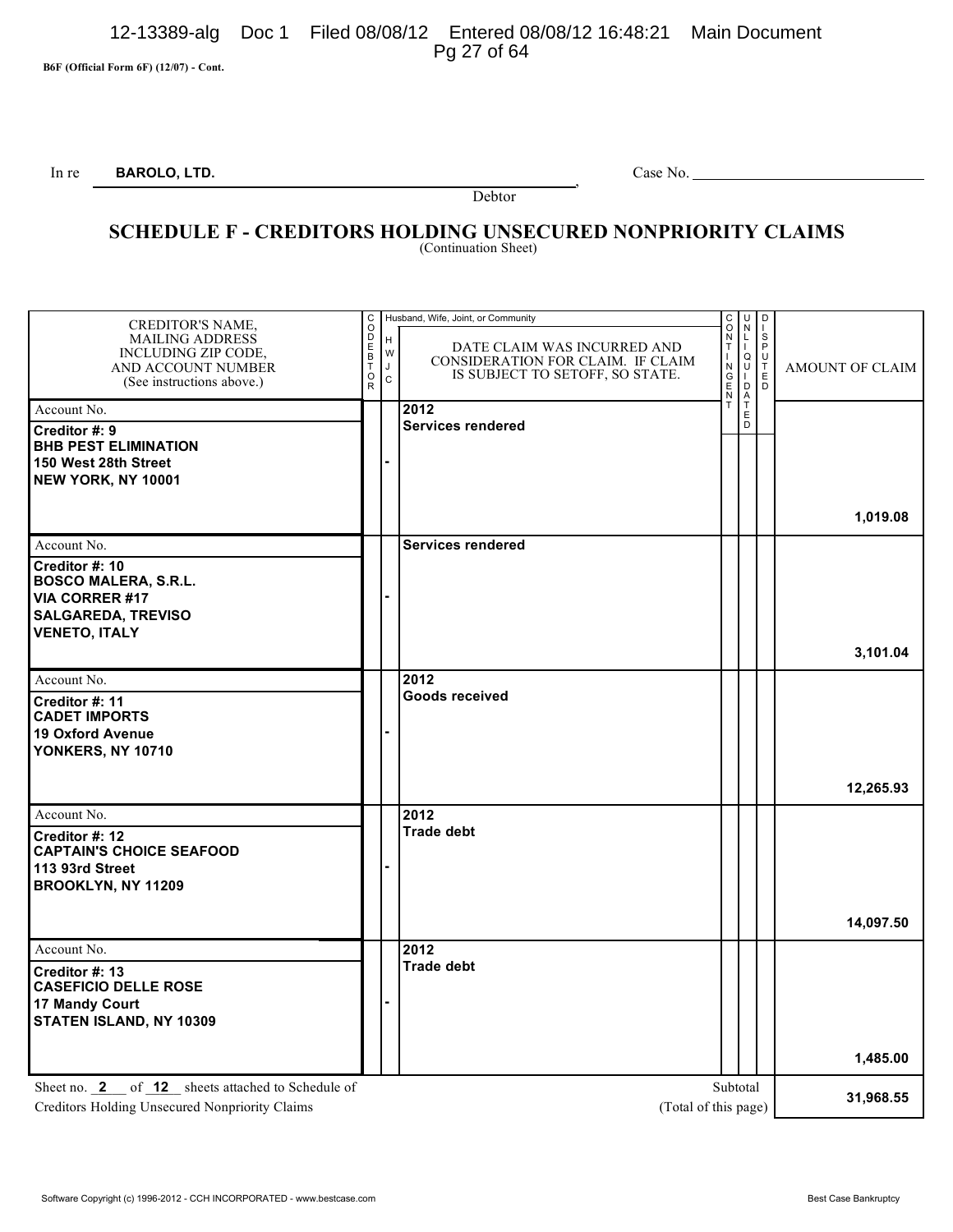B6F (Official Form 6F) (12/07) - Cont.

In re **BAROLO, LTD.**, Debtor    Case No. ______________

## SCHEDULE F - CREDITORS HOLDING UNSECURED NONPRIORITY CLAIMS
(Continuation Sheet)

| CREDITOR'S NAME, MAILING ADDRESS INCLUDING ZIP CODE, AND ACCOUNT NUMBER (See instructions above.) | CODEBTOR | Husband, Wife, Joint, or Community (H W J C) | DATE CLAIM WAS INCURRED AND CONSIDERATION FOR CLAIM. IF CLAIM IS SUBJECT TO SETOFF, SO STATE. | CONTINGENT | UNLIQUIDATED | DISPUTED | AMOUNT OF CLAIM |
|---|---|---|---|---|---|---|---|
| Account No.<br>**Creditor #: 9**<br>**BHB PEST ELIMINATION**<br>**150 West 28th Street**<br>**NEW YORK, NY 10001** | | - | **2012**<br>**Services rendered** | | | | **1,019.08** |
| Account No.<br>**Creditor #: 10**<br>**BOSCO MALERA, S.R.L.**<br>**VIA CORRER #17**<br>**SALGAREDA, TREVISO**<br>**VENETO, ITALY** | | - | **Services rendered** | | | | **3,101.04** |
| Account No.<br>**Creditor #: 11**<br>**CADET IMPORTS**<br>**19 Oxford Avenue**<br>**YONKERS, NY 10710** | | - | **2012**<br>**Goods received** | | | | **12,265.93** |
| Account No.<br>**Creditor #: 12**<br>**CAPTAIN'S CHOICE SEAFOOD**<br>**113 93rd Street**<br>**BROOKLYN, NY 11209** | | - | **2012**<br>**Trade debt** | | | | **14,097.50** |
| Account No.<br>**Creditor #: 13**<br>**CASEFICIO DELLE ROSE**<br>**17 Mandy Court**<br>**STATEN ISLAND, NY 10309** | | - | **2012**<br>**Trade debt** | | | | **1,485.00** |

Sheet no. **2** of **12** sheets attached to Schedule of Creditors Holding Unsecured Nonpriority Claims

Subtotal (Total of this page): **31,968.55**

Software Copyright (c) 1996-2012 - CCH INCORPORATED - www.bestcase.com    Best Case Bankruptcy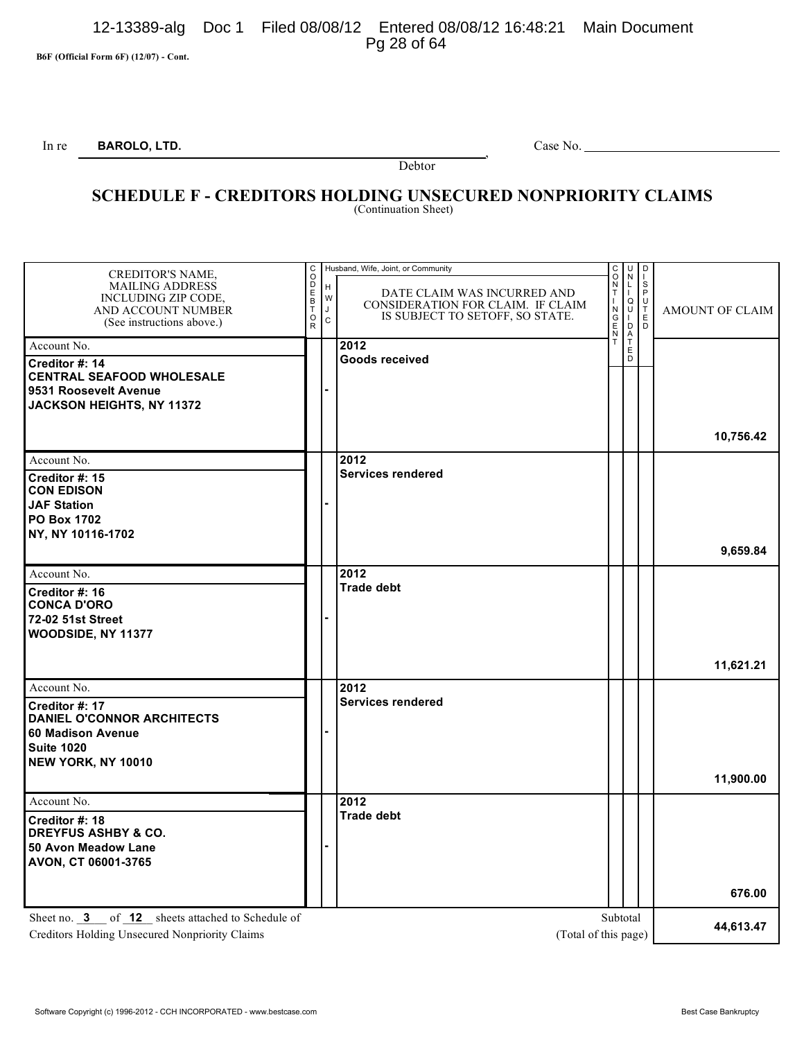B6F (Official Form 6F) (12/07) - Cont.

In re **BAROLO, LTD.**, Debtor

Case No. ______________________

# SCHEDULE F - CREDITORS HOLDING UNSECURED NONPRIORITY CLAIMS

(Continuation Sheet)

| CREDITOR'S NAME, MAILING ADDRESS INCLUDING ZIP CODE, AND ACCOUNT NUMBER (See instructions above.) | CODEBTOR | Husband, Wife, Joint, or Community (H W J C) | DATE CLAIM WAS INCURRED AND CONSIDERATION FOR CLAIM. IF CLAIM IS SUBJECT TO SETOFF, SO STATE. | CONTINGENT | UNLIQUIDATED | DISPUTED | AMOUNT OF CLAIM |
|---|---|---|---|---|---|---|---|
| Account No.<br>**Creditor #: 14**<br>**CENTRAL SEAFOOD WHOLESALE**<br>**9531 Roosevelt Avenue**<br>**JACKSON HEIGHTS, NY 11372** | | - | **2012**<br>**Goods received** | | | | **10,756.42** |
| Account No.<br>**Creditor #: 15**<br>**CON EDISON**<br>**JAF Station**<br>**PO Box 1702**<br>**NY, NY 10116-1702** | | - | **2012**<br>**Services rendered** | | | | **9,659.84** |
| Account No.<br>**Creditor #: 16**<br>**CONCA D'ORO**<br>**72-02 51st Street**<br>**WOODSIDE, NY 11377** | | - | **2012**<br>**Trade debt** | | | | **11,621.21** |
| Account No.<br>**Creditor #: 17**<br>**DANIEL O'CONNOR ARCHITECTS**<br>**60 Madison Avenue**<br>**Suite 1020**<br>**NEW YORK, NY 10010** | | - | **2012**<br>**Services rendered** | | | | **11,900.00** |
| Account No.<br>**Creditor #: 18**<br>**DREYFUS ASHBY & CO.**<br>**50 Avon Meadow Lane**<br>**AVON, CT 06001-3765** | | - | **2012**<br>**Trade debt** | | | | **676.00** |

Sheet no. **3** of **12** sheets attached to Schedule of Creditors Holding Unsecured Nonpriority Claims

Subtotal (Total of this page): **44,613.47**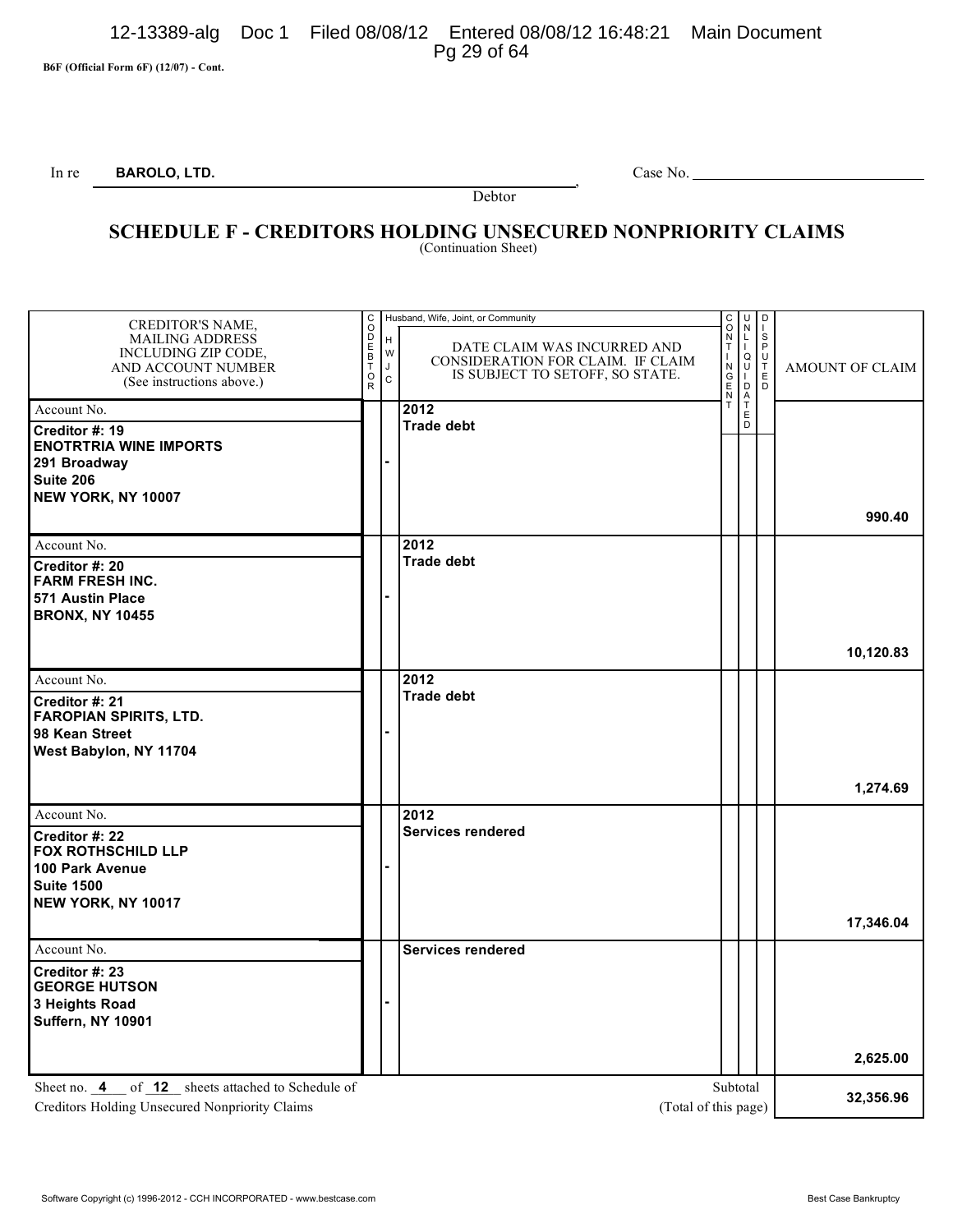B6F (Official Form 6F) (12/07) - Cont.

In re **BAROLO, LTD.**, Debtor — Case No. ____________

# SCHEDULE F - CREDITORS HOLDING UNSECURED NONPRIORITY CLAIMS

(Continuation Sheet)

| CREDITOR'S NAME, MAILING ADDRESS INCLUDING ZIP CODE, AND ACCOUNT NUMBER (See instructions above.) | CODEBTOR | Husband, Wife, Joint, or Community (H W J C) | DATE CLAIM WAS INCURRED AND CONSIDERATION FOR CLAIM. IF CLAIM IS SUBJECT TO SETOFF, SO STATE. | CONTINGENT | UNLIQUIDATED | DISPUTED | AMOUNT OF CLAIM |
|---|---|---|---|---|---|---|---|
| Account No. **Creditor #: 19** **ENOTRTRIA WINE IMPORTS** **291 Broadway** **Suite 206** **NEW YORK, NY 10007** | | - | **2012** **Trade debt** | | | | **990.40** |
| Account No. **Creditor #: 20** **FARM FRESH INC.** **571 Austin Place** **BRONX, NY 10455** | | - | **2012** **Trade debt** | | | | **10,120.83** |
| Account No. **Creditor #: 21** **FAROPIAN SPIRITS, LTD.** **98 Kean Street** **West Babylon, NY 11704** | | - | **2012** **Trade debt** | | | | **1,274.69** |
| Account No. **Creditor #: 22** **FOX ROTHSCHILD LLP** **100 Park Avenue** **Suite 1500** **NEW YORK, NY 10017** | | - | **2012** **Services rendered** | | | | **17,346.04** |
| Account No. **Creditor #: 23** **GEORGE HUTSON** **3 Heights Road** **Suffern, NY 10901** | | - | **Services rendered** | | | | **2,625.00** |

Sheet no. **4** of **12** sheets attached to Schedule of Creditors Holding Unsecured Nonpriority Claims

Subtotal (Total of this page): **32,356.96**

Software Copyright (c) 1996-2012 - CCH INCORPORATED - www.bestcase.com — Best Case Bankruptcy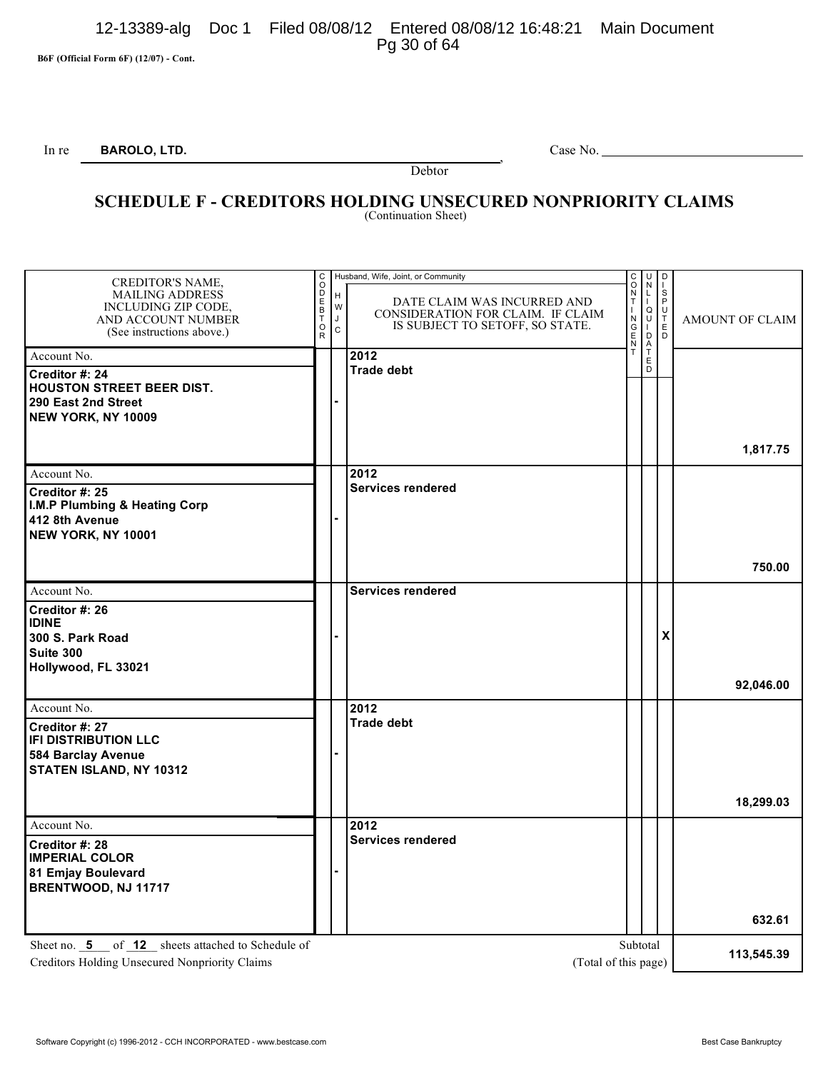B6F (Official Form 6F) (12/07) - Cont.

In re **BAROLO, LTD.**, Debtor Case No. ____________

## SCHEDULE F - CREDITORS HOLDING UNSECURED NONPRIORITY CLAIMS
(Continuation Sheet)

| CREDITOR'S NAME, MAILING ADDRESS INCLUDING ZIP CODE, AND ACCOUNT NUMBER (See instructions above.) | CODEBTOR | Husband, Wife, Joint, or Community (H W J C) | DATE CLAIM WAS INCURRED AND CONSIDERATION FOR CLAIM. IF CLAIM IS SUBJECT TO SETOFF, SO STATE. | CONTINGENT | UNLIQUIDATED | DISPUTED | AMOUNT OF CLAIM |
|---|---|---|---|---|---|---|---|
| Account No.<br>**Creditor #: 24**<br>**HOUSTON STREET BEER DIST.**<br>**290 East 2nd Street**<br>**NEW YORK, NY 10009** | | - | **2012**<br>**Trade debt** | | | | **1,817.75** |
| Account No.<br>**Creditor #: 25**<br>**I.M.P Plumbing & Heating Corp**<br>**412 8th Avenue**<br>**NEW YORK, NY 10001** | | - | **2012**<br>**Services rendered** | | | | **750.00** |
| Account No.<br>**Creditor #: 26**<br>**IDINE**<br>**300 S. Park Road**<br>**Suite 300**<br>**Hollywood, FL 33021** | | - | **Services rendered** | | | **X** | **92,046.00** |
| Account No.<br>**Creditor #: 27**<br>**IFI DISTRIBUTION LLC**<br>**584 Barclay Avenue**<br>**STATEN ISLAND, NY 10312** | | - | **2012**<br>**Trade debt** | | | | **18,299.03** |
| Account No.<br>**Creditor #: 28**<br>**IMPERIAL COLOR**<br>**81 Emjay Boulevard**<br>**BRENTWOOD, NJ 11717** | | - | **2012**<br>**Services rendered** | | | | **632.61** |

Sheet no. **5** of **12** sheets attached to Schedule of Creditors Holding Unsecured Nonpriority Claims

Subtotal (Total of this page) **113,545.39**

Software Copyright (c) 1996-2012 - CCH INCORPORATED - www.bestcase.com Best Case Bankruptcy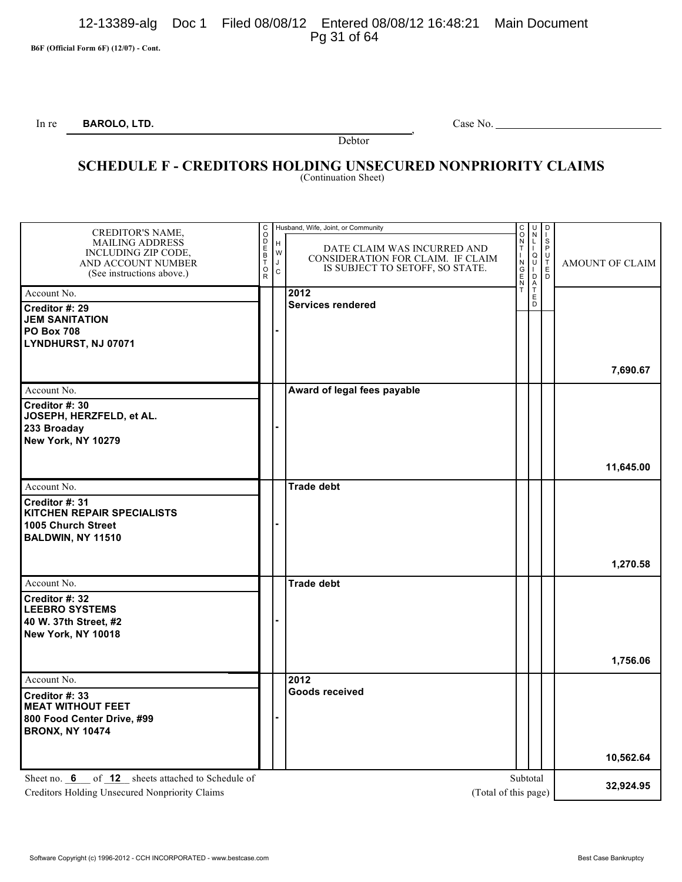B6F (Official Form 6F) (12/07) - Cont.

In re **BAROLO, LTD.**, Debtor    Case No. ____________

## SCHEDULE F - CREDITORS HOLDING UNSECURED NONPRIORITY CLAIMS

(Continuation Sheet)

| CREDITOR'S NAME, MAILING ADDRESS INCLUDING ZIP CODE, AND ACCOUNT NUMBER (See instructions above.) | CODEBTOR | Husband, Wife, Joint, or Community (H W J C) | DATE CLAIM WAS INCURRED AND CONSIDERATION FOR CLAIM. IF CLAIM IS SUBJECT TO SETOFF, SO STATE. | CONTINGENT | UNLIQUIDATED | DISPUTED | AMOUNT OF CLAIM |
|---|---|---|---|---|---|---|---|
| Account No.<br>**Creditor #: 29**<br>**JEM SANITATION**<br>**PO Box 708**<br>**LYNDHURST, NJ 07071** | | - | **2012**<br>**Services rendered** | | | | **7,690.67** |
| Account No.<br>**Creditor #: 30**<br>**JOSEPH, HERZFELD, et AL.**<br>**233 Broaday**<br>**New York, NY 10279** | | - | **Award of legal fees payable** | | | | **11,645.00** |
| Account No.<br>**Creditor #: 31**<br>**KITCHEN REPAIR SPECIALISTS**<br>**1005 Church Street**<br>**BALDWIN, NY 11510** | | - | **Trade debt** | | | | **1,270.58** |
| Account No.<br>**Creditor #: 32**<br>**LEEBRO SYSTEMS**<br>**40 W. 37th Street, #2**<br>**New York, NY 10018** | | - | **Trade debt** | | | | **1,756.06** |
| Account No.<br>**Creditor #: 33**<br>**MEAT WITHOUT FEET**<br>**800 Food Center Drive, #99**<br>**BRONX, NY 10474** | | - | **2012**<br>**Goods received** | | | | **10,562.64** |

Sheet no. **6** of **12** sheets attached to Schedule of Creditors Holding Unsecured Nonpriority Claims

Subtotal (Total of this page): **32,924.95**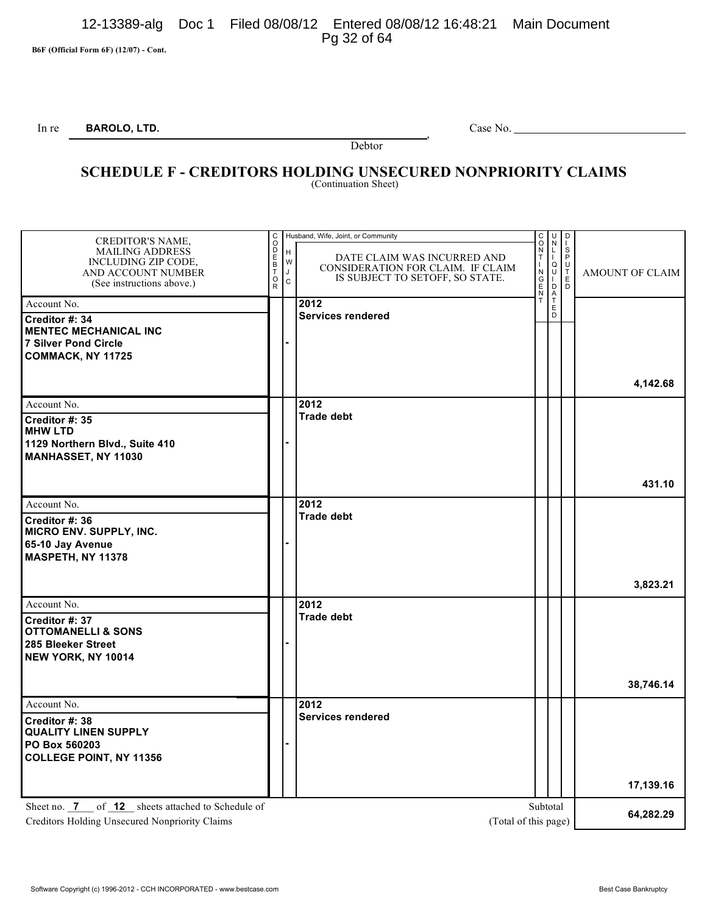B6F (Official Form 6F) (12/07) - Cont.

In re **BAROLO, LTD.**, Debtor

Case No. ______________________

# SCHEDULE F - CREDITORS HOLDING UNSECURED NONPRIORITY CLAIMS

(Continuation Sheet)

| CREDITOR'S NAME, MAILING ADDRESS INCLUDING ZIP CODE, AND ACCOUNT NUMBER (See instructions above.) | CODEBTOR | Husband, Wife, Joint, or Community (H W J C) | DATE CLAIM WAS INCURRED AND CONSIDERATION FOR CLAIM. IF CLAIM IS SUBJECT TO SETOFF, SO STATE. | CONTINGENT | UNLIQUIDATED | DISPUTED | AMOUNT OF CLAIM |
|---|---|---|---|---|---|---|---|
| Account No.<br>**Creditor #: 34**<br>**MENTEC MECHANICAL INC**<br>**7 Silver Pond Circle**<br>**COMMACK, NY 11725** | | - | **2012**<br>**Services rendered** | | | | **4,142.68** |
| Account No.<br>**Creditor #: 35**<br>**MHW LTD**<br>**1129 Northern Blvd., Suite 410**<br>**MANHASSET, NY 11030** | | - | **2012**<br>**Trade debt** | | | | **431.10** |
| Account No.<br>**Creditor #: 36**<br>**MICRO ENV. SUPPLY, INC.**<br>**65-10 Jay Avenue**<br>**MASPETH, NY 11378** | | - | **2012**<br>**Trade debt** | | | | **3,823.21** |
| Account No.<br>**Creditor #: 37**<br>**OTTOMANELLI & SONS**<br>**285 Bleeker Street**<br>**NEW YORK, NY 10014** | | - | **2012**<br>**Trade debt** | | | | **38,746.14** |
| Account No.<br>**Creditor #: 38**<br>**QUALITY LINEN SUPPLY**<br>**PO Box 560203**<br>**COLLEGE POINT, NY 11356** | | - | **2012**<br>**Services rendered** | | | | **17,139.16** |

Sheet no. **7** of **12** sheets attached to Schedule of Creditors Holding Unsecured Nonpriority Claims

Subtotal (Total of this page) **64,282.29**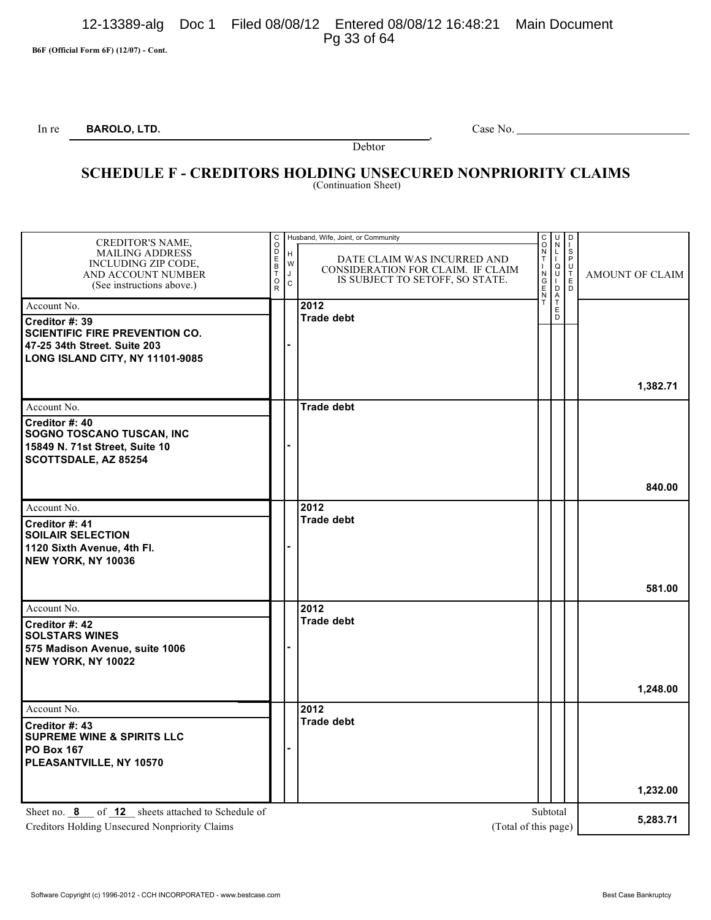B6F (Official Form 6F) (12/07) - Cont.

In re **BAROLO, LTD.**, Debtor    Case No.

# SCHEDULE F - CREDITORS HOLDING UNSECURED NONPRIORITY CLAIMS

(Continuation Sheet)

| CREDITOR'S NAME, MAILING ADDRESS INCLUDING ZIP CODE, AND ACCOUNT NUMBER (See instructions above.) | CODEBTOR | Husband, Wife, Joint, or Community (H W J C) | DATE CLAIM WAS INCURRED AND CONSIDERATION FOR CLAIM. IF CLAIM IS SUBJECT TO SETOFF, SO STATE. | CONTINGENT | UNLIQUIDATED | DISPUTED | AMOUNT OF CLAIM |
|---|---|---|---|---|---|---|---|
| Account No.<br>**Creditor #: 39**<br>**SCIENTIFIC FIRE PREVENTION CO.**<br>**47-25 34th Street. Suite 203**<br>**LONG ISLAND CITY, NY 11101-9085** | | - | **2012**<br>**Trade debt** | | | | **1,382.71** |
| Account No.<br>**Creditor #: 40**<br>**SOGNO TOSCANO TUSCAN, INC**<br>**15849 N. 71st Street, Suite 10**<br>**SCOTTSDALE, AZ 85254** | | - | **Trade debt** | | | | **840.00** |
| Account No.<br>**Creditor #: 41**<br>**SOILAIR SELECTION**<br>**1120 Sixth Avenue, 4th Fl.**<br>**NEW YORK, NY 10036** | | - | **2012**<br>**Trade debt** | | | | **581.00** |
| Account No.<br>**Creditor #: 42**<br>**SOLSTARS WINES**<br>**575 Madison Avenue, suite 1006**<br>**NEW YORK, NY 10022** | | - | **2012**<br>**Trade debt** | | | | **1,248.00** |
| Account No.<br>**Creditor #: 43**<br>**SUPREME WINE & SPIRITS LLC**<br>**PO Box 167**<br>**PLEASANTVILLE, NY 10570** | | - | **2012**<br>**Trade debt** | | | | **1,232.00** |

Sheet no. **8** of **12** sheets attached to Schedule of Creditors Holding Unsecured Nonpriority Claims

Subtotal (Total of this page): **5,283.71**

Software Copyright (c) 1996-2012 - CCH INCORPORATED - www.bestcase.com    Best Case Bankruptcy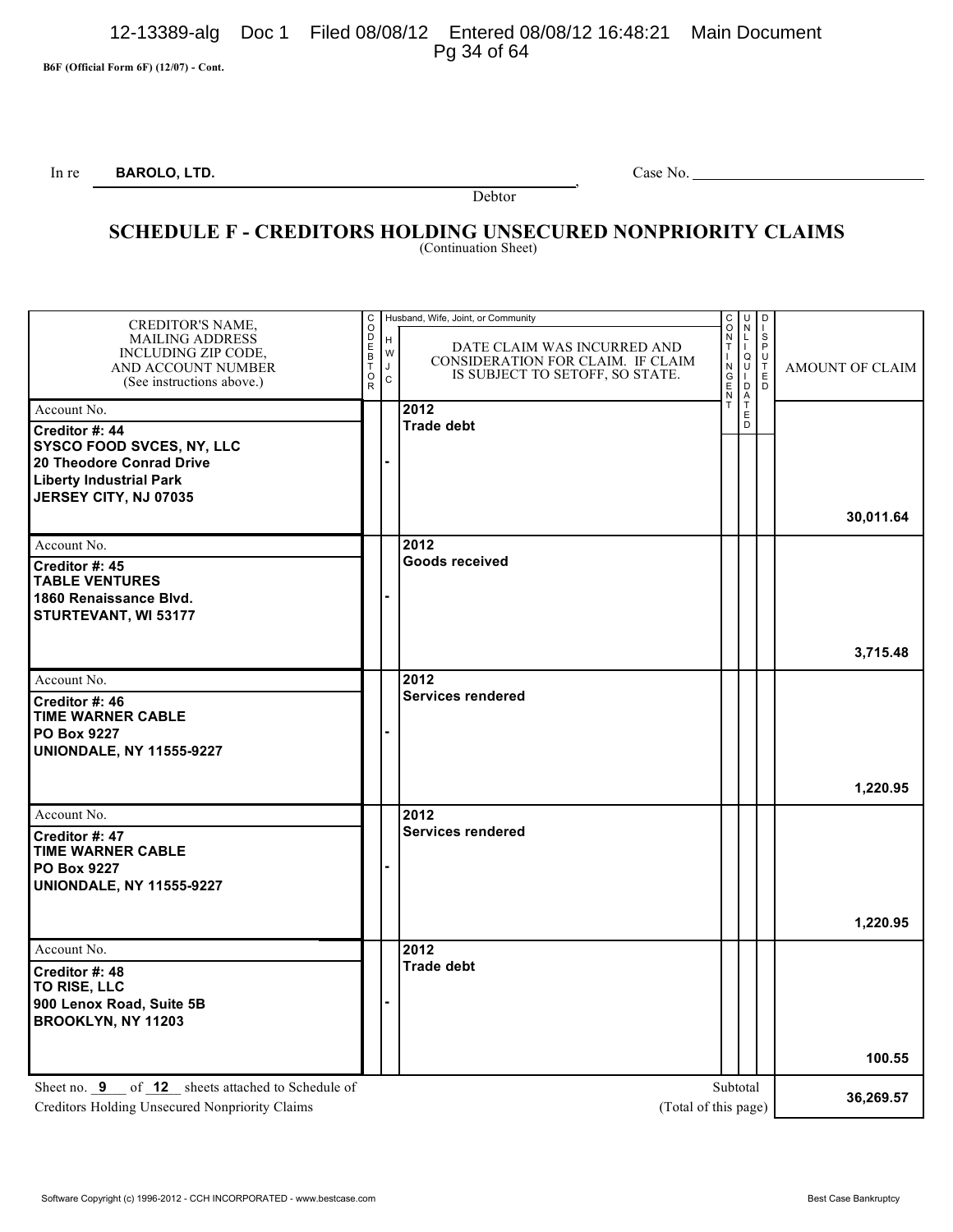B6F (Official Form 6F) (12/07) - Cont.

In re **BAROLO, LTD.**, Debtor

Case No. ______________

# SCHEDULE F - CREDITORS HOLDING UNSECURED NONPRIORITY CLAIMS

(Continuation Sheet)

| CREDITOR'S NAME, MAILING ADDRESS INCLUDING ZIP CODE, AND ACCOUNT NUMBER (See instructions above.) | CODEBTOR | H W J C | DATE CLAIM WAS INCURRED AND CONSIDERATION FOR CLAIM. IF CLAIM IS SUBJECT TO SETOFF, SO STATE. | CONTINGENT | UNLIQUIDATED | DISPUTED | AMOUNT OF CLAIM |
|---|---|---|---|---|---|---|---|
| Account No.<br>**Creditor #: 44**<br>**SYSCO FOOD SVCES, NY, LLC**<br>**20 Theodore Conrad Drive**<br>**Liberty Industrial Park**<br>**JERSEY CITY, NJ 07035** | | - | **2012**<br>**Trade debt** | | | | **30,011.64** |
| Account No.<br>**Creditor #: 45**<br>**TABLE VENTURES**<br>**1860 Renaissance Blvd.**<br>**STURTEVANT, WI 53177** | | - | **2012**<br>**Goods received** | | | | **3,715.48** |
| Account No.<br>**Creditor #: 46**<br>**TIME WARNER CABLE**<br>**PO Box 9227**<br>**UNIONDALE, NY 11555-9227** | | - | **2012**<br>**Services rendered** | | | | **1,220.95** |
| Account No.<br>**Creditor #: 47**<br>**TIME WARNER CABLE**<br>**PO Box 9227**<br>**UNIONDALE, NY 11555-9227** | | - | **2012**<br>**Services rendered** | | | | **1,220.95** |
| Account No.<br>**Creditor #: 48**<br>**TO RISE, LLC**<br>**900 Lenox Road, Suite 5B**<br>**BROOKLYN, NY 11203** | | - | **2012**<br>**Trade debt** | | | | **100.55** |

Sheet no. **9** of **12** sheets attached to Schedule of Creditors Holding Unsecured Nonpriority Claims

Subtotal (Total of this page): **36,269.57**

Software Copyright (c) 1996-2012 - CCH INCORPORATED - www.bestcase.com — Best Case Bankruptcy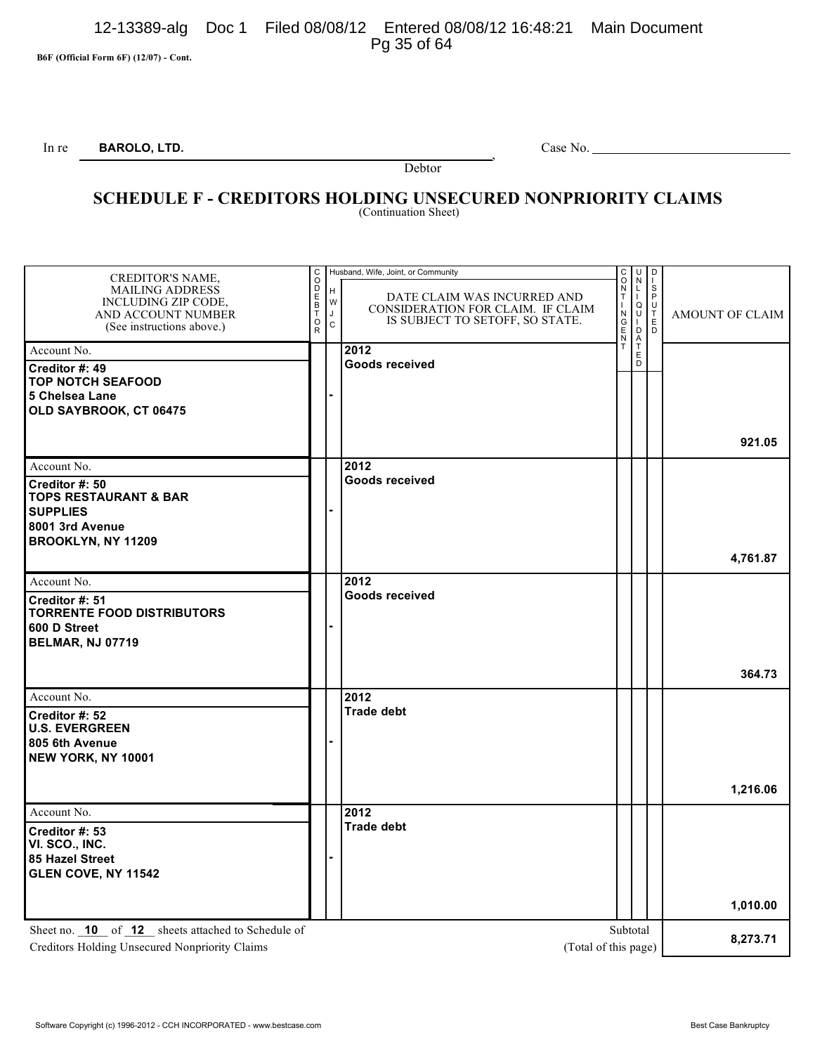B6F (Official Form 6F) (12/07) - Cont.

In re **BAROLO, LTD.**, Debtor  Case No.

# SCHEDULE F - CREDITORS HOLDING UNSECURED NONPRIORITY CLAIMS

(Continuation Sheet)

| CREDITOR'S NAME, MAILING ADDRESS INCLUDING ZIP CODE, AND ACCOUNT NUMBER (See instructions above.) | CODEBTOR | Husband, Wife, Joint, or Community (H W J C) | DATE CLAIM WAS INCURRED AND CONSIDERATION FOR CLAIM. IF CLAIM IS SUBJECT TO SETOFF, SO STATE. | CONTINGENT | UNLIQUIDATED | DISPUTED | AMOUNT OF CLAIM |
|---|---|---|---|---|---|---|---|
| Account No.<br>**Creditor #: 49**<br>**TOP NOTCH SEAFOOD**<br>**5 Chelsea Lane**<br>**OLD SAYBROOK, CT 06475** | | - | **2012**<br>**Goods received** | | | | **921.05** |
| Account No.<br>**Creditor #: 50**<br>**TOPS RESTAURANT & BAR SUPPLIES**<br>**8001 3rd Avenue**<br>**BROOKLYN, NY 11209** | | - | **2012**<br>**Goods received** | | | | **4,761.87** |
| Account No.<br>**Creditor #: 51**<br>**TORRENTE FOOD DISTRIBUTORS**<br>**600 D Street**<br>**BELMAR, NJ 07719** | | - | **2012**<br>**Goods received** | | | | **364.73** |
| Account No.<br>**Creditor #: 52**<br>**U.S. EVERGREEN**<br>**805 6th Avenue**<br>**NEW YORK, NY 10001** | | - | **2012**<br>**Trade debt** | | | | **1,216.06** |
| Account No.<br>**Creditor #: 53**<br>**VI. SCO., INC.**<br>**85 Hazel Street**<br>**GLEN COVE, NY 11542** | | - | **2012**<br>**Trade debt** | | | | **1,010.00** |

Sheet no. **10** of **12** sheets attached to Schedule of Creditors Holding Unsecured Nonpriority Claims

Subtotal (Total of this page) **8,273.71**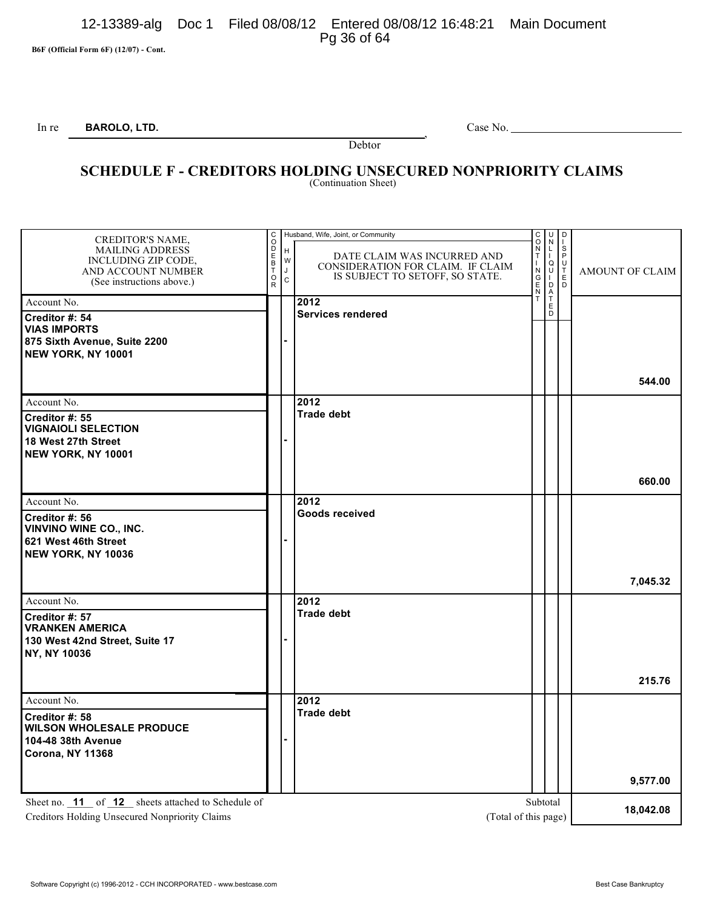B6F (Official Form 6F) (12/07) - Cont.

In re **BAROLO, LTD.**, Debtor

Case No. ______________________

# SCHEDULE F - CREDITORS HOLDING UNSECURED NONPRIORITY CLAIMS

(Continuation Sheet)

| CREDITOR'S NAME, MAILING ADDRESS INCLUDING ZIP CODE, AND ACCOUNT NUMBER (See instructions above.) | CODEBTOR | Husband, Wife, Joint, or Community (H W J C) | DATE CLAIM WAS INCURRED AND CONSIDERATION FOR CLAIM. IF CLAIM IS SUBJECT TO SETOFF, SO STATE. | CONTINGENT | UNLIQUIDATED | DISPUTED | AMOUNT OF CLAIM |
|---|---|---|---|---|---|---|---|
| Account No.<br>**Creditor #: 54**<br>**VIAS IMPORTS**<br>**875 Sixth Avenue, Suite 2200**<br>**NEW YORK, NY 10001** | | - | **2012**<br>**Services rendered** | | | | **544.00** |
| Account No.<br>**Creditor #: 55**<br>**VIGNAIOLI SELECTION**<br>**18 West 27th Street**<br>**NEW YORK, NY 10001** | | - | **2012**<br>**Trade debt** | | | | **660.00** |
| Account No.<br>**Creditor #: 56**<br>**VINVINO WINE CO., INC.**<br>**621 West 46th Street**<br>**NEW YORK, NY 10036** | | - | **2012**<br>**Goods received** | | | | **7,045.32** |
| Account No.<br>**Creditor #: 57**<br>**VRANKEN AMERICA**<br>**130 West 42nd Street, Suite 17**<br>**NY, NY 10036** | | - | **2012**<br>**Trade debt** | | | | **215.76** |
| Account No.<br>**Creditor #: 58**<br>**WILSON WHOLESALE PRODUCE**<br>**104-48 38th Avenue**<br>**Corona, NY 11368** | | - | **2012**<br>**Trade debt** | | | | **9,577.00** |

Sheet no. **11** of **12** sheets attached to Schedule of Creditors Holding Unsecured Nonpriority Claims

Subtotal (Total of this page): **18,042.08**

Software Copyright (c) 1996-2012 - CCH INCORPORATED - www.bestcase.com Best Case Bankruptcy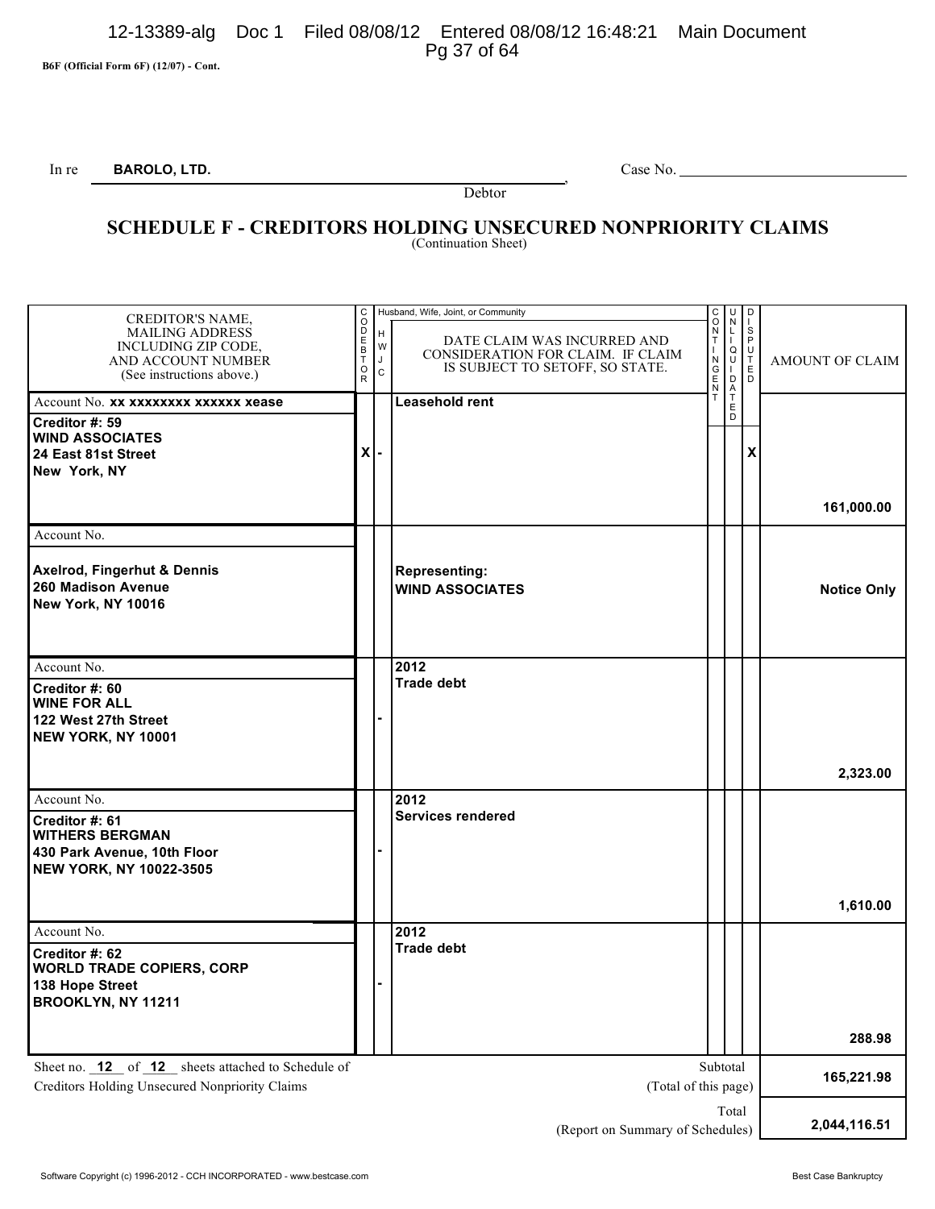B6F (Official Form 6F) (12/07) - Cont.

In re **BAROLO, LTD.**, Debtor — Case No. \_\_\_\_\_\_\_\_\_\_

# SCHEDULE F - CREDITORS HOLDING UNSECURED NONPRIORITY CLAIMS

(Continuation Sheet)

| CREDITOR'S NAME, MAILING ADDRESS INCLUDING ZIP CODE, AND ACCOUNT NUMBER (See instructions above.) | CODEBTOR | Husband, Wife, Joint, or Community (H W J C) | DATE CLAIM WAS INCURRED AND CONSIDERATION FOR CLAIM. IF CLAIM IS SUBJECT TO SETOFF, SO STATE. | CONTINGENT | UNLIQUIDATED | DISPUTED | AMOUNT OF CLAIM |
|---|---|---|---|---|---|---|---|
| Account No. **xx xxxxxxxx xxxxxx xease**<br>**Creditor #: 59**<br>**WIND ASSOCIATES**<br>**24 East 81st Street**<br>**New York, NY** | X | - | **Leasehold rent** | | | X | **161,000.00** |
| Account No.<br>**Axelrod, Fingerhut & Dennis**<br>**260 Madison Avenue**<br>**New York, NY 10016** | | | **Representing:**<br>**WIND ASSOCIATES** | | | | **Notice Only** |
| Account No.<br>**Creditor #: 60**<br>**WINE FOR ALL**<br>**122 West 27th Street**<br>**NEW YORK, NY 10001** | | - | **2012**<br>**Trade debt** | | | | **2,323.00** |
| Account No.<br>**Creditor #: 61**<br>**WITHERS BERGMAN**<br>**430 Park Avenue, 10th Floor**<br>**NEW YORK, NY 10022-3505** | | - | **2012**<br>**Services rendered** | | | | **1,610.00** |
| Account No.<br>**Creditor #: 62**<br>**WORLD TRADE COPIERS, CORP**<br>**138 Hope Street**<br>**BROOKLYN, NY 11211** | | - | **2012**<br>**Trade debt** | | | | **288.98** |

Sheet no. **12** of **12** sheets attached to Schedule of Creditors Holding Unsecured Nonpriority Claims

| | |
|---|---|
| Subtotal (Total of this page) | **165,221.98** |
| Total (Report on Summary of Schedules) | **2,044,116.51** |

Software Copyright (c) 1996-2012 - CCH INCORPORATED - www.bestcase.com — Best Case Bankruptcy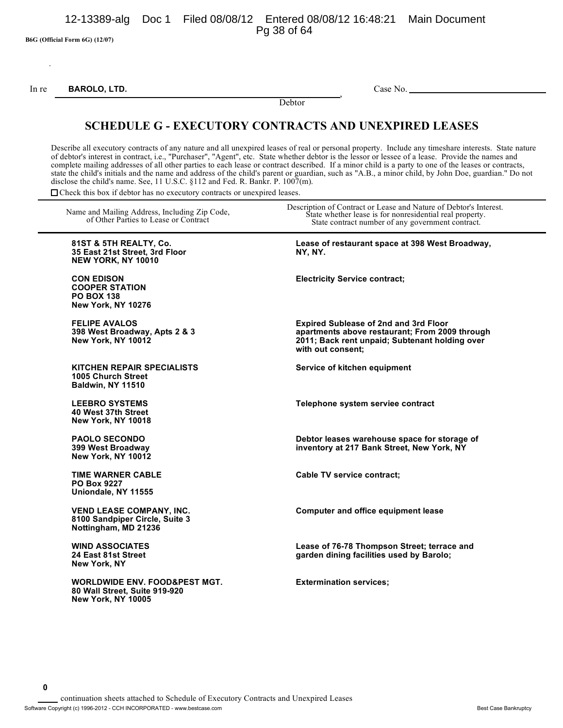B6G (Official Form 6G) (12/07)

In re **BAROLO, LTD.** , Debtor Case No. ______________________

# SCHEDULE G - EXECUTORY CONTRACTS AND UNEXPIRED LEASES

Describe all executory contracts of any nature and all unexpired leases of real or personal property. Include any timeshare interests. State nature of debtor's interest in contract, i.e., "Purchaser", "Agent", etc. State whether debtor is the lessor or lessee of a lease. Provide the names and complete mailing addresses of all other parties to each lease or contract described. If a minor child is a party to one of the leases or contracts, state the child's initials and the name and address of the child's parent or guardian, such as "A.B., a minor child, by John Doe, guardian." Do not disclose the child's name. See, 11 U.S.C. §112 and Fed. R. Bankr. P. 1007(m).

☐ Check this box if debtor has no executory contracts or unexpired leases.

| Name and Mailing Address, Including Zip Code, of Other Parties to Lease or Contract | Description of Contract or Lease and Nature of Debtor's Interest. State whether lease is for nonresidential real property. State contract number of any government contract. |
|---|---|
| **81ST & 5TH REALTY, Co.**<br>**35 East 21st Street, 3rd Floor**<br>**NEW YORK, NY 10010** | **Lease of restaurant space at 398 West Broadway, NY, NY.** |
| **CON EDISON**<br>**COOPER STATION**<br>**PO BOX 138**<br>**New York, NY 10276** | **Electricity Service contract;** |
| **FELIPE AVALOS**<br>**398 West Broadway, Apts 2 & 3**<br>**New York, NY 10012** | **Expired Sublease of 2nd and 3rd Floor apartments above restaurant; From 2009 through 2011; Back rent unpaid; Subtenant holding over with out consent;** |
| **KITCHEN REPAIR SPECIALISTS**<br>**1005 Church Street**<br>**Baldwin, NY 11510** | **Service of kitchen equipment** |
| **LEEBRO SYSTEMS**<br>**40 West 37th Street**<br>**New York, NY 10018** | **Telephone system serviee contract** |
| **PAOLO SECONDO**<br>**399 West Broadway**<br>**New York, NY 10012** | **Debtor leases warehouse space for storage of inventory at 217 Bank Street, New York, NY** |
| **TIME WARNER CABLE**<br>**PO Box 9227**<br>**Uniondale, NY 11555** | **Cable TV service contract;** |
| **VEND LEASE COMPANY, INC.**<br>**8100 Sandpiper Circle, Suite 3**<br>**Nottingham, MD 21236** | **Computer and office equipment lease** |
| **WIND ASSOCIATES**<br>**24 East 81st Street**<br>**New York, NY** | **Lease of 76-78 Thompson Street; terrace and garden dining facilities used by Barolo;** |
| **WORLDWIDE ENV. FOOD&PEST MGT.**<br>**80 Wall Street, Suite 919-920**<br>**New York, NY 10005** | **Extermination services;** |

**0** continuation sheets attached to Schedule of Executory Contracts and Unexpired Leases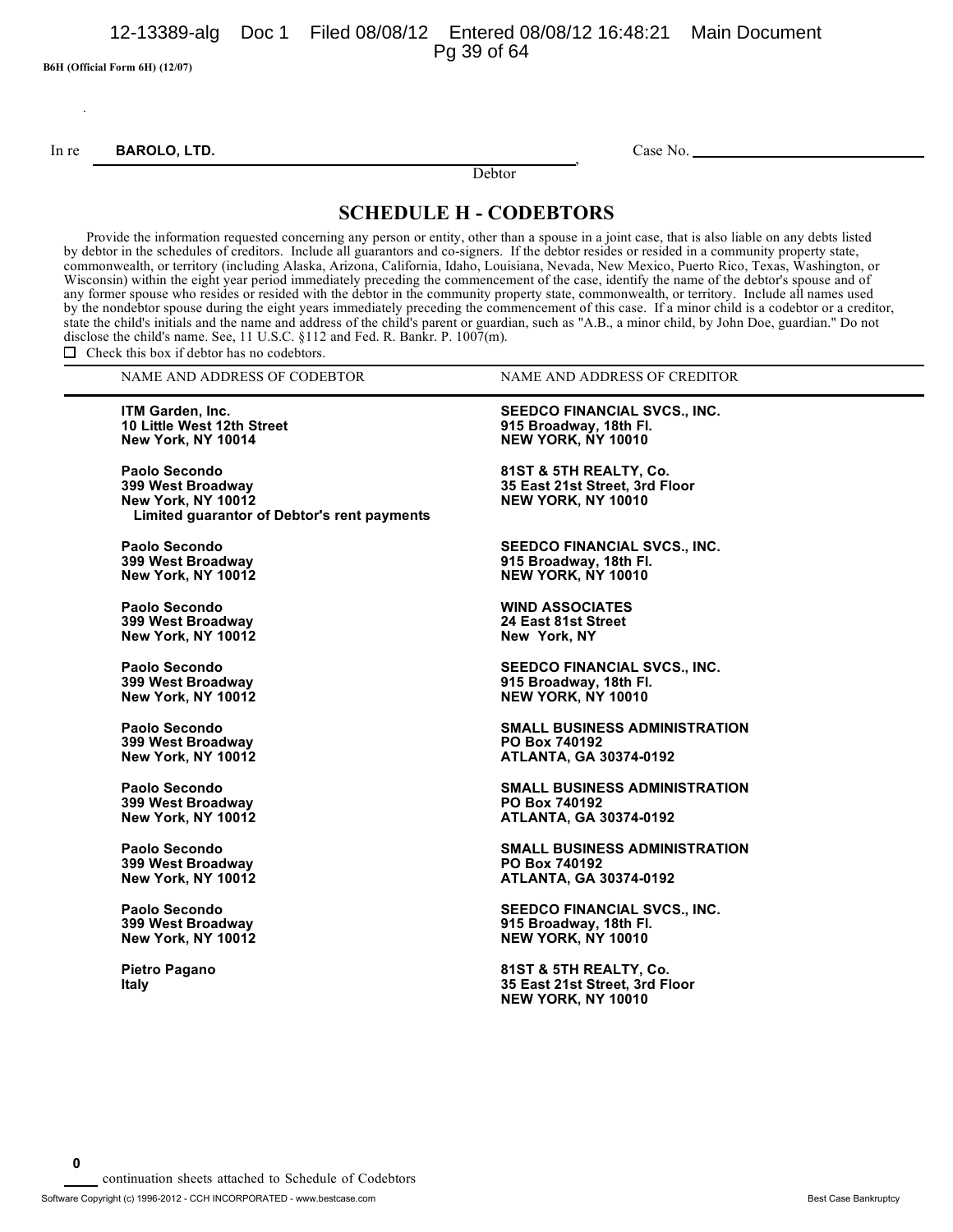B6H (Official Form 6H) (12/07)

In re **BAROLO, LTD.** , Case No. ____________
Debtor

## SCHEDULE H - CODEBTORS

Provide the information requested concerning any person or entity, other than a spouse in a joint case, that is also liable on any debts listed by debtor in the schedules of creditors. Include all guarantors and co-signers. If the debtor resides or resided in a community property state, commonwealth, or territory (including Alaska, Arizona, California, Idaho, Louisiana, Nevada, New Mexico, Puerto Rico, Texas, Washington, or Wisconsin) within the eight year period immediately preceding the commencement of the case, identify the name of the debtor's spouse and of any former spouse who resides or resided with the debtor in the community property state, commonwealth, or territory. Include all names used by the nondebtor spouse during the eight years immediately preceding the commencement of this case. If a minor child is a codebtor or a creditor, state the child's initials and the name and address of the child's parent or guardian, such as "A.B., a minor child, by John Doe, guardian." Do not disclose the child's name. See, 11 U.S.C. §112 and Fed. R. Bankr. P. 1007(m).

☐ Check this box if debtor has no codebtors.

| NAME AND ADDRESS OF CODEBTOR | NAME AND ADDRESS OF CREDITOR |
|---|---|
| **ITM Garden, Inc.**<br>**10 Little West 12th Street**<br>**New York, NY 10014** | **SEEDCO FINANCIAL SVCS., INC.**<br>**915 Broadway, 18th Fl.**<br>**NEW YORK, NY 10010** |
| **Paolo Secondo**<br>**399 West Broadway**<br>**New York, NY 10012**<br>**Limited guarantor of Debtor's rent payments** | **81ST & 5TH REALTY, Co.**<br>**35 East 21st Street, 3rd Floor**<br>**NEW YORK, NY 10010** |
| **Paolo Secondo**<br>**399 West Broadway**<br>**New York, NY 10012** | **SEEDCO FINANCIAL SVCS., INC.**<br>**915 Broadway, 18th Fl.**<br>**NEW YORK, NY 10010** |
| **Paolo Secondo**<br>**399 West Broadway**<br>**New York, NY 10012** | **WIND ASSOCIATES**<br>**24 East 81st Street**<br>**New York, NY** |
| **Paolo Secondo**<br>**399 West Broadway**<br>**New York, NY 10012** | **SEEDCO FINANCIAL SVCS., INC.**<br>**915 Broadway, 18th Fl.**<br>**NEW YORK, NY 10010** |
| **Paolo Secondo**<br>**399 West Broadway**<br>**New York, NY 10012** | **SMALL BUSINESS ADMINISTRATION**<br>**PO Box 740192**<br>**ATLANTA, GA 30374-0192** |
| **Paolo Secondo**<br>**399 West Broadway**<br>**New York, NY 10012** | **SMALL BUSINESS ADMINISTRATION**<br>**PO Box 740192**<br>**ATLANTA, GA 30374-0192** |
| **Paolo Secondo**<br>**399 West Broadway**<br>**New York, NY 10012** | **SMALL BUSINESS ADMINISTRATION**<br>**PO Box 740192**<br>**ATLANTA, GA 30374-0192** |
| **Paolo Secondo**<br>**399 West Broadway**<br>**New York, NY 10012** | **SEEDCO FINANCIAL SVCS., INC.**<br>**915 Broadway, 18th Fl.**<br>**NEW YORK, NY 10010** |
| **Pietro Pagano**<br>**Italy** | **81ST & 5TH REALTY, Co.**<br>**35 East 21st Street, 3rd Floor**<br>**NEW YORK, NY 10010** |

**0** continuation sheets attached to Schedule of Codebtors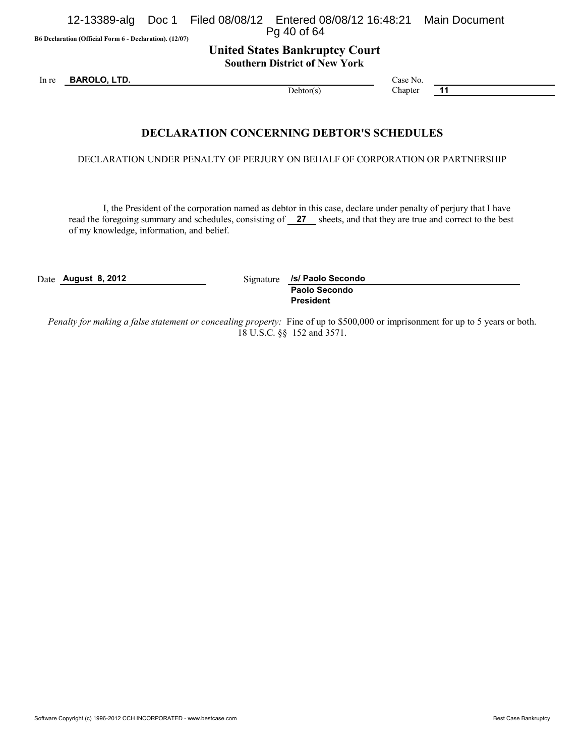B6 Declaration (Official Form 6 - Declaration). (12/07)

# United States Bankruptcy Court
## Southern District of New York

In re **BAROLO, LTD.** Debtor(s) Case No. Chapter **11**

## DECLARATION CONCERNING DEBTOR'S SCHEDULES

DECLARATION UNDER PENALTY OF PERJURY ON BEHALF OF CORPORATION OR PARTNERSHIP

I, the President of the corporation named as debtor in this case, declare under penalty of perjury that I have read the foregoing summary and schedules, consisting of **27** sheets, and that they are true and correct to the best of my knowledge, information, and belief.

Date **August 8, 2012**

Signature **/s/ Paolo Secondo**
**Paolo Secondo**
**President**

*Penalty for making a false statement or concealing property:* Fine of up to $500,000 or imprisonment for up to 5 years or both. 18 U.S.C. §§ 152 and 3571.

Software Copyright (c) 1996-2012 CCH INCORPORATED - www.bestcase.com Best Case Bankruptcy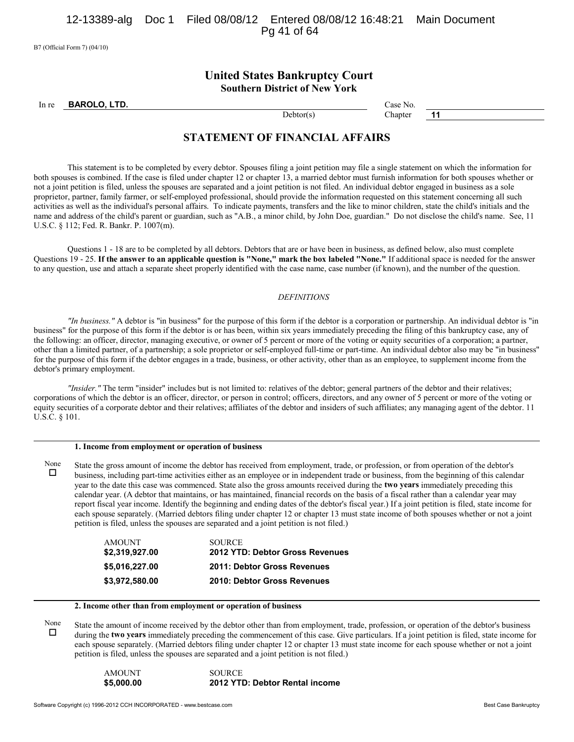B7 (Official Form 7) (04/10)

# United States Bankruptcy Court
## Southern District of New York

In re **BAROLO, LTD.** Debtor(s)

Case No.

Chapter **11**

## STATEMENT OF FINANCIAL AFFAIRS

This statement is to be completed by every debtor. Spouses filing a joint petition may file a single statement on which the information for both spouses is combined. If the case is filed under chapter 12 or chapter 13, a married debtor must furnish information for both spouses whether or not a joint petition is filed, unless the spouses are separated and a joint petition is not filed. An individual debtor engaged in business as a sole proprietor, partner, family farmer, or self-employed professional, should provide the information requested on this statement concerning all such activities as well as the individual's personal affairs. To indicate payments, transfers and the like to minor children, state the child's initials and the name and address of the child's parent or guardian, such as "A.B., a minor child, by John Doe, guardian." Do not disclose the child's name. See, 11 U.S.C. § 112; Fed. R. Bankr. P. 1007(m).

Questions 1 - 18 are to be completed by all debtors. Debtors that are or have been in business, as defined below, also must complete Questions 19 - 25. **If the answer to an applicable question is "None," mark the box labeled "None."** If additional space is needed for the answer to any question, use and attach a separate sheet properly identified with the case name, case number (if known), and the number of the question.

*DEFINITIONS*

*"In business."* A debtor is "in business" for the purpose of this form if the debtor is a corporation or partnership. An individual debtor is "in business" for the purpose of this form if the debtor is or has been, within six years immediately preceding the filing of this bankruptcy case, any of the following: an officer, director, managing executive, or owner of 5 percent or more of the voting or equity securities of a corporation; a partner, other than a limited partner, of a partnership; a sole proprietor or self-employed full-time or part-time. An individual debtor also may be "in business" for the purpose of this form if the debtor engages in a trade, business, or other activity, other than as an employee, to supplement income from the debtor's primary employment.

*"Insider."* The term "insider" includes but is not limited to: relatives of the debtor; general partners of the debtor and their relatives; corporations of which the debtor is an officer, director, or person in control; officers, directors, and any owner of 5 percent or more of the voting or equity securities of a corporate debtor and their relatives; affiliates of the debtor and insiders of such affiliates; any managing agent of the debtor. 11 U.S.C. § 101.

### 1. Income from employment or operation of business

None ☐

State the gross amount of income the debtor has received from employment, trade, or profession, or from operation of the debtor's business, including part-time activities either as an employee or in independent trade or business, from the beginning of this calendar year to the date this case was commenced. State also the gross amounts received during the **two years** immediately preceding this calendar year. (A debtor that maintains, or has maintained, financial records on the basis of a fiscal rather than a calendar year may report fiscal year income. Identify the beginning and ending dates of the debtor's fiscal year.) If a joint petition is filed, state income for each spouse separately. (Married debtors filing under chapter 12 or chapter 13 must state income of both spouses whether or not a joint petition is filed, unless the spouses are separated and a joint petition is not filed.)

| AMOUNT | SOURCE |
|---|---|
| **$2,319,927.00** | **2012 YTD: Debtor Gross Revenues** |
| **$5,016,227.00** | **2011: Debtor Gross Revenues** |
| **$3,972,580.00** | **2010: Debtor Gross Revenues** |

### 2. Income other than from employment or operation of business

None ☐

State the amount of income received by the debtor other than from employment, trade, profession, or operation of the debtor's business during the **two years** immediately preceding the commencement of this case. Give particulars. If a joint petition is filed, state income for each spouse separately. (Married debtors filing under chapter 12 or chapter 13 must state income for each spouse whether or not a joint petition is filed, unless the spouses are separated and a joint petition is not filed.)

| AMOUNT | SOURCE |
|---|---|
| **$5,000.00** | **2012 YTD: Debtor Rental income** |

Software Copyright (c) 1996-2012 CCH INCORPORATED - www.bestcase.com Best Case Bankruptcy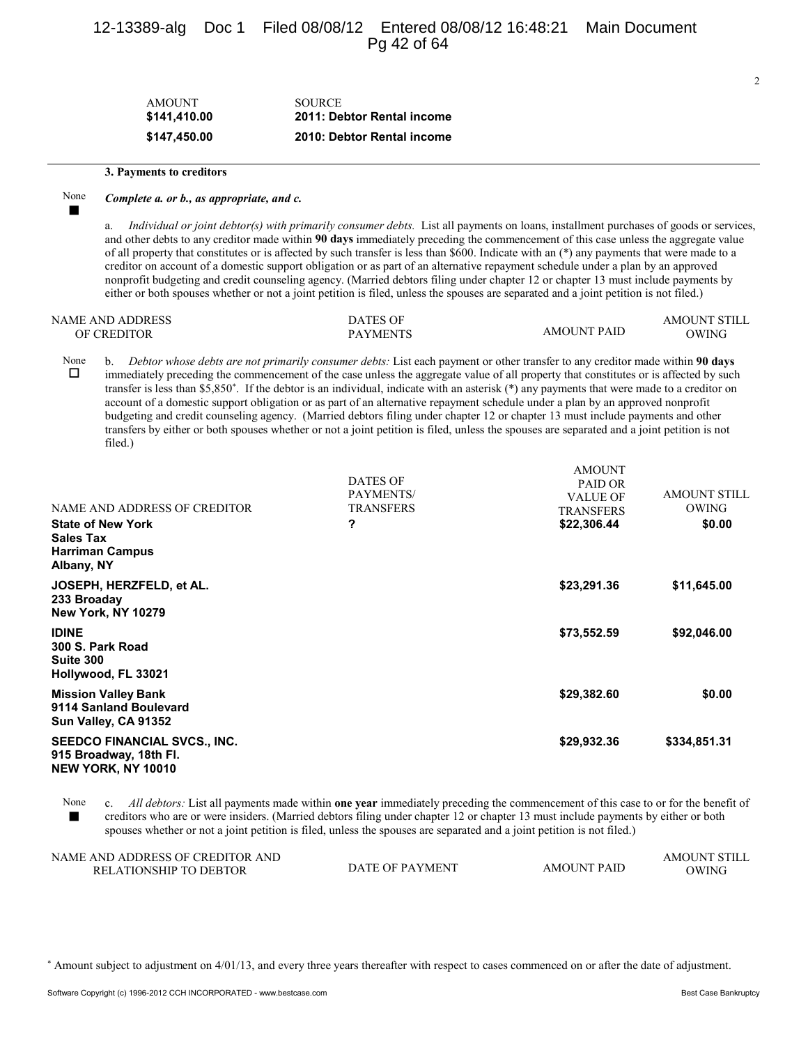| AMOUNT | SOURCE |
|---|---|
| **$141,410.00** | **2011: Debtor Rental income** |
| **$147,450.00** | **2010: Debtor Rental income** |

**3. Payments to creditors**

None ■ *Complete a. or b., as appropriate, and c.*

a. *Individual or joint debtor(s) with primarily consumer debts.* List all payments on loans, installment purchases of goods or services, and other debts to any creditor made within **90 days** immediately preceding the commencement of this case unless the aggregate value of all property that constitutes or is affected by such transfer is less than $600. Indicate with an (*) any payments that were made to a creditor on account of a domestic support obligation or as part of an alternative repayment schedule under a plan by an approved nonprofit budgeting and credit counseling agency. (Married debtors filing under chapter 12 or chapter 13 must include payments by either or both spouses whether or not a joint petition is filed, unless the spouses are separated and a joint petition is not filed.)

| NAME AND ADDRESS OF CREDITOR | DATES OF PAYMENTS | AMOUNT PAID | AMOUNT STILL OWING |
|---|---|---|---|

None ☐ b. *Debtor whose debts are not primarily consumer debts:* List each payment or other transfer to any creditor made within **90 days** immediately preceding the commencement of the case unless the aggregate value of all property that constitutes or is affected by such transfer is less than $5,850*. If the debtor is an individual, indicate with an asterisk (*) any payments that were made to a creditor on account of a domestic support obligation or as part of an alternative repayment schedule under a plan by an approved nonprofit budgeting and credit counseling agency. (Married debtors filing under chapter 12 or chapter 13 must include payments and other transfers by either or both spouses whether or not a joint petition is filed, unless the spouses are separated and a joint petition is not filed.)

| NAME AND ADDRESS OF CREDITOR | DATES OF PAYMENTS/ TRANSFERS | AMOUNT PAID OR VALUE OF TRANSFERS | AMOUNT STILL OWING |
|---|---|---|---|
| **State of New York**<br>**Sales Tax**<br>**Harriman Campus**<br>**Albany, NY** | **?** | **$22,306.44** | **$0.00** |
| **JOSEPH, HERZFELD, et AL.**<br>**233 Broaday**<br>**New York, NY 10279** | | **$23,291.36** | **$11,645.00** |
| **IDINE**<br>**300 S. Park Road**<br>**Suite 300**<br>**Hollywood, FL 33021** | | **$73,552.59** | **$92,046.00** |
| **Mission Valley Bank**<br>**9114 Sanland Boulevard**<br>**Sun Valley, CA 91352** | | **$29,382.60** | **$0.00** |
| **SEEDCO FINANCIAL SVCS., INC.**<br>**915 Broadway, 18th Fl.**<br>**NEW YORK, NY 10010** | | **$29,932.36** | **$334,851.31** |

None ■ c. *All debtors:* List all payments made within **one year** immediately preceding the commencement of this case to or for the benefit of creditors who are or were insiders. (Married debtors filing under chapter 12 or chapter 13 must include payments by either or both spouses whether or not a joint petition is filed, unless the spouses are separated and a joint petition is not filed.)

| NAME AND ADDRESS OF CREDITOR AND RELATIONSHIP TO DEBTOR | DATE OF PAYMENT | AMOUNT PAID | AMOUNT STILL OWING |
|---|---|---|---|

* Amount subject to adjustment on 4/01/13, and every three years thereafter with respect to cases commenced on or after the date of adjustment.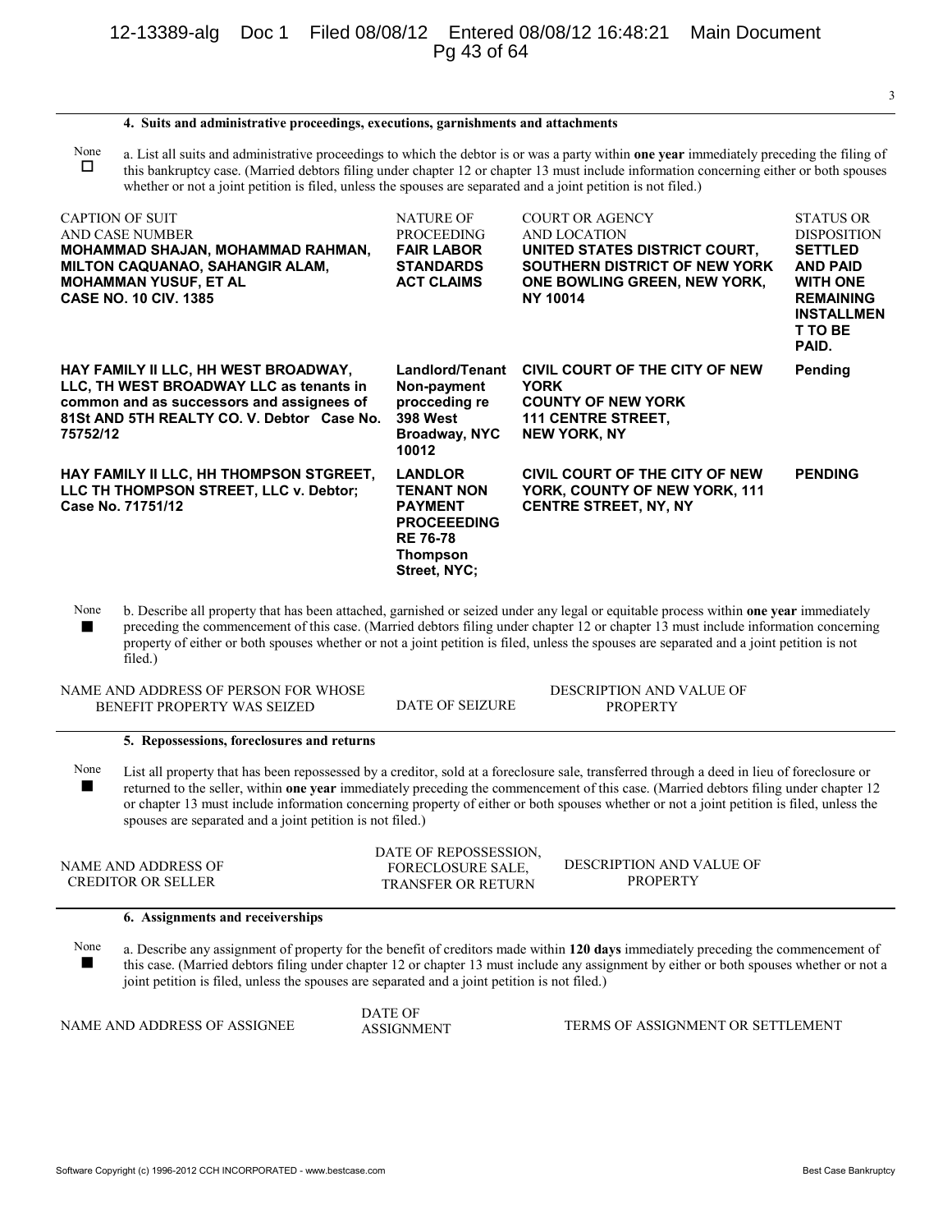**4. Suits and administrative proceedings, executions, garnishments and attachments**

None ☐ a. List all suits and administrative proceedings to which the debtor is or was a party within **one year** immediately preceding the filing of this bankruptcy case. (Married debtors filing under chapter 12 or chapter 13 must include information concerning either or both spouses whether or not a joint petition is filed, unless the spouses are separated and a joint petition is not filed.)

| CAPTION OF SUIT AND CASE NUMBER | NATURE OF PROCEEDING | COURT OR AGENCY AND LOCATION | STATUS OR DISPOSITION |
|---|---|---|---|
| **MOHAMMAD SHAJAN, MOHAMMAD RAHMAN, MILTON CAQUANAO, SAHANGIR ALAM, MOHAMMAN YUSUF, ET AL CASE NO. 10 CIV. 1385** | **FAIR LABOR STANDARDS ACT CLAIMS** | **UNITED STATES DISTRICT COURT, SOUTHERN DISTRICT OF NEW YORK ONE BOWLING GREEN, NEW YORK, NY 10014** | **SETTLED AND PAID WITH ONE REMAINING INSTALLMEN T TO BE PAID.** |
| **HAY FAMILY II LLC, HH WEST BROADWAY, LLC, TH WEST BROADWAY LLC as tenants in common and as successors and assignees of 81St AND 5TH REALTY CO. V. Debtor Case No. 75752/12** | **Landlord/Tenant Non-payment procceding re 398 West Broadway, NYC 10012** | **CIVIL COURT OF THE CITY OF NEW YORK COUNTY OF NEW YORK 111 CENTRE STREET, NEW YORK, NY** | **Pending** |
| **HAY FAMILY II LLC, HH THOMPSON STGREET, LLC TH THOMPSON STREET, LLC v. Debtor; Case No. 71751/12** | **LANDLOR TENANT NON PAYMENT PROCEEEDING RE 76-78 Thompson Street, NYC;** | **CIVIL COURT OF THE CITY OF NEW YORK, COUNTY OF NEW YORK, 111 CENTRE STREET, NY, NY** | **PENDING** |

None ■ b. Describe all property that has been attached, garnished or seized under any legal or equitable process within **one year** immediately preceding the commencement of this case. (Married debtors filing under chapter 12 or chapter 13 must include information concerning property of either or both spouses whether or not a joint petition is filed, unless the spouses are separated and a joint petition is not filed.)

| NAME AND ADDRESS OF PERSON FOR WHOSE BENEFIT PROPERTY WAS SEIZED | DATE OF SEIZURE | DESCRIPTION AND VALUE OF PROPERTY |
|---|---|---|

**5. Repossessions, foreclosures and returns**

None ■ List all property that has been repossessed by a creditor, sold at a foreclosure sale, transferred through a deed in lieu of foreclosure or returned to the seller, within **one year** immediately preceding the commencement of this case. (Married debtors filing under chapter 12 or chapter 13 must include information concerning property of either or both spouses whether or not a joint petition is filed, unless the spouses are separated and a joint petition is not filed.)

| NAME AND ADDRESS OF CREDITOR OR SELLER | DATE OF REPOSSESSION, FORECLOSURE SALE, TRANSFER OR RETURN | DESCRIPTION AND VALUE OF PROPERTY |
|---|---|---|

**6. Assignments and receiverships**

None ■ a. Describe any assignment of property for the benefit of creditors made within **120 days** immediately preceding the commencement of this case. (Married debtors filing under chapter 12 or chapter 13 must include any assignment by either or both spouses whether or not a joint petition is filed, unless the spouses are separated and a joint petition is not filed.)

| NAME AND ADDRESS OF ASSIGNEE | DATE OF ASSIGNMENT | TERMS OF ASSIGNMENT OR SETTLEMENT |
|---|---|---|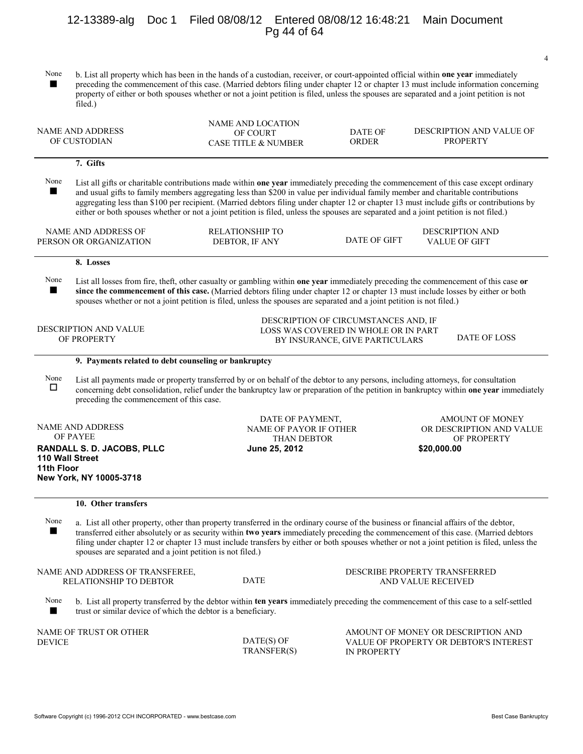None ■ b. List all property which has been in the hands of a custodian, receiver, or court-appointed official within **one year** immediately preceding the commencement of this case. (Married debtors filing under chapter 12 or chapter 13 must include information concerning property of either or both spouses whether or not a joint petition is filed, unless the spouses are separated and a joint petition is not filed.)

| NAME AND ADDRESS OF CUSTODIAN | NAME AND LOCATION OF COURT CASE TITLE & NUMBER | DATE OF ORDER | DESCRIPTION AND VALUE OF PROPERTY |
|---|---|---|---|

**7. Gifts**

None ■ List all gifts or charitable contributions made within **one year** immediately preceding the commencement of this case except ordinary and usual gifts to family members aggregating less than $200 in value per individual family member and charitable contributions aggregating less than $100 per recipient. (Married debtors filing under chapter 12 or chapter 13 must include gifts or contributions by either or both spouses whether or not a joint petition is filed, unless the spouses are separated and a joint petition is not filed.)

| NAME AND ADDRESS OF PERSON OR ORGANIZATION | RELATIONSHIP TO DEBTOR, IF ANY | DATE OF GIFT | DESCRIPTION AND VALUE OF GIFT |
|---|---|---|---|

**8. Losses**

None ■ List all losses from fire, theft, other casualty or gambling within **one year** immediately preceding the commencement of this case **or since the commencement of this case.** (Married debtors filing under chapter 12 or chapter 13 must include losses by either or both spouses whether or not a joint petition is filed, unless the spouses are separated and a joint petition is not filed.)

| DESCRIPTION AND VALUE OF PROPERTY | DESCRIPTION OF CIRCUMSTANCES AND, IF LOSS WAS COVERED IN WHOLE OR IN PART BY INSURANCE, GIVE PARTICULARS | DATE OF LOSS |
|---|---|---|

**9. Payments related to debt counseling or bankruptcy**

None ☐ List all payments made or property transferred by or on behalf of the debtor to any persons, including attorneys, for consultation concerning debt consolidation, relief under the bankruptcy law or preparation of the petition in bankruptcy within **one year** immediately preceding the commencement of this case.

| NAME AND ADDRESS OF PAYEE | DATE OF PAYMENT, NAME OF PAYOR IF OTHER THAN DEBTOR | AMOUNT OF MONEY OR DESCRIPTION AND VALUE OF PROPERTY |
|---|---|---|
| **RANDALL S. D. JACOBS, PLLC**<br>**110 Wall Street**<br>**11th Floor**<br>**New York, NY 10005-3718** | **June 25, 2012** | **$20,000.00** |

**10. Other transfers**

None ■ a. List all other property, other than property transferred in the ordinary course of the business or financial affairs of the debtor, transferred either absolutely or as security within **two years** immediately preceding the commencement of this case. (Married debtors filing under chapter 12 or chapter 13 must include transfers by either or both spouses whether or not a joint petition is filed, unless the spouses are separated and a joint petition is not filed.)

| NAME AND ADDRESS OF TRANSFEREE, RELATIONSHIP TO DEBTOR | DATE | DESCRIBE PROPERTY TRANSFERRED AND VALUE RECEIVED |
|---|---|---|

None ■ b. List all property transferred by the debtor within **ten years** immediately preceding the commencement of this case to a self-settled trust or similar device of which the debtor is a beneficiary.

| NAME OF TRUST OR OTHER DEVICE | DATE(S) OF TRANSFER(S) | AMOUNT OF MONEY OR DESCRIPTION AND VALUE OF PROPERTY OR DEBTOR'S INTEREST IN PROPERTY |
|---|---|---|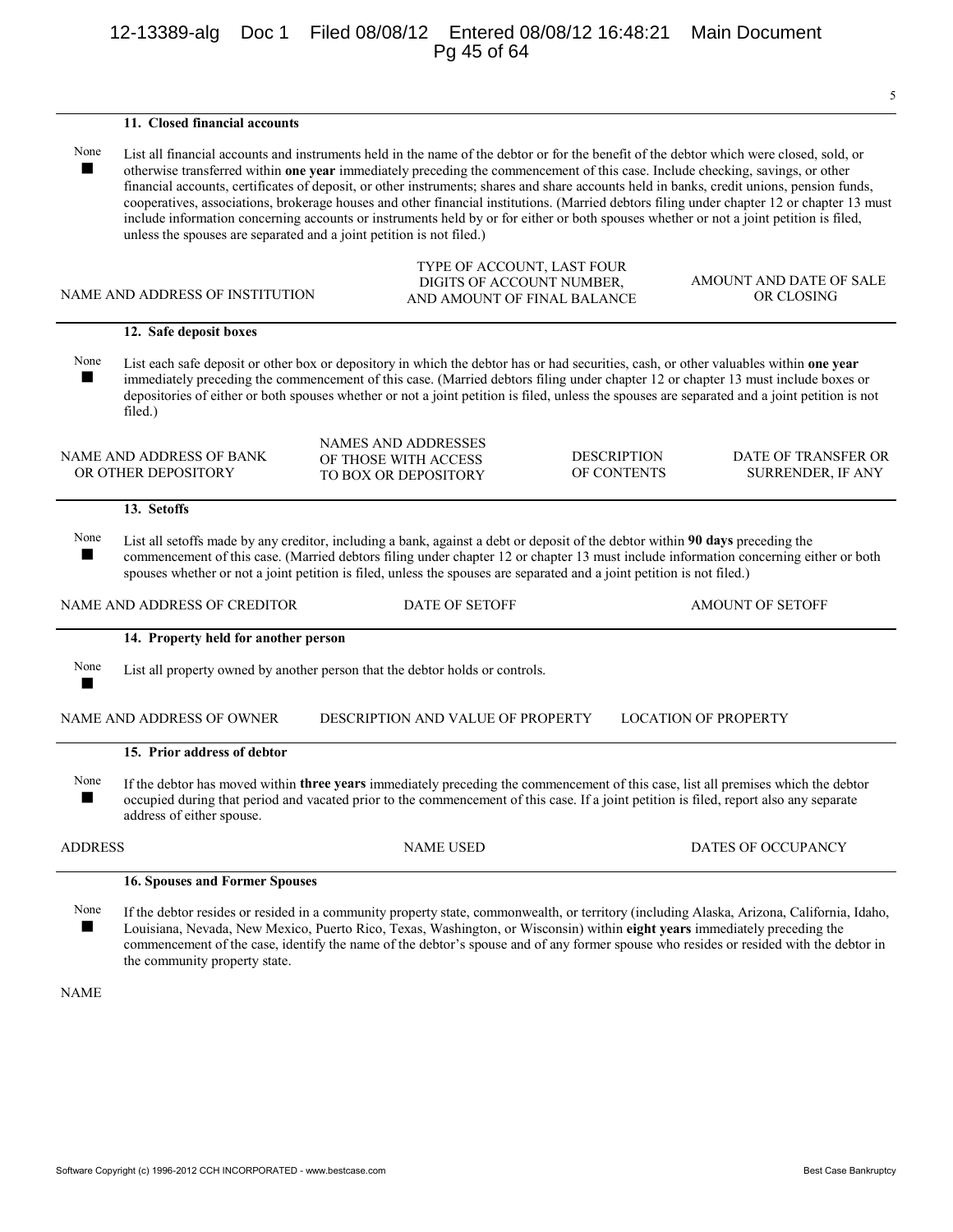### 11. Closed financial accounts

None ■ List all financial accounts and instruments held in the name of the debtor or for the benefit of the debtor which were closed, sold, or otherwise transferred within **one year** immediately preceding the commencement of this case. Include checking, savings, or other financial accounts, certificates of deposit, or other instruments; shares and share accounts held in banks, credit unions, pension funds, cooperatives, associations, brokerage houses and other financial institutions. (Married debtors filing under chapter 12 or chapter 13 must include information concerning accounts or instruments held by or for either or both spouses whether or not a joint petition is filed, unless the spouses are separated and a joint petition is not filed.)

| NAME AND ADDRESS OF INSTITUTION | TYPE OF ACCOUNT, LAST FOUR DIGITS OF ACCOUNT NUMBER, AND AMOUNT OF FINAL BALANCE | AMOUNT AND DATE OF SALE OR CLOSING |
|---|---|---|

### 12. Safe deposit boxes

None ■ List each safe deposit or other box or depository in which the debtor has or had securities, cash, or other valuables within **one year** immediately preceding the commencement of this case. (Married debtors filing under chapter 12 or chapter 13 must include boxes or depositories of either or both spouses whether or not a joint petition is filed, unless the spouses are separated and a joint petition is not filed.)

| NAME AND ADDRESS OF BANK OR OTHER DEPOSITORY | NAMES AND ADDRESSES OF THOSE WITH ACCESS TO BOX OR DEPOSITORY | DESCRIPTION OF CONTENTS | DATE OF TRANSFER OR SURRENDER, IF ANY |
|---|---|---|---|

### 13. Setoffs

None ■ List all setoffs made by any creditor, including a bank, against a debt or deposit of the debtor within **90 days** preceding the commencement of this case. (Married debtors filing under chapter 12 or chapter 13 must include information concerning either or both spouses whether or not a joint petition is filed, unless the spouses are separated and a joint petition is not filed.)

| NAME AND ADDRESS OF CREDITOR | DATE OF SETOFF | AMOUNT OF SETOFF |
|---|---|---|

### 14. Property held for another person

None ■ List all property owned by another person that the debtor holds or controls.

| NAME AND ADDRESS OF OWNER | DESCRIPTION AND VALUE OF PROPERTY | LOCATION OF PROPERTY |
|---|---|---|

### 15. Prior address of debtor

None ■ If the debtor has moved within **three years** immediately preceding the commencement of this case, list all premises which the debtor occupied during that period and vacated prior to the commencement of this case. If a joint petition is filed, report also any separate address of either spouse.

| ADDRESS | NAME USED | DATES OF OCCUPANCY |
|---|---|---|

### 16. Spouses and Former Spouses

None ■ If the debtor resides or resided in a community property state, commonwealth, or territory (including Alaska, Arizona, California, Idaho, Louisiana, Nevada, New Mexico, Puerto Rico, Texas, Washington, or Wisconsin) within **eight years** immediately preceding the commencement of the case, identify the name of the debtor's spouse and of any former spouse who resides or resided with the debtor in the community property state.

NAME

Software Copyright (c) 1996-2012 CCH INCORPORATED - www.bestcase.com Best Case Bankruptcy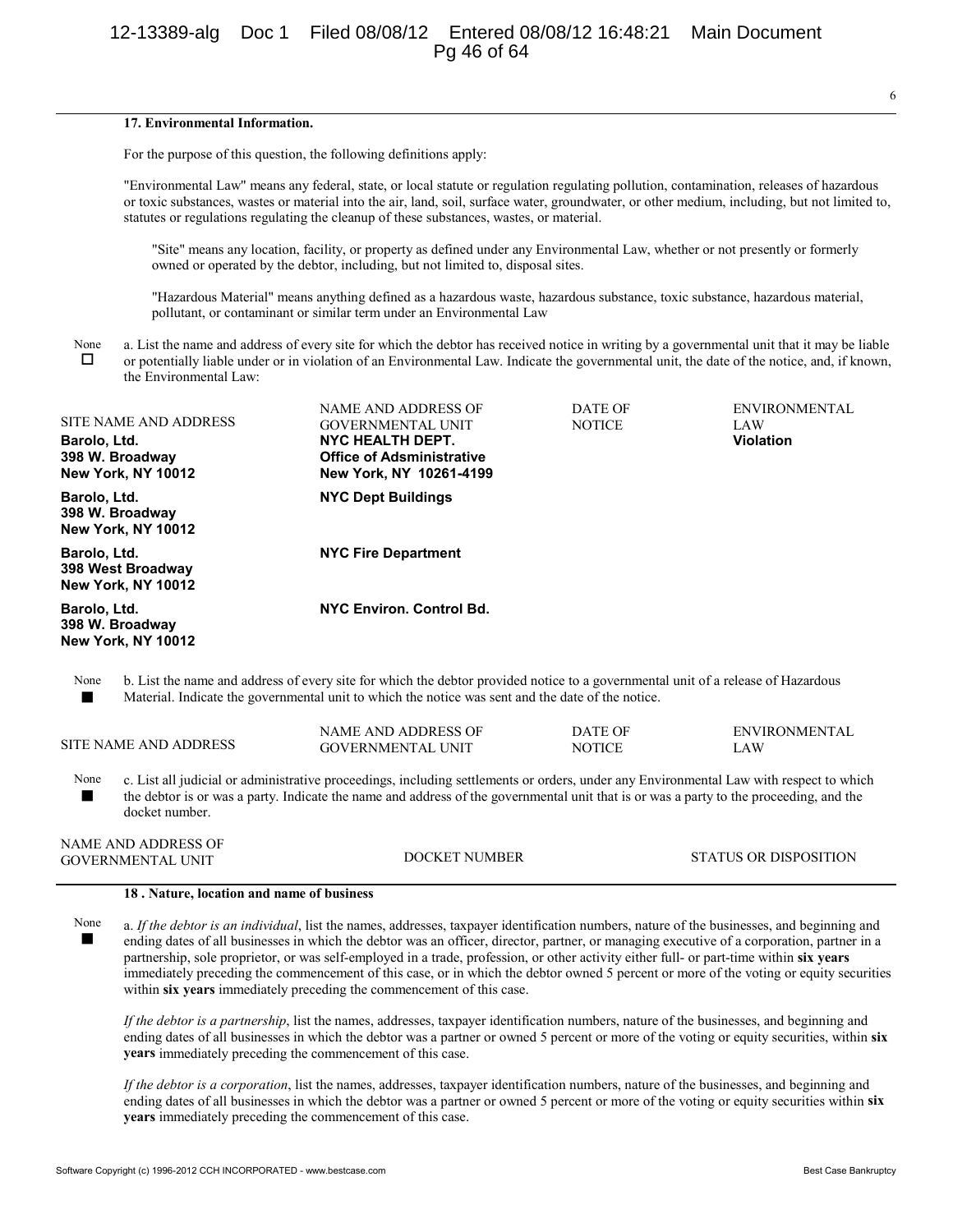**17. Environmental Information.**

For the purpose of this question, the following definitions apply:

"Environmental Law" means any federal, state, or local statute or regulation regulating pollution, contamination, releases of hazardous or toxic substances, wastes or material into the air, land, soil, surface water, groundwater, or other medium, including, but not limited to, statutes or regulations regulating the cleanup of these substances, wastes, or material.

"Site" means any location, facility, or property as defined under any Environmental Law, whether or not presently or formerly owned or operated by the debtor, including, but not limited to, disposal sites.

"Hazardous Material" means anything defined as a hazardous waste, hazardous substance, toxic substance, hazardous material, pollutant, or contaminant or similar term under an Environmental Law

None ☐ a. List the name and address of every site for which the debtor has received notice in writing by a governmental unit that it may be liable or potentially liable under or in violation of an Environmental Law. Indicate the governmental unit, the date of the notice, and, if known, the Environmental Law:

| SITE NAME AND ADDRESS | NAME AND ADDRESS OF GOVERNMENTAL UNIT | DATE OF NOTICE | ENVIRONMENTAL LAW |
|---|---|---|---|
| **Barolo, Ltd.**<br>**398 W. Broadway**<br>**New York, NY 10012** | **NYC HEALTH DEPT.**<br>**Office of Adsministrative**<br>**New York, NY 10261-4199** | | **Violation** |
| **Barolo, Ltd.**<br>**398 W. Broadway**<br>**New York, NY 10012** | **NYC Dept Buildings** | | |
| **Barolo, Ltd.**<br>**398 West Broadway**<br>**New York, NY 10012** | **NYC Fire Department** | | |
| **Barolo, Ltd.**<br>**398 W. Broadway**<br>**New York, NY 10012** | **NYC Environ. Control Bd.** | | |

None ■ b. List the name and address of every site for which the debtor provided notice to a governmental unit of a release of Hazardous Material. Indicate the governmental unit to which the notice was sent and the date of the notice.

| SITE NAME AND ADDRESS | NAME AND ADDRESS OF GOVERNMENTAL UNIT | DATE OF NOTICE | ENVIRONMENTAL LAW |
|---|---|---|---|

None ■ c. List all judicial or administrative proceedings, including settlements or orders, under any Environmental Law with respect to which the debtor is or was a party. Indicate the name and address of the governmental unit that is or was a party to the proceeding, and the docket number.

| NAME AND ADDRESS OF GOVERNMENTAL UNIT | DOCKET NUMBER | STATUS OR DISPOSITION |
|---|---|---|

**18 . Nature, location and name of business**

None ■ a. *If the debtor is an individual*, list the names, addresses, taxpayer identification numbers, nature of the businesses, and beginning and ending dates of all businesses in which the debtor was an officer, director, partner, or managing executive of a corporation, partner in a partnership, sole proprietor, or was self-employed in a trade, profession, or other activity either full- or part-time within **six years** immediately preceding the commencement of this case, or in which the debtor owned 5 percent or more of the voting or equity securities within **six years** immediately preceding the commencement of this case.

*If the debtor is a partnership*, list the names, addresses, taxpayer identification numbers, nature of the businesses, and beginning and ending dates of all businesses in which the debtor was a partner or owned 5 percent or more of the voting or equity securities, within **six years** immediately preceding the commencement of this case.

*If the debtor is a corporation*, list the names, addresses, taxpayer identification numbers, nature of the businesses, and beginning and ending dates of all businesses in which the debtor was a partner or owned 5 percent or more of the voting or equity securities within **six years** immediately preceding the commencement of this case.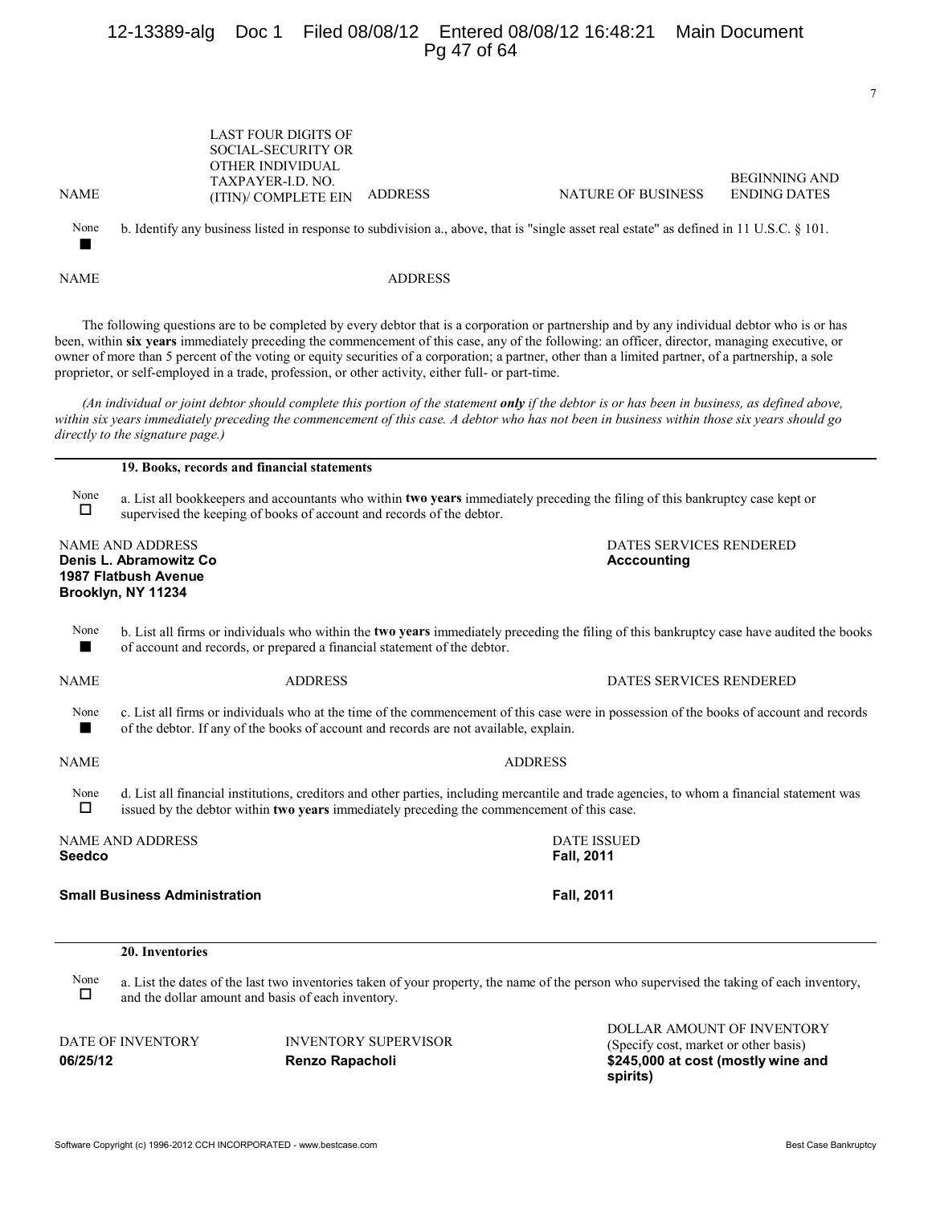| NAME | LAST FOUR DIGITS OF SOCIAL-SECURITY OR OTHER INDIVIDUAL TAXPAYER-I.D. NO. (ITIN)/ COMPLETE EIN | ADDRESS | NATURE OF BUSINESS | BEGINNING AND ENDING DATES |
|---|---|---|---|---|

None ■ b. Identify any business listed in response to subdivision a., above, that is "single asset real estate" as defined in 11 U.S.C. § 101.

| NAME | ADDRESS |
|---|---|

The following questions are to be completed by every debtor that is a corporation or partnership and by any individual debtor who is or has been, within **six years** immediately preceding the commencement of this case, any of the following: an officer, director, managing executive, or owner of more than 5 percent of the voting or equity securities of a corporation; a partner, other than a limited partner, of a partnership, a sole proprietor, or self-employed in a trade, profession, or other activity, either full- or part-time.

*(An individual or joint debtor should complete this portion of the statement **only** if the debtor is or has been in business, as defined above, within six years immediately preceding the commencement of this case. A debtor who has not been in business within those six years should go directly to the signature page.)*

### 19. Books, records and financial statements

None ☐ a. List all bookkeepers and accountants who within **two years** immediately preceding the filing of this bankruptcy case kept or supervised the keeping of books of account and records of the debtor.

| NAME AND ADDRESS | DATES SERVICES RENDERED |
|---|---|
| **Denis L. Abramowitz Co**<br>**1987 Flatbush Avenue**<br>**Brooklyn, NY 11234** | **Acccounting** |

None ■ b. List all firms or individuals who within the **two years** immediately preceding the filing of this bankruptcy case have audited the books of account and records, or prepared a financial statement of the debtor.

| NAME | ADDRESS | DATES SERVICES RENDERED |
|---|---|---|

None ■ c. List all firms or individuals who at the time of the commencement of this case were in possession of the books of account and records of the debtor. If any of the books of account and records are not available, explain.

| NAME | ADDRESS |
|---|---|

None ☐ d. List all financial institutions, creditors and other parties, including mercantile and trade agencies, to whom a financial statement was issued by the debtor within **two years** immediately preceding the commencement of this case.

| NAME AND ADDRESS | DATE ISSUED |
|---|---|
| **Seedco** | **Fall, 2011** |
| **Small Business Administration** | **Fall, 2011** |

### 20. Inventories

None ☐ a. List the dates of the last two inventories taken of your property, the name of the person who supervised the taking of each inventory, and the dollar amount and basis of each inventory.

| DATE OF INVENTORY | INVENTORY SUPERVISOR | DOLLAR AMOUNT OF INVENTORY (Specify cost, market or other basis) |
|---|---|---|
| **06/25/12** | **Renzo Rapacholi** | **$245,000 at cost (mostly wine and spirits)** |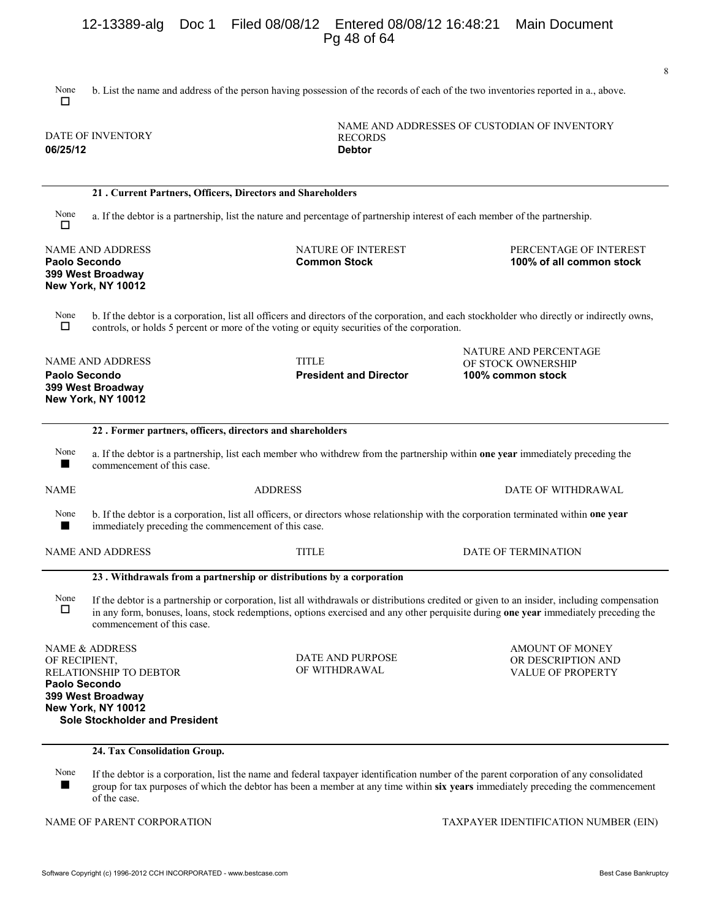None ☐ b. List the name and address of the person having possession of the records of each of the two inventories reported in a., above.

| DATE OF INVENTORY | NAME AND ADDRESSES OF CUSTODIAN OF INVENTORY RECORDS |
|---|---|
| **06/25/12** | **Debtor** |

**21 . Current Partners, Officers, Directors and Shareholders**

None ☐ a. If the debtor is a partnership, list the nature and percentage of partnership interest of each member of the partnership.

| NAME AND ADDRESS | NATURE OF INTEREST | PERCENTAGE OF INTEREST |
|---|---|---|
| **Paolo Secondo**<br>**399 West Broadway**<br>**New York, NY 10012** | **Common Stock** | **100% of all common stock** |

None ☐ b. If the debtor is a corporation, list all officers and directors of the corporation, and each stockholder who directly or indirectly owns, controls, or holds 5 percent or more of the voting or equity securities of the corporation.

| NAME AND ADDRESS | TITLE | NATURE AND PERCENTAGE OF STOCK OWNERSHIP |
|---|---|---|
| **Paolo Secondo**<br>**399 West Broadway**<br>**New York, NY 10012** | **President and Director** | **100% common stock** |

**22 . Former partners, officers, directors and shareholders**

None ■ a. If the debtor is a partnership, list each member who withdrew from the partnership within **one year** immediately preceding the commencement of this case.

| NAME | ADDRESS | DATE OF WITHDRAWAL |
|---|---|---|

None ■ b. If the debtor is a corporation, list all officers, or directors whose relationship with the corporation terminated within **one year** immediately preceding the commencement of this case.

| NAME AND ADDRESS | TITLE | DATE OF TERMINATION |
|---|---|---|

**23 . Withdrawals from a partnership or distributions by a corporation**

None ☐ If the debtor is a partnership or corporation, list all withdrawals or distributions credited or given to an insider, including compensation in any form, bonuses, loans, stock redemptions, options exercised and any other perquisite during **one year** immediately preceding the commencement of this case.

| NAME & ADDRESS OF RECIPIENT, RELATIONSHIP TO DEBTOR | DATE AND PURPOSE OF WITHDRAWAL | AMOUNT OF MONEY OR DESCRIPTION AND VALUE OF PROPERTY |
|---|---|---|
| **Paolo Secondo**<br>**399 West Broadway**<br>**New York, NY 10012**<br>**Sole Stockholder and President** | | |

**24. Tax Consolidation Group.**

None ■ If the debtor is a corporation, list the name and federal taxpayer identification number of the parent corporation of any consolidated group for tax purposes of which the debtor has been a member at any time within **six years** immediately preceding the commencement of the case.

| NAME OF PARENT CORPORATION | TAXPAYER IDENTIFICATION NUMBER (EIN) |
|---|---|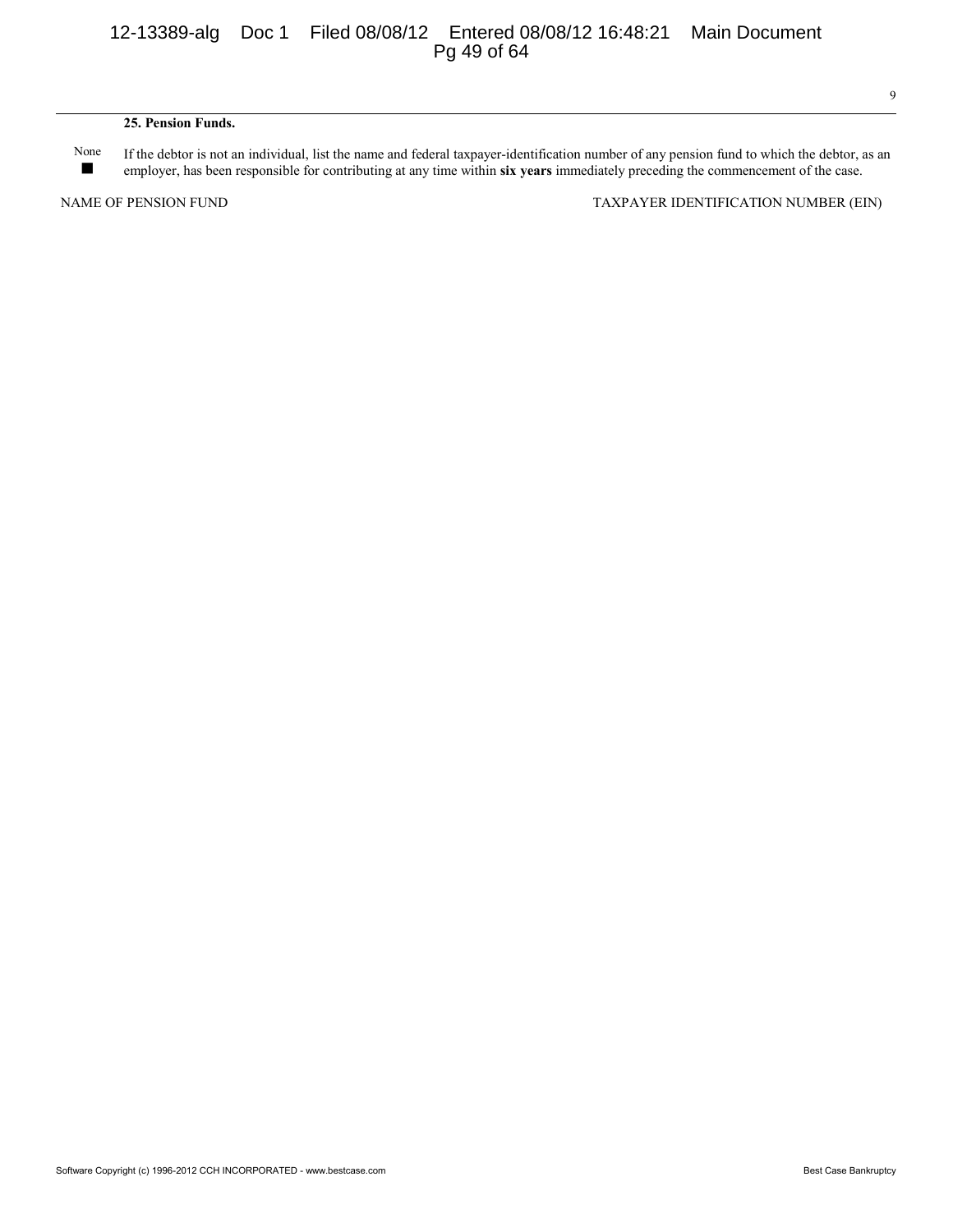**25. Pension Funds.**

None ■ If the debtor is not an individual, list the name and federal taxpayer-identification number of any pension fund to which the debtor, as an employer, has been responsible for contributing at any time within **six years** immediately preceding the commencement of the case.

| NAME OF PENSION FUND | TAXPAYER IDENTIFICATION NUMBER (EIN) |
| --- | --- |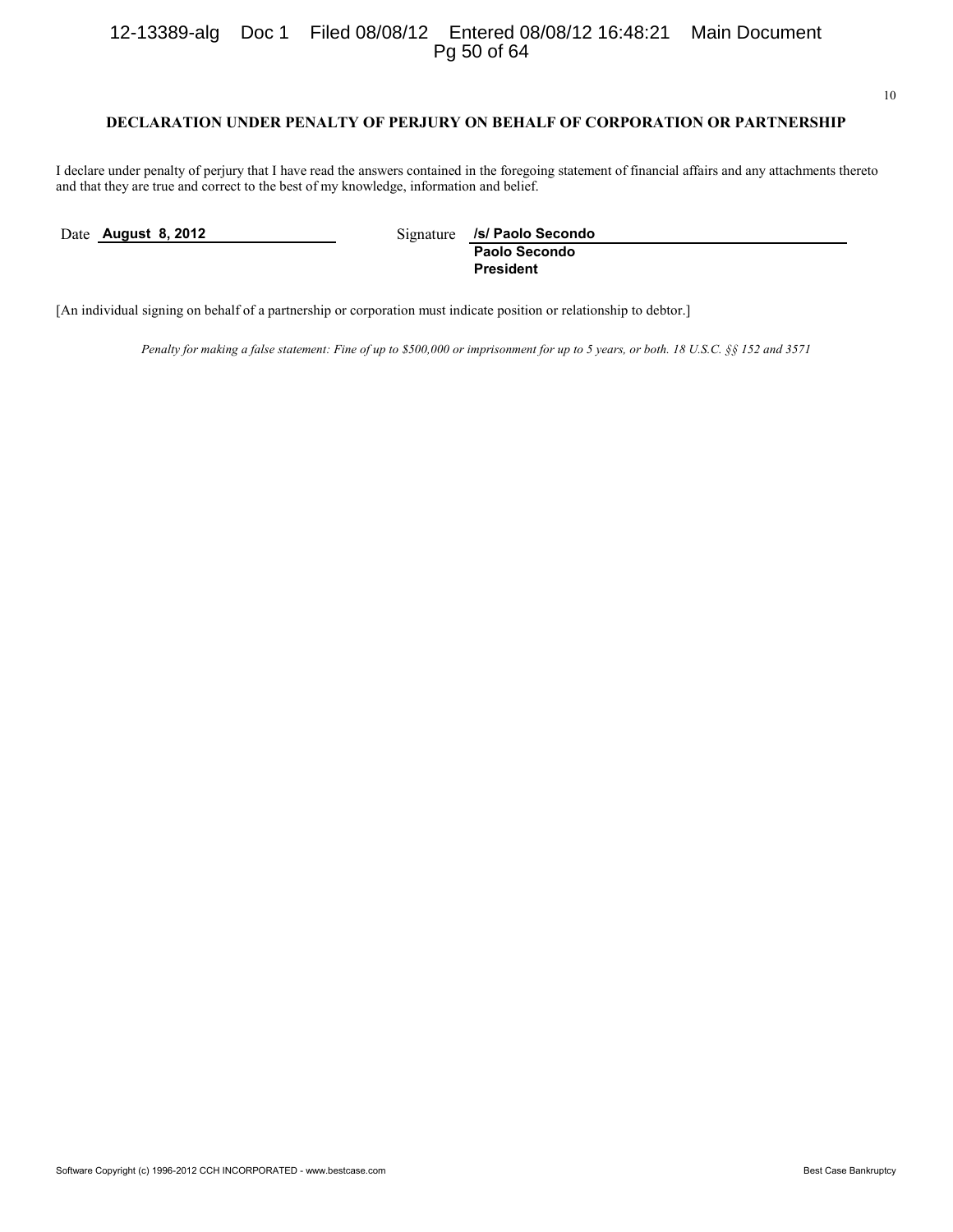## DECLARATION UNDER PENALTY OF PERJURY ON BEHALF OF CORPORATION OR PARTNERSHIP

I declare under penalty of perjury that I have read the answers contained in the foregoing statement of financial affairs and any attachments thereto and that they are true and correct to the best of my knowledge, information and belief.

Date **August 8, 2012**

Signature **/s/ Paolo Secondo**
**Paolo Secondo**
**President**

[An individual signing on behalf of a partnership or corporation must indicate position or relationship to debtor.]

*Penalty for making a false statement: Fine of up to $500,000 or imprisonment for up to 5 years, or both. 18 U.S.C. §§ 152 and 3571*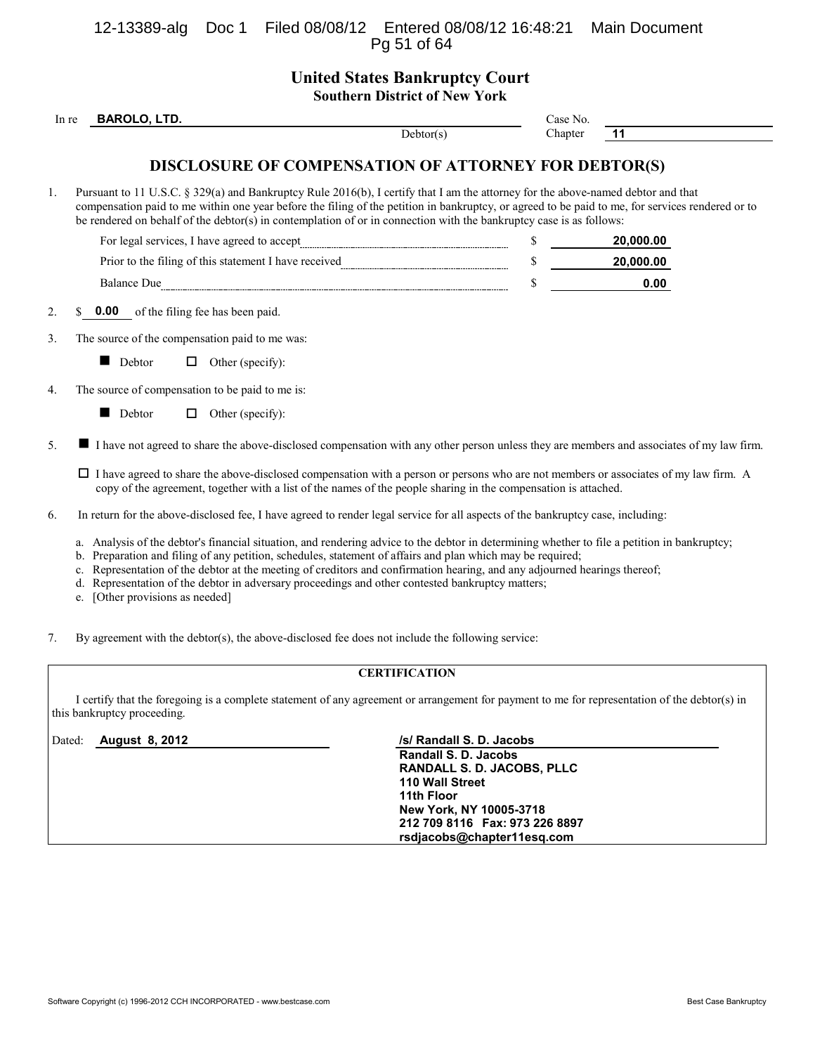# United States Bankruptcy Court

## Southern District of New York

In re **BAROLO, LTD.**, Debtor(s)

Case No.

Chapter **11**

## DISCLOSURE OF COMPENSATION OF ATTORNEY FOR DEBTOR(S)

1. Pursuant to 11 U.S.C. § 329(a) and Bankruptcy Rule 2016(b), I certify that I am the attorney for the above-named debtor and that compensation paid to me within one year before the filing of the petition in bankruptcy, or agreed to be paid to me, for services rendered or to be rendered on behalf of the debtor(s) in contemplation of or in connection with the bankruptcy case is as follows:

| | | |
|---|---|---|
| For legal services, I have agreed to accept | $ | **20,000.00** |
| Prior to the filing of this statement I have received | $ | **20,000.00** |
| Balance Due | $ | **0.00** |

2. $ **0.00** of the filing fee has been paid.

3. The source of the compensation paid to me was:

   ■ Debtor ☐ Other (specify):

4. The source of compensation to be paid to me is:

   ■ Debtor ☐ Other (specify):

5. ■ I have not agreed to share the above-disclosed compensation with any other person unless they are members and associates of my law firm.

   ☐ I have agreed to share the above-disclosed compensation with a person or persons who are not members or associates of my law firm. A copy of the agreement, together with a list of the names of the people sharing in the compensation is attached.

6. In return for the above-disclosed fee, I have agreed to render legal service for all aspects of the bankruptcy case, including:

   a. Analysis of the debtor's financial situation, and rendering advice to the debtor in determining whether to file a petition in bankruptcy;
   b. Preparation and filing of any petition, schedules, statement of affairs and plan which may be required;
   c. Representation of the debtor at the meeting of creditors and confirmation hearing, and any adjourned hearings thereof;
   d. Representation of the debtor in adversary proceedings and other contested bankruptcy matters;
   e. [Other provisions as needed]

7. By agreement with the debtor(s), the above-disclosed fee does not include the following service:

**CERTIFICATION**

I certify that the foregoing is a complete statement of any agreement or arrangement for payment to me for representation of the debtor(s) in this bankruptcy proceeding.

Dated: **August 8, 2012**

**/s/ Randall S. D. Jacobs**
**Randall S. D. Jacobs**
**RANDALL S. D. JACOBS, PLLC**
**110 Wall Street**
**11th Floor**
**New York, NY 10005-3718**
**212 709 8116 Fax: 973 226 8897**
**rsdjacobs@chapter11esq.com**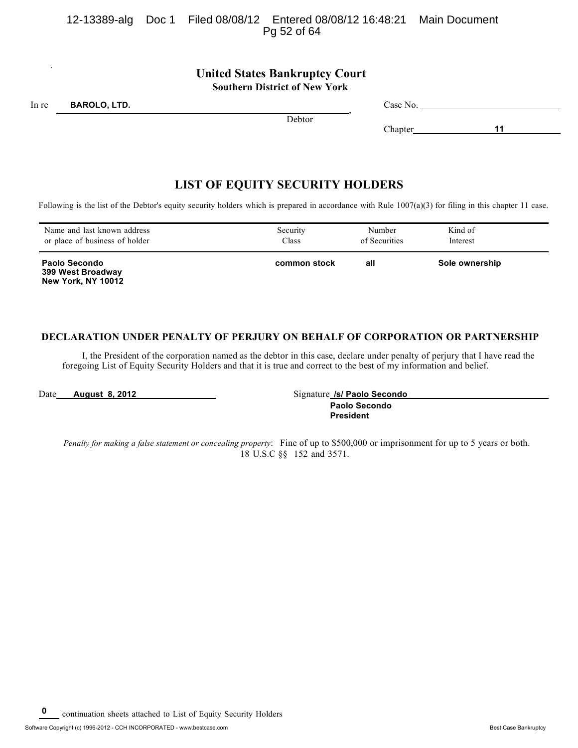# United States Bankruptcy Court
## Southern District of New York

In re **BAROLO, LTD.**, Debtor

Case No. 

Chapter **11**

## LIST OF EQUITY SECURITY HOLDERS

Following is the list of the Debtor's equity security holders which is prepared in accordance with Rule 1007(a)(3) for filing in this chapter 11 case.

| Name and last known address or place of business of holder | Security Class | Number of Securities | Kind of Interest |
|---|---|---|---|
| **Paolo Secondo**<br>**399 West Broadway**<br>**New York, NY 10012** | **common stock** | **all** | **Sole ownership** |

### DECLARATION UNDER PENALTY OF PERJURY ON BEHALF OF CORPORATION OR PARTNERSHIP

I, the President of the corporation named as the debtor in this case, declare under penalty of perjury that I have read the foregoing List of Equity Security Holders and that it is true and correct to the best of my information and belief.

Date **August 8, 2012**

Signature **/s/ Paolo Secondo**
**Paolo Secondo**
**President**

*Penalty for making a false statement or concealing property*: Fine of up to $500,000 or imprisonment for up to 5 years or both. 18 U.S.C §§ 152 and 3571.

**0** continuation sheets attached to List of Equity Security Holders

Software Copyright (c) 1996-2012 - CCH INCORPORATED - www.bestcase.com

Best Case Bankruptcy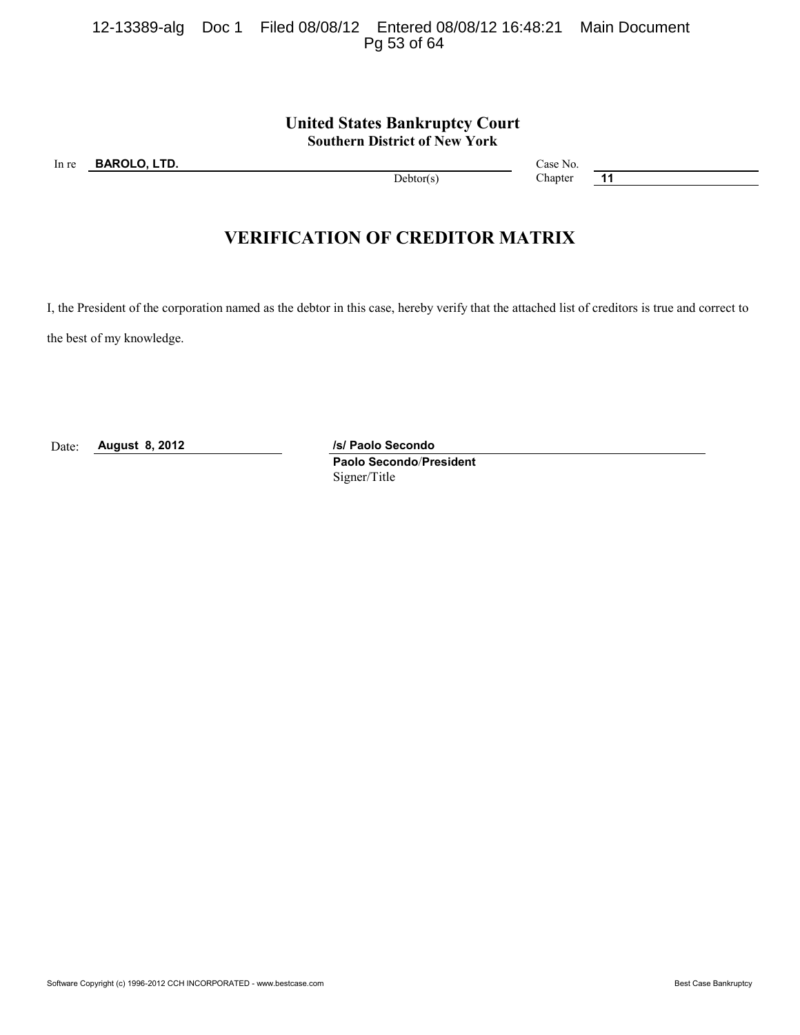**United States Bankruptcy Court**
**Southern District of New York**

In re **BAROLO, LTD.**
Debtor(s)

Case No.
Chapter **11**

# VERIFICATION OF CREDITOR MATRIX

I, the President of the corporation named as the debtor in this case, hereby verify that the attached list of creditors is true and correct to the best of my knowledge.

Date: **August 8, 2012**

**/s/ Paolo Secondo**
**Paolo Secondo**/**President**
Signer/Title

Software Copyright (c) 1996-2012 CCH INCORPORATED - www.bestcase.com

Best Case Bankruptcy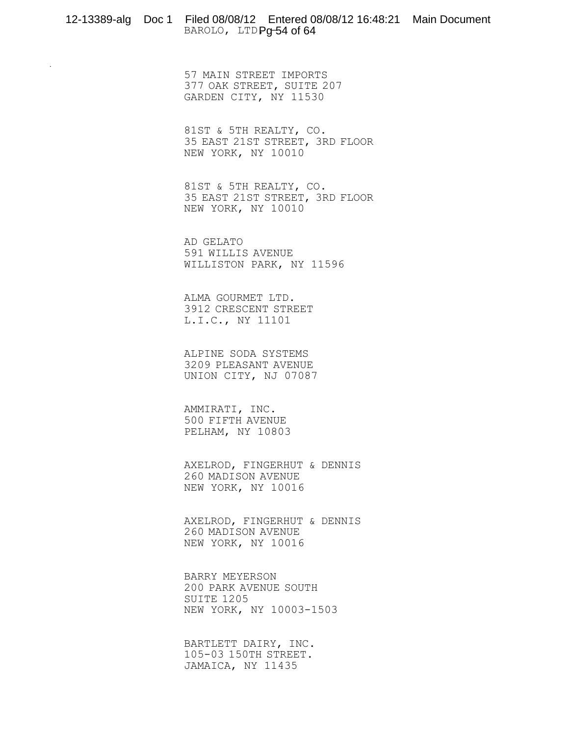57 MAIN STREET IMPORTS
377 OAK STREET, SUITE 207
GARDEN CITY, NY 11530

81ST & 5TH REALTY, CO.
35 EAST 21ST STREET, 3RD FLOOR
NEW YORK, NY 10010

81ST & 5TH REALTY, CO.
35 EAST 21ST STREET, 3RD FLOOR
NEW YORK, NY 10010

AD GELATO
591 WILLIS AVENUE
WILLISTON PARK, NY 11596

ALMA GOURMET LTD.
3912 CRESCENT STREET
L.I.C., NY 11101

ALPINE SODA SYSTEMS
3209 PLEASANT AVENUE
UNION CITY, NJ 07087

AMMIRATI, INC.
500 FIFTH AVENUE
PELHAM, NY 10803

AXELROD, FINGERHUT & DENNIS
260 MADISON AVENUE
NEW YORK, NY 10016

AXELROD, FINGERHUT & DENNIS
260 MADISON AVENUE
NEW YORK, NY 10016

BARRY MEYERSON
200 PARK AVENUE SOUTH
SUITE 1205
NEW YORK, NY 10003-1503

BARTLETT DAIRY, INC.
105-03 150TH STREET.
JAMAICA, NY 11435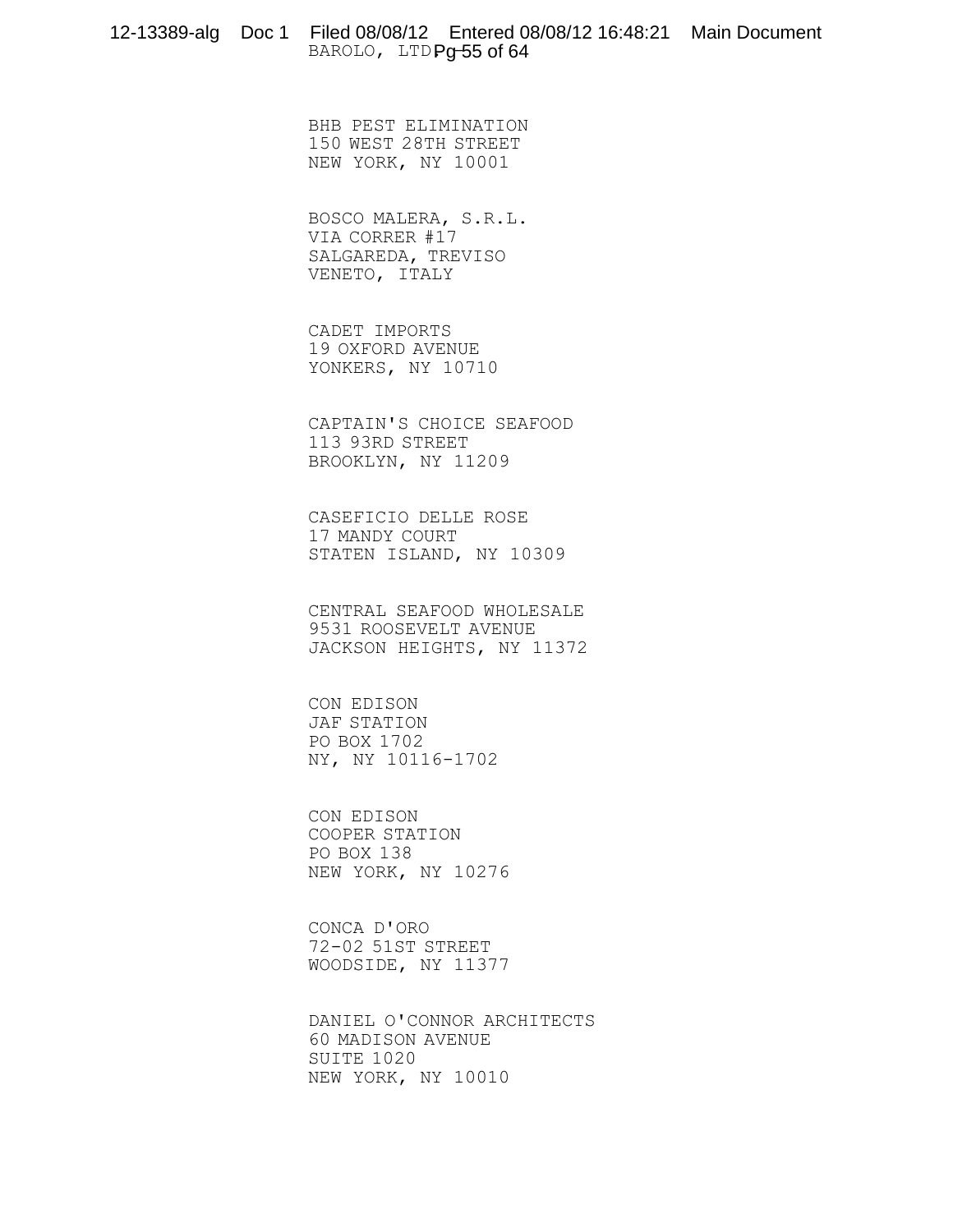BHB PEST ELIMINATION
150 WEST 28TH STREET
NEW YORK, NY 10001

BOSCO MALERA, S.R.L.
VIA CORRER #17
SALGAREDA, TREVISO
VENETO, ITALY

CADET IMPORTS
19 OXFORD AVENUE
YONKERS, NY 10710

CAPTAIN'S CHOICE SEAFOOD
113 93RD STREET
BROOKLYN, NY 11209

CASEFICIO DELLE ROSE
17 MANDY COURT
STATEN ISLAND, NY 10309

CENTRAL SEAFOOD WHOLESALE
9531 ROOSEVELT AVENUE
JACKSON HEIGHTS, NY 11372

CON EDISON
JAF STATION
PO BOX 1702
NY, NY 10116-1702

CON EDISON
COOPER STATION
PO BOX 138
NEW YORK, NY 10276

CONCA D'ORO
72-02 51ST STREET
WOODSIDE, NY 11377

DANIEL O'CONNOR ARCHITECTS
60 MADISON AVENUE
SUITE 1020
NEW YORK, NY 10010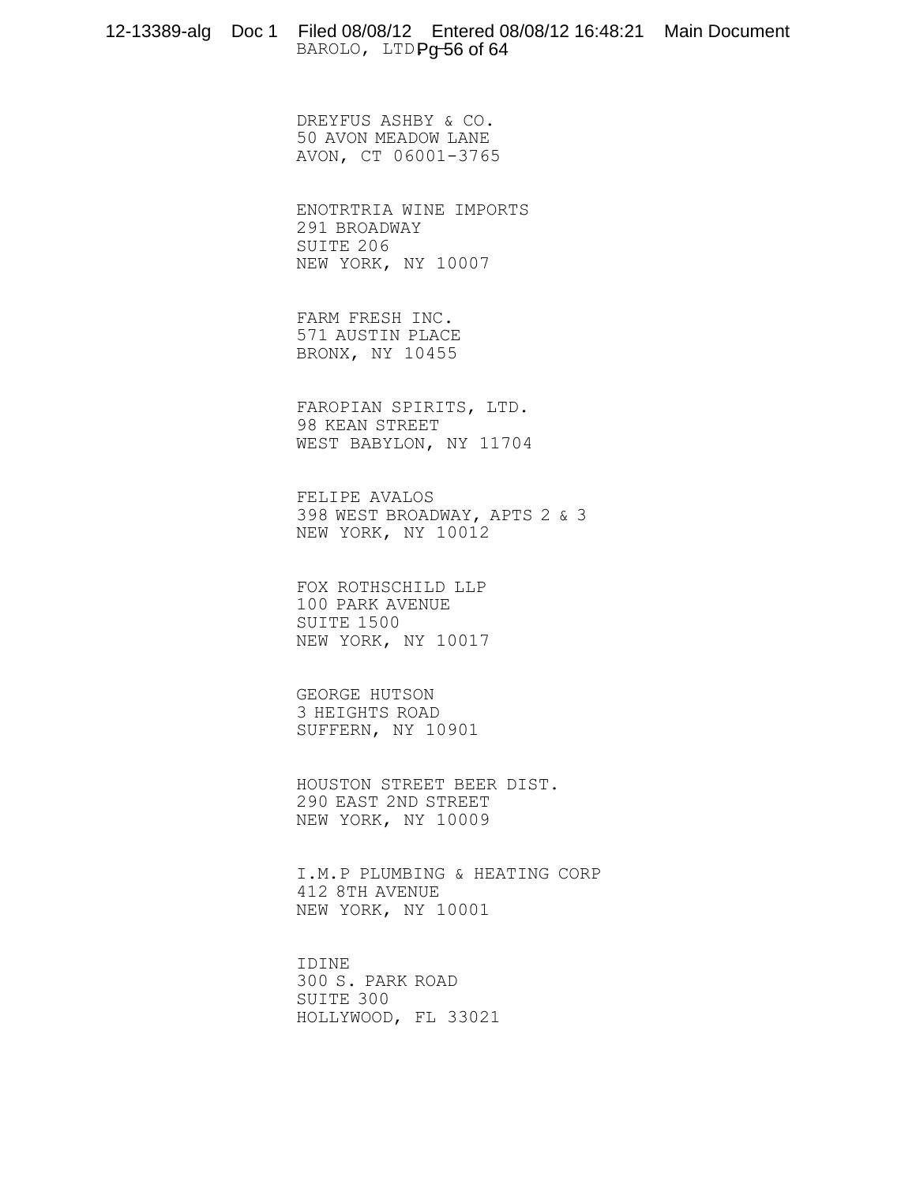DREYFUS ASHBY & CO.
50 AVON MEADOW LANE
AVON, CT 06001-3765

ENOTRTRIA WINE IMPORTS
291 BROADWAY
SUITE 206
NEW YORK, NY 10007

FARM FRESH INC.
571 AUSTIN PLACE
BRONX, NY 10455

FAROPIAN SPIRITS, LTD.
98 KEAN STREET
WEST BABYLON, NY 11704

FELIPE AVALOS
398 WEST BROADWAY, APTS 2 & 3
NEW YORK, NY 10012

FOX ROTHSCHILD LLP
100 PARK AVENUE
SUITE 1500
NEW YORK, NY 10017

GEORGE HUTSON
3 HEIGHTS ROAD
SUFFERN, NY 10901

HOUSTON STREET BEER DIST.
290 EAST 2ND STREET
NEW YORK, NY 10009

I.M.P PLUMBING & HEATING CORP
412 8TH AVENUE
NEW YORK, NY 10001

IDINE
300 S. PARK ROAD
SUITE 300
HOLLYWOOD, FL 33021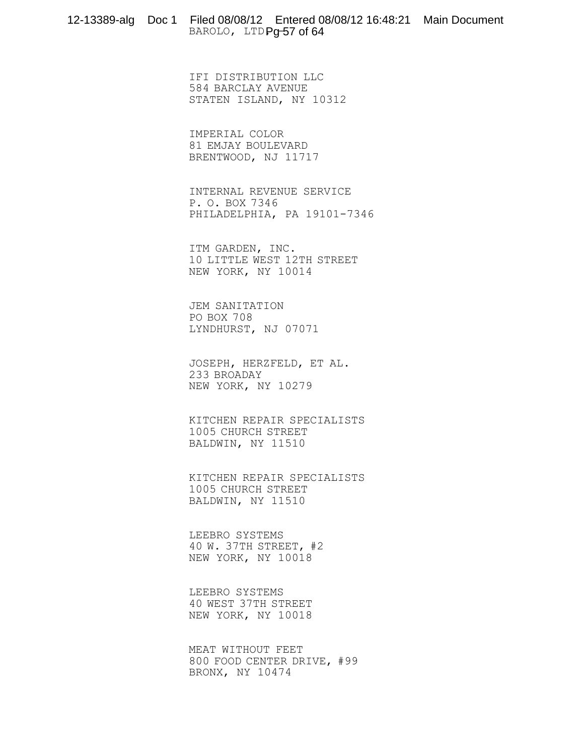IFI DISTRIBUTION LLC
584 BARCLAY AVENUE
STATEN ISLAND, NY 10312

IMPERIAL COLOR
81 EMJAY BOULEVARD
BRENTWOOD, NJ 11717

INTERNAL REVENUE SERVICE
P. O. BOX 7346
PHILADELPHIA, PA 19101-7346

ITM GARDEN, INC.
10 LITTLE WEST 12TH STREET
NEW YORK, NY 10014

JEM SANITATION
PO BOX 708
LYNDHURST, NJ 07071

JOSEPH, HERZFELD, ET AL.
233 BROADAY
NEW YORK, NY 10279

KITCHEN REPAIR SPECIALISTS
1005 CHURCH STREET
BALDWIN, NY 11510

KITCHEN REPAIR SPECIALISTS
1005 CHURCH STREET
BALDWIN, NY 11510

LEEBRO SYSTEMS
40 W. 37TH STREET, #2
NEW YORK, NY 10018

LEEBRO SYSTEMS
40 WEST 37TH STREET
NEW YORK, NY 10018

MEAT WITHOUT FEET
800 FOOD CENTER DRIVE, #99
BRONX, NY 10474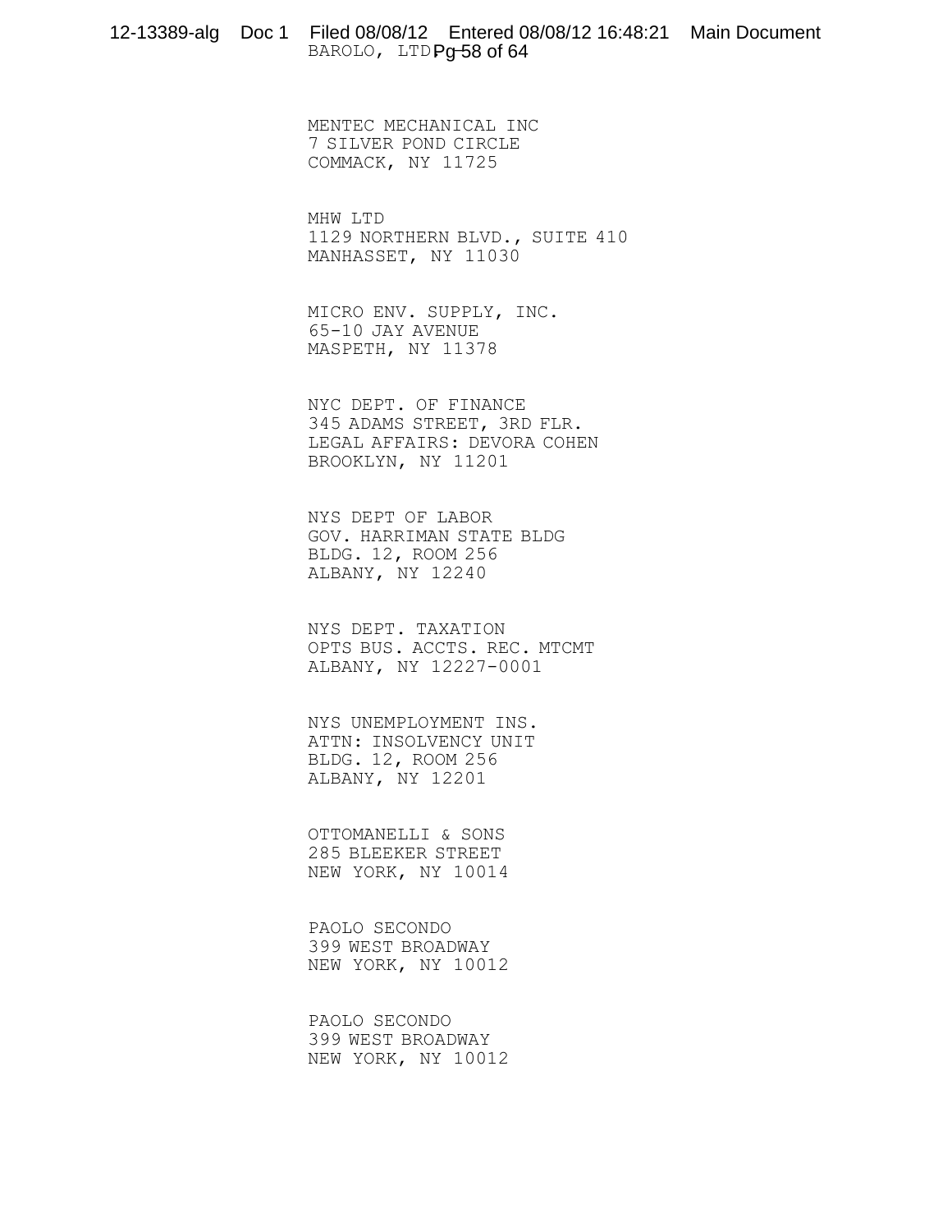MENTEC MECHANICAL INC
7 SILVER POND CIRCLE
COMMACK, NY 11725

MHW LTD
1129 NORTHERN BLVD., SUITE 410
MANHASSET, NY 11030

MICRO ENV. SUPPLY, INC.
65-10 JAY AVENUE
MASPETH, NY 11378

NYC DEPT. OF FINANCE
345 ADAMS STREET, 3RD FLR.
LEGAL AFFAIRS: DEVORA COHEN
BROOKLYN, NY 11201

NYS DEPT OF LABOR
GOV. HARRIMAN STATE BLDG
BLDG. 12, ROOM 256
ALBANY, NY 12240

NYS DEPT. TAXATION
OPTS BUS. ACCTS. REC. MTCMT
ALBANY, NY 12227-0001

NYS UNEMPLOYMENT INS.
ATTN: INSOLVENCY UNIT
BLDG. 12, ROOM 256
ALBANY, NY 12201

OTTOMANELLI & SONS
285 BLEEKER STREET
NEW YORK, NY 10014

PAOLO SECONDO
399 WEST BROADWAY
NEW YORK, NY 10012

PAOLO SECONDO
399 WEST BROADWAY
NEW YORK, NY 10012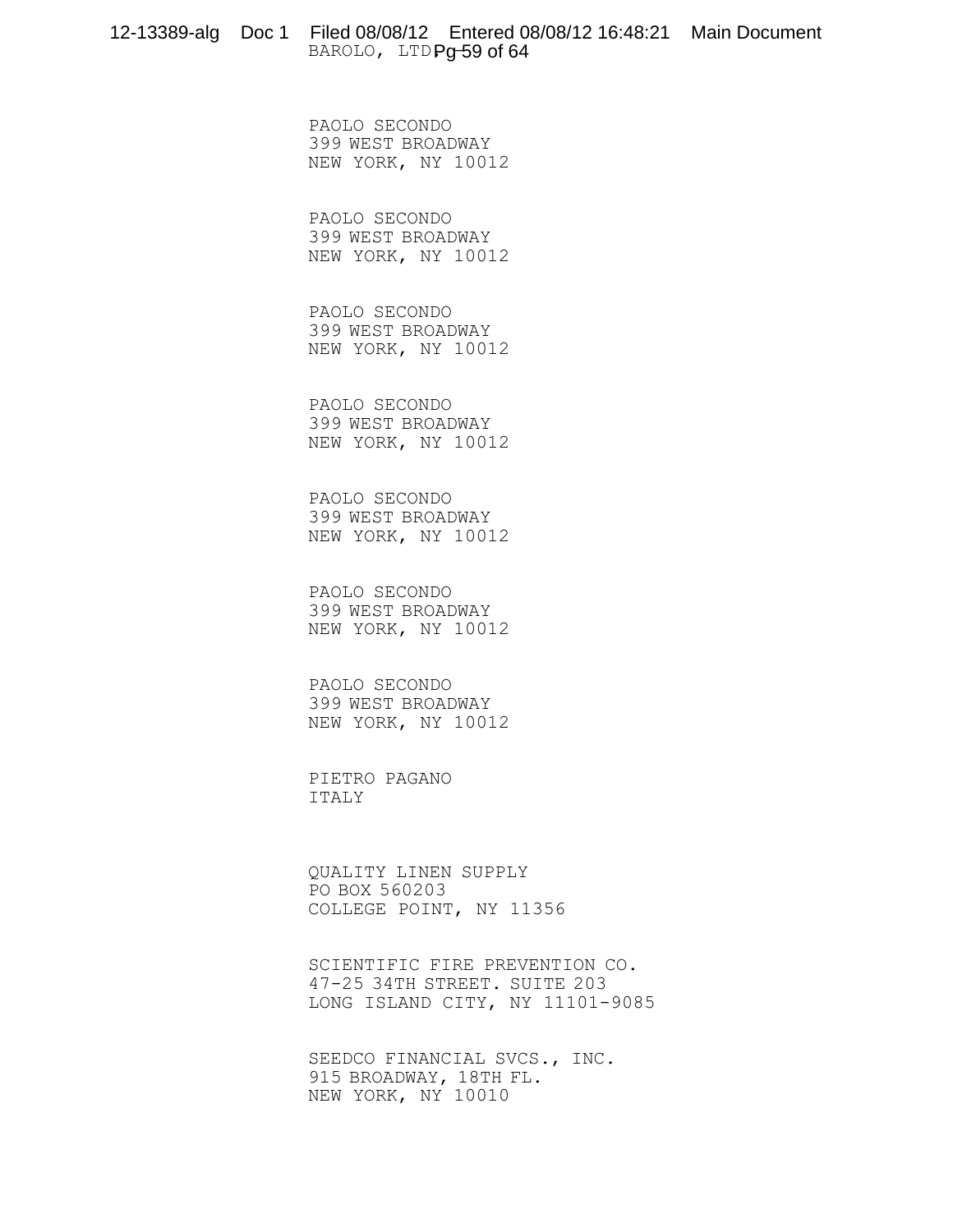PAOLO SECONDO
399 WEST BROADWAY
NEW YORK, NY 10012

PAOLO SECONDO
399 WEST BROADWAY
NEW YORK, NY 10012

PAOLO SECONDO
399 WEST BROADWAY
NEW YORK, NY 10012

PAOLO SECONDO
399 WEST BROADWAY
NEW YORK, NY 10012

PAOLO SECONDO
399 WEST BROADWAY
NEW YORK, NY 10012

PAOLO SECONDO
399 WEST BROADWAY
NEW YORK, NY 10012

PAOLO SECONDO
399 WEST BROADWAY
NEW YORK, NY 10012

PIETRO PAGANO
ITALY

QUALITY LINEN SUPPLY
PO BOX 560203
COLLEGE POINT, NY 11356

SCIENTIFIC FIRE PREVENTION CO.
47-25 34TH STREET. SUITE 203
LONG ISLAND CITY, NY 11101-9085

SEEDCO FINANCIAL SVCS., INC.
915 BROADWAY, 18TH FL.
NEW YORK, NY 10010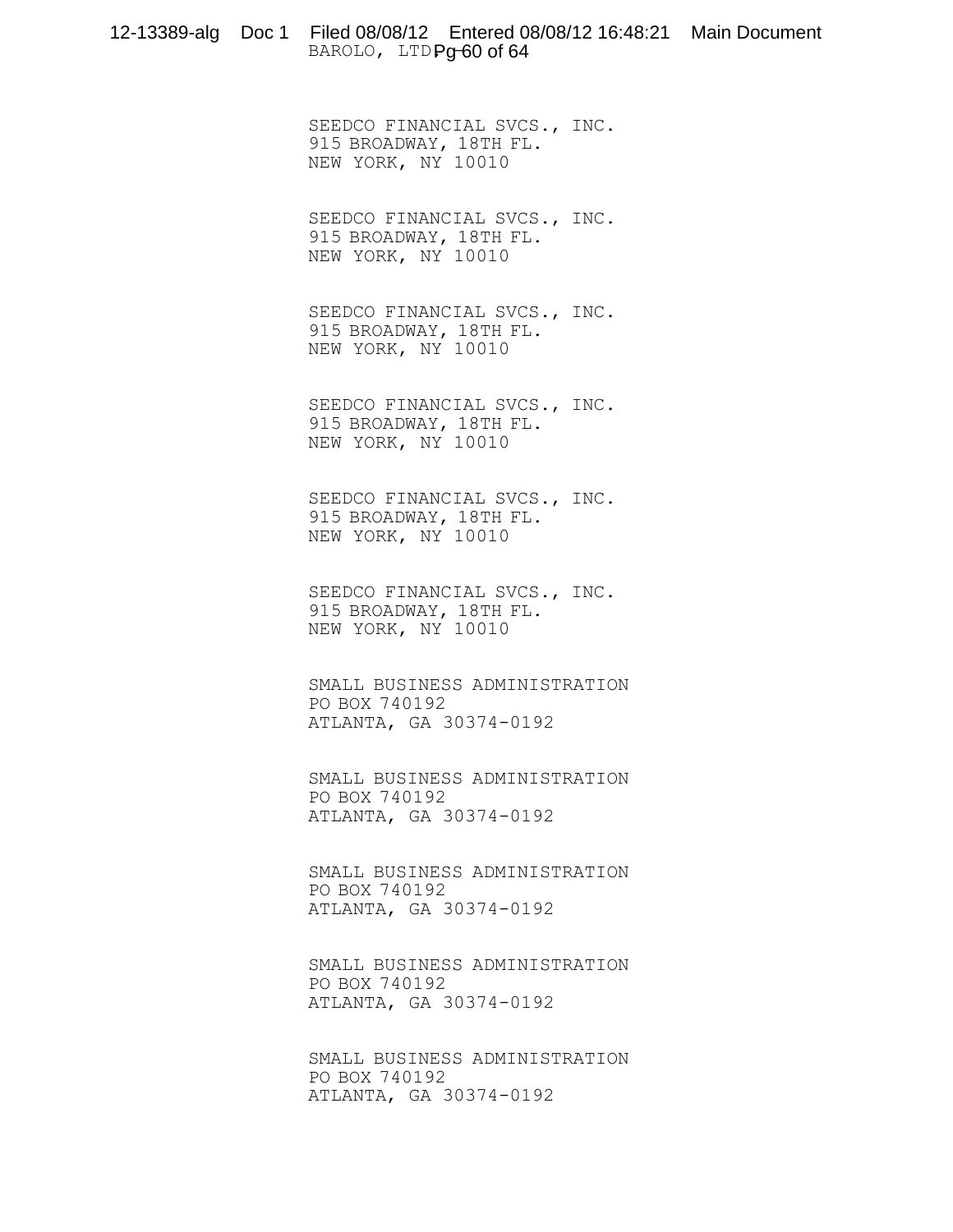SEEDCO FINANCIAL SVCS., INC.
915 BROADWAY, 18TH FL.
NEW YORK, NY 10010

SEEDCO FINANCIAL SVCS., INC.
915 BROADWAY, 18TH FL.
NEW YORK, NY 10010

SEEDCO FINANCIAL SVCS., INC.
915 BROADWAY, 18TH FL.
NEW YORK, NY 10010

SEEDCO FINANCIAL SVCS., INC.
915 BROADWAY, 18TH FL.
NEW YORK, NY 10010

SEEDCO FINANCIAL SVCS., INC.
915 BROADWAY, 18TH FL.
NEW YORK, NY 10010

SEEDCO FINANCIAL SVCS., INC.
915 BROADWAY, 18TH FL.
NEW YORK, NY 10010

SMALL BUSINESS ADMINISTRATION
PO BOX 740192
ATLANTA, GA 30374-0192

SMALL BUSINESS ADMINISTRATION
PO BOX 740192
ATLANTA, GA 30374-0192

SMALL BUSINESS ADMINISTRATION
PO BOX 740192
ATLANTA, GA 30374-0192

SMALL BUSINESS ADMINISTRATION
PO BOX 740192
ATLANTA, GA 30374-0192

SMALL BUSINESS ADMINISTRATION
PO BOX 740192
ATLANTA, GA 30374-0192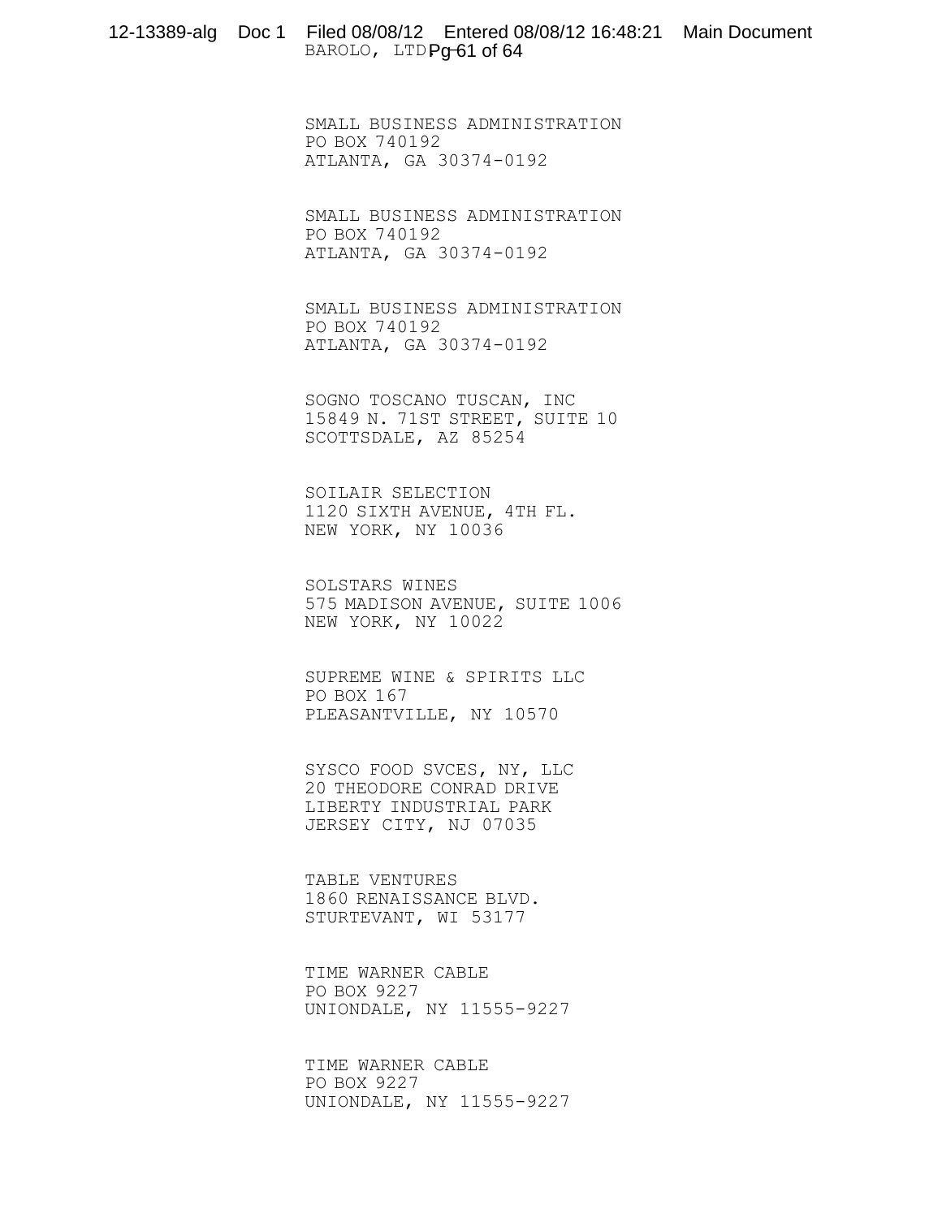SMALL BUSINESS ADMINISTRATION
PO BOX 740192
ATLANTA, GA 30374-0192

SMALL BUSINESS ADMINISTRATION
PO BOX 740192
ATLANTA, GA 30374-0192

SMALL BUSINESS ADMINISTRATION
PO BOX 740192
ATLANTA, GA 30374-0192

SOGNO TOSCANO TUSCAN, INC
15849 N. 71ST STREET, SUITE 10
SCOTTSDALE, AZ 85254

SOILAIR SELECTION
1120 SIXTH AVENUE, 4TH FL.
NEW YORK, NY 10036

SOLSTARS WINES
575 MADISON AVENUE, SUITE 1006
NEW YORK, NY 10022

SUPREME WINE & SPIRITS LLC
PO BOX 167
PLEASANTVILLE, NY 10570

SYSCO FOOD SVCES, NY, LLC
20 THEODORE CONRAD DRIVE
LIBERTY INDUSTRIAL PARK
JERSEY CITY, NJ 07035

TABLE VENTURES
1860 RENAISSANCE BLVD.
STURTEVANT, WI 53177

TIME WARNER CABLE
PO BOX 9227
UNIONDALE, NY 11555-9227

TIME WARNER CABLE
PO BOX 9227
UNIONDALE, NY 11555-9227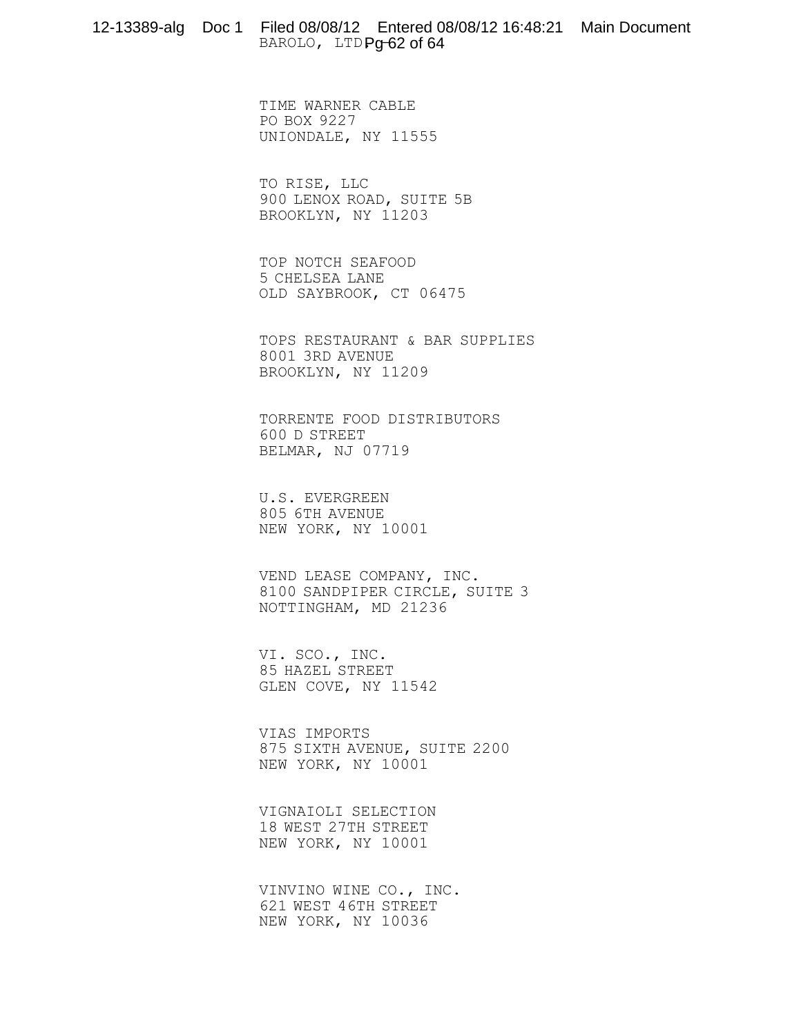TIME WARNER CABLE
PO BOX 9227
UNIONDALE, NY 11555

TO RISE, LLC
900 LENOX ROAD, SUITE 5B
BROOKLYN, NY 11203

TOP NOTCH SEAFOOD
5 CHELSEA LANE
OLD SAYBROOK, CT 06475

TOPS RESTAURANT & BAR SUPPLIES
8001 3RD AVENUE
BROOKLYN, NY 11209

TORRENTE FOOD DISTRIBUTORS
600 D STREET
BELMAR, NJ 07719

U.S. EVERGREEN
805 6TH AVENUE
NEW YORK, NY 10001

VEND LEASE COMPANY, INC.
8100 SANDPIPER CIRCLE, SUITE 3
NOTTINGHAM, MD 21236

VI. SCO., INC.
85 HAZEL STREET
GLEN COVE, NY 11542

VIAS IMPORTS
875 SIXTH AVENUE, SUITE 2200
NEW YORK, NY 10001

VIGNAIOLI SELECTION
18 WEST 27TH STREET
NEW YORK, NY 10001

VINVINO WINE CO., INC.
621 WEST 46TH STREET
NEW YORK, NY 10036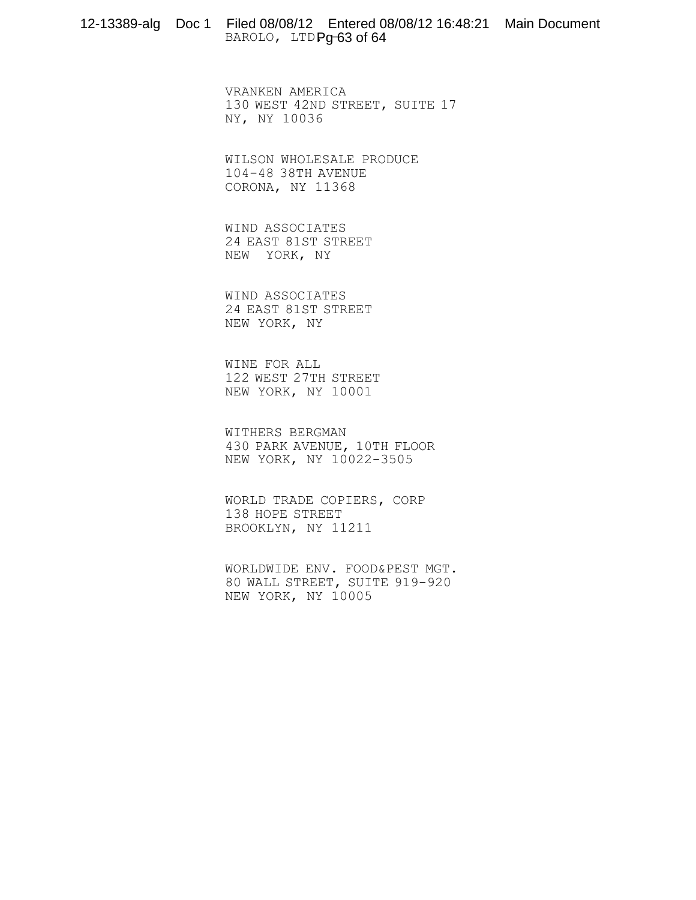VRANKEN AMERICA
130 WEST 42ND STREET, SUITE 17
NY, NY 10036

WILSON WHOLESALE PRODUCE
104-48 38TH AVENUE
CORONA, NY 11368

WIND ASSOCIATES
24 EAST 81ST STREET
NEW  YORK, NY

WIND ASSOCIATES
24 EAST 81ST STREET
NEW YORK, NY

WINE FOR ALL
122 WEST 27TH STREET
NEW YORK, NY 10001

WITHERS BERGMAN
430 PARK AVENUE, 10TH FLOOR
NEW YORK, NY 10022-3505

WORLD TRADE COPIERS, CORP
138 HOPE STREET
BROOKLYN, NY 11211

WORLDWIDE ENV. FOOD&PEST MGT.
80 WALL STREET, SUITE 919-920
NEW YORK, NY 10005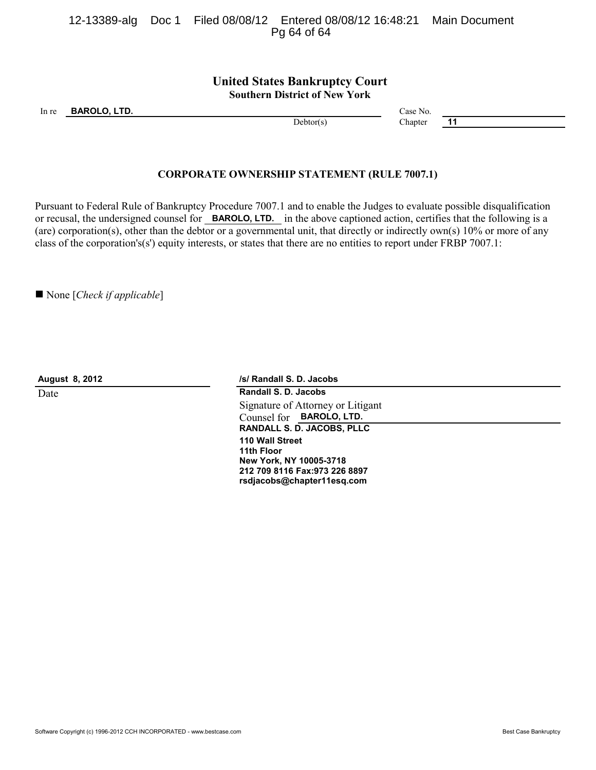# United States Bankruptcy Court
## Southern District of New York

In re **BAROLO, LTD.**

Debtor(s)

Case No.

Chapter **11**

### CORPORATE OWNERSHIP STATEMENT (RULE 7007.1)

Pursuant to Federal Rule of Bankruptcy Procedure 7007.1 and to enable the Judges to evaluate possible disqualification or recusal, the undersigned counsel for **BAROLO, LTD.** in the above captioned action, certifies that the following is a (are) corporation(s), other than the debtor or a governmental unit, that directly or indirectly own(s) 10% or more of any class of the corporation's(s') equity interests, or states that there are no entities to report under FRBP 7007.1:

■ None [*Check if applicable*]

**August 8, 2012**
Date

**/s/ Randall S. D. Jacobs**
**Randall S. D. Jacobs**
Signature of Attorney or Litigant
Counsel for **BAROLO, LTD.**
**RANDALL S. D. JACOBS, PLLC**
**110 Wall Street**
**11th Floor**
**New York, NY 10005-3718**
**212 709 8116 Fax:973 226 8897**
**rsdjacobs@chapter11esq.com**

Software Copyright (c) 1996-2012 CCH INCORPORATED - www.bestcase.com

Best Case Bankruptcy